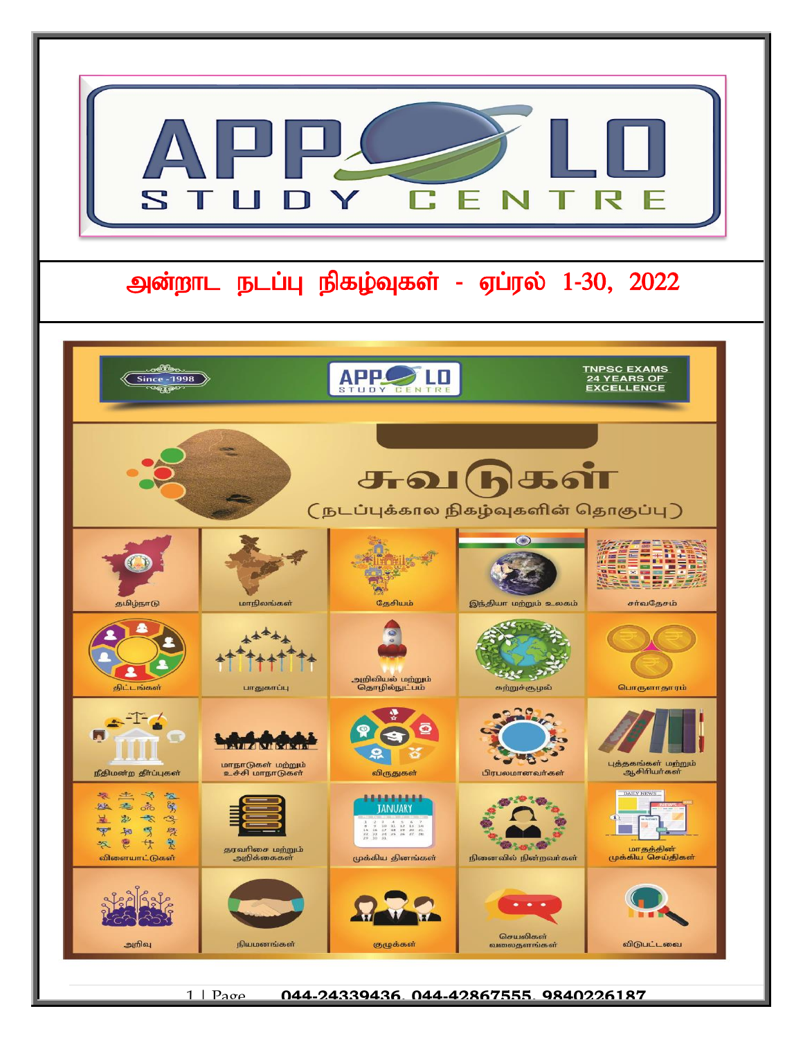# APPOLO STUDY CENTRE

## அன்றாட நடப்பு நிகழ்வுகள் - ஏப்ரல் 1-30, 2022

Since - 1998

APPOLO STUDY CENTRE

TNPSC EXAMS 24 YEARS OF EXCELLENCE

# சுவடுகள்

(நடப்புக்கால நிகழ்வுகளின் தொகுப்பு)

| | | | | |
|---|---|---|---|---|
| தமிழ்நாடு | மாநிலங்கள் | தேசியம் | இந்தியா மற்றும் உலகம் | சர்வதேசம் |
| திட்டங்கள் | பாதுகாப்பு | அறிவியல் மற்றும் தொழில்நுட்பம் | சுற்றுச்சூழல் | பொருளாதாரம் |
| நீதிமன்ற தீர்ப்புகள் | மாநாடுகள் மற்றும் உச்சி மாநாடுகள் | விருதுகள் | பிரபலமானவர்கள் | புத்தகங்கள் மற்றும் ஆசிரியர்கள் |
| விளையாட்டுகள் | தரவரிசை மற்றும் அறிக்கைகள் | முக்கிய தினங்கள் | நினைவில் நின்றவர்கள் | மாதத்தின் முக்கிய செய்திகள் |
| அறிவு | நியமனங்கள் | குழுக்கள் | செயலிகள் வலைதளங்கள் | விடுபட்டவை |

044-24339436, 044-42867555, 9840226187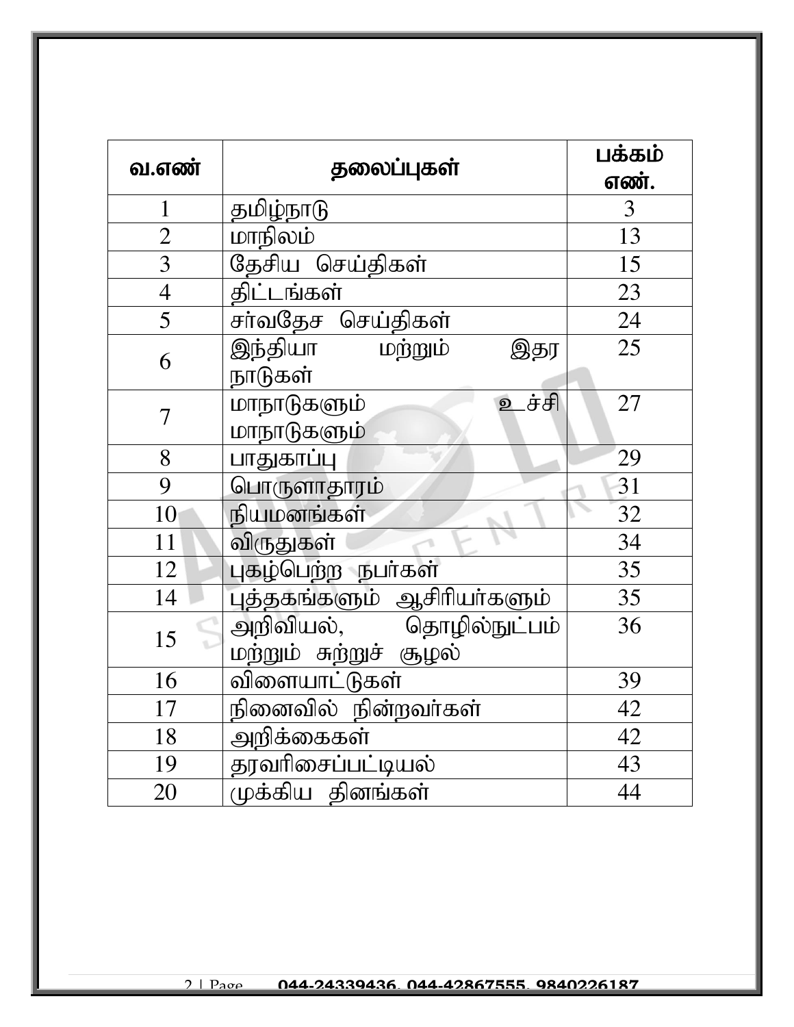| வ.எண் | தலைப்புகள் | பக்கம் எண். |
| --- | --- | --- |
| 1 | தமிழ்நாடு | 3 |
| 2 | மாநிலம் | 13 |
| 3 | தேசிய செய்திகள் | 15 |
| 4 | திட்டங்கள் | 23 |
| 5 | சர்வதேச செய்திகள் | 24 |
| 6 | இந்தியா மற்றும் இதர நாடுகள் | 25 |
| 7 | மாநாடுகளும் உச்சி மாநாடுகளும் | 27 |
| 8 | பாதுகாப்பு | 29 |
| 9 | பொருளாதாரம் | 31 |
| 10 | நியமனங்கள் | 32 |
| 11 | விருதுகள் | 34 |
| 12 | புகழ்பெற்ற நபர்கள் | 35 |
| 14 | புத்தகங்களும் ஆசிரியர்களும் | 35 |
| 15 | அறிவியல், தொழில்நுட்பம் மற்றும் சுற்றுச் சூழல் | 36 |
| 16 | விளையாட்டுகள் | 39 |
| 17 | நினைவில் நின்றவர்கள் | 42 |
| 18 | அறிக்கைகள் | 42 |
| 19 | தரவரிசைப்பட்டியல் | 43 |
| 20 | முக்கிய தினங்கள் | 44 |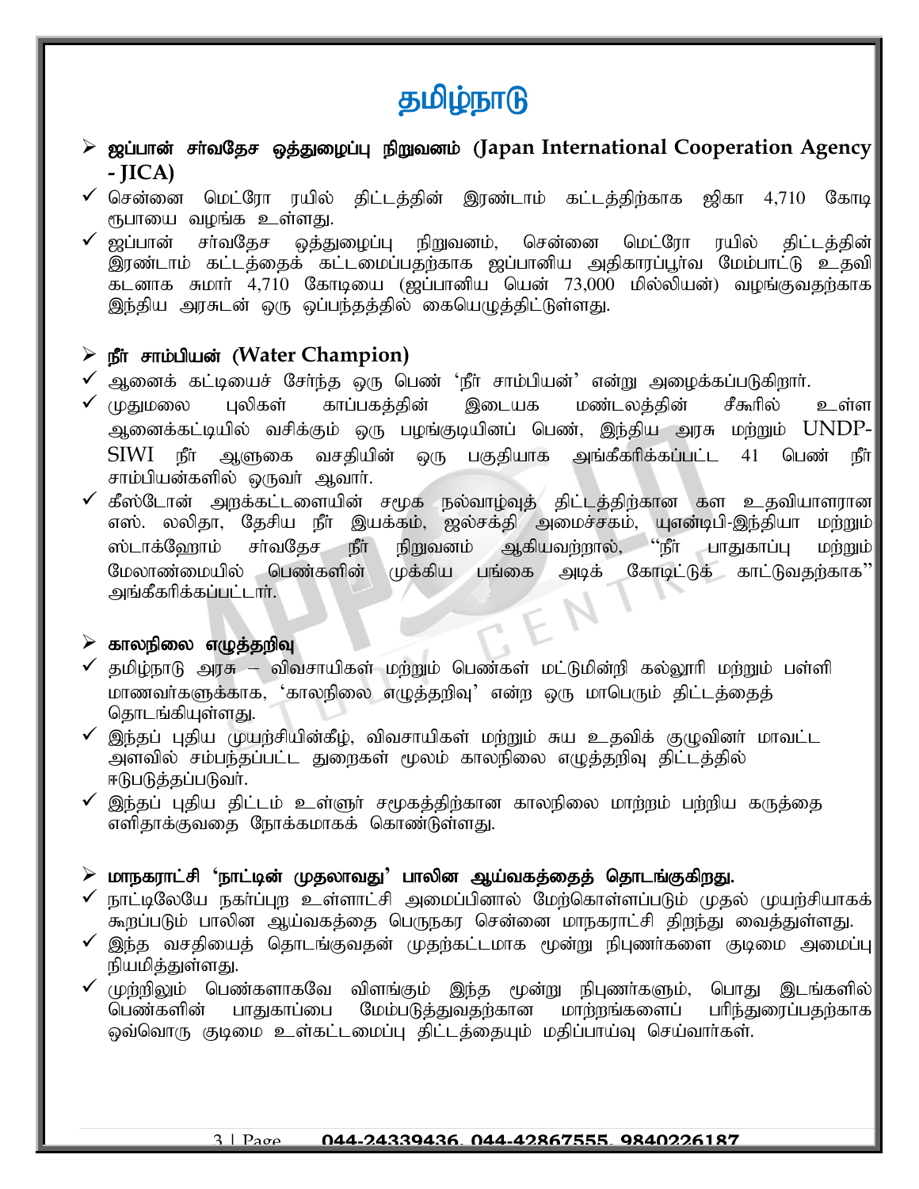# தமிழ்நாடு

## ➢ ஜப்பான் சர்வதேச ஒத்துழைப்பு நிறுவனம் (Japan International Cooperation Agency - JICA)

- ✓ சென்னை மெட்ரோ ரயில் திட்டத்தின் இரண்டாம் கட்டத்திற்காக ஜிகா 4,710 கோடி ரூபாயை வழங்க உள்ளது.
- ✓ ஜப்பான் சர்வதேச ஒத்துழைப்பு நிறுவனம், சென்னை மெட்ரோ ரயில் திட்டத்தின் இரண்டாம் கட்டத்தைக் கட்டமைப்பதற்காக ஜப்பானிய அதிகாரப்பூர்வ மேம்பாட்டு உதவி கடனாக சுமார் 4,710 கோடியை (ஜப்பானிய யென் 73,000 மில்லியன்) வழங்குவதற்காக இந்திய அரசுடன் ஒரு ஒப்பந்தத்தில் கையெழுத்திட்டுள்ளது.

## ➢ நீர் சாம்பியன் (Water Champion)

- ✓ ஆனைக் கட்டியைச் சேர்ந்த ஒரு பெண் 'நீர் சாம்பியன்' என்று அழைக்கப்படுகிறார்.
- ✓ முதுமலை புலிகள் காப்பகத்தின் இடையக மண்டலத்தின் சீகூரில் உள்ள ஆனைக்கட்டியில் வசிக்கும் ஒரு பழங்குடியினப் பெண், இந்திய அரசு மற்றும் UNDP-SIWI நீர் ஆளுகை வசதியின் ஒரு பகுதியாக அங்கீகரிக்கப்பட்ட 41 பெண் நீர் சாம்பியன்களில் ஒருவர் ஆவார்.
- ✓ கீஸ்டோன் அறக்கட்டளையின் சமூக நல்வாழ்வுத் திட்டத்திற்கான கள உதவியாளரான எஸ். லலிதா, தேசிய நீர் இயக்கம், ஜல்சக்தி அமைச்சகம், யுஎன்டிபி-இந்தியா மற்றும் ஸ்டாக்ஹோம் சர்வதேச நீர் நிறுவனம் ஆகியவற்றால், "நீர் பாதுகாப்பு மற்றும் மேலாண்மையில் பெண்களின் முக்கிய பங்கை அடிக் கோடிட்டுக் காட்டுவதற்காக" அங்கீகரிக்கப்பட்டார்.

## ➢ காலநிலை எழுத்தறிவு

- ✓ தமிழ்நாடு அரசு – விவசாயிகள் மற்றும் பெண்கள் மட்டுமின்றி கல்லூரி மற்றும் பள்ளி மாணவர்களுக்காக, 'காலநிலை எழுத்தறிவு' என்ற ஒரு மாபெரும் திட்டத்தைத் தொடங்கியுள்ளது.
- ✓ இந்தப் புதிய முயற்சியின்கீழ், விவசாயிகள் மற்றும் சுய உதவிக் குழுவினர் மாவட்ட அளவில் சம்பந்தப்பட்ட துறைகள் மூலம் காலநிலை எழுத்தறிவு திட்டத்தில் ஈடுபடுத்தப்படுவர்.
- ✓ இந்தப் புதிய திட்டம் உள்ளூர் சமூகத்திற்கான காலநிலை மாற்றம் பற்றிய கருத்தை எளிதாக்குவதை நோக்கமாகக் கொண்டுள்ளது.

## ➢ மாநகராட்சி 'நாட்டின் முதலாவது' பாலின ஆய்வகத்தைத் தொடங்குகிறது.

- ✓ நாட்டிலேயே நகர்ப்புற உள்ளாட்சி அமைப்பினால் மேற்கொள்ளப்படும் முதல் முயற்சியாகக் கூறப்படும் பாலின ஆய்வகத்தை பெருநகர சென்னை மாநகராட்சி திறந்து வைத்துள்ளது.
- ✓ இந்த வசதியைத் தொடங்குவதன் முதற்கட்டமாக மூன்று நிபுணர்களை குடிமை அமைப்பு நியமித்துள்ளது.
- ✓ முற்றிலும் பெண்களாகவே விளங்கும் இந்த மூன்று நிபுணர்களும், பொது இடங்களில் பெண்களின் பாதுகாப்பை மேம்படுத்துவதற்கான மாற்றங்களைப் பரிந்துரைப்பதற்காக ஒவ்வொரு குடிமை உள்கட்டமைப்பு திட்டத்தையும் மதிப்பாய்வு செய்வார்கள்.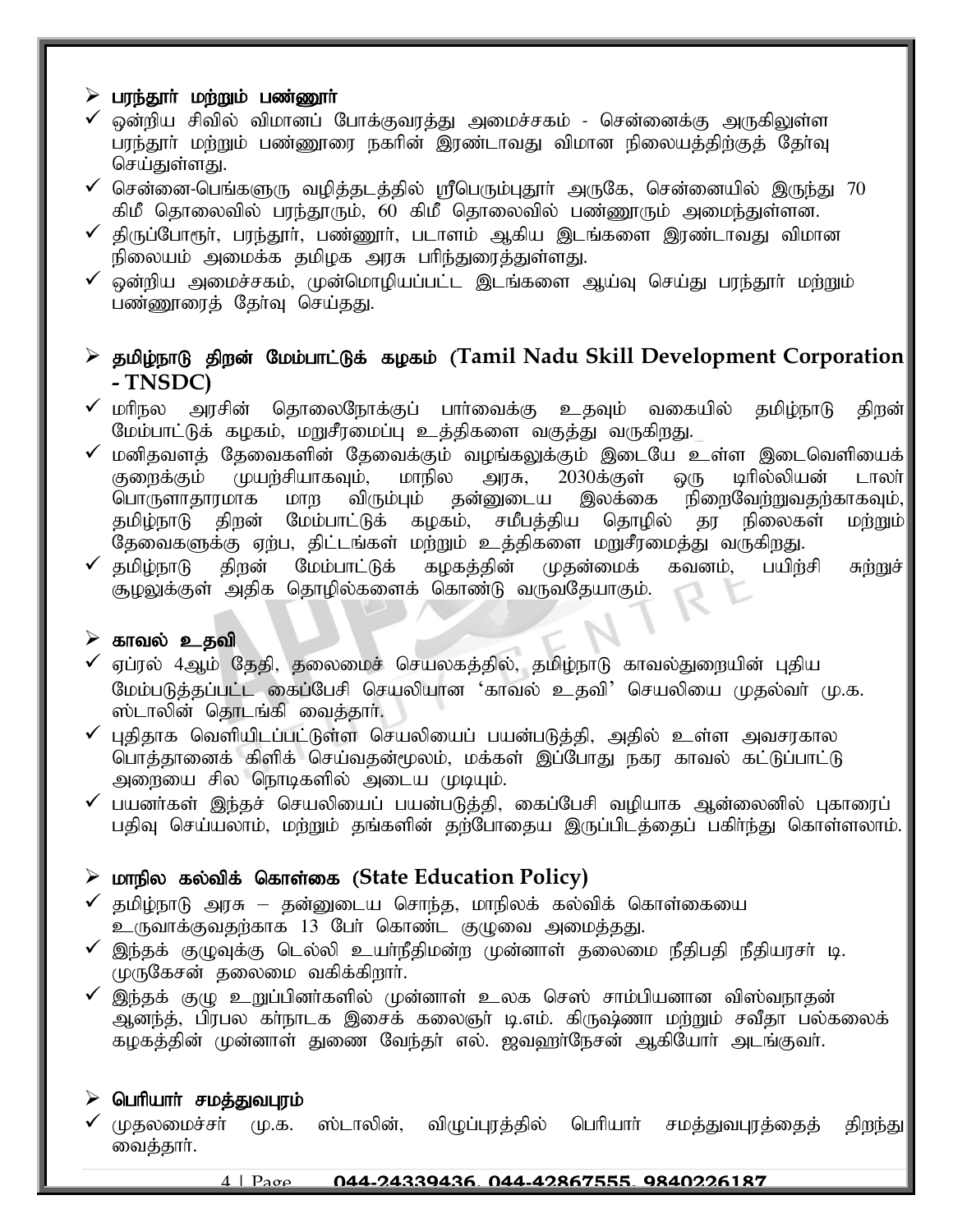### ➢ பரந்தூர் மற்றும் பண்ணூர்

- ✓ ஒன்றிய சிவில் விமானப் போக்குவரத்து அமைச்சகம் - சென்னைக்கு அருகிலுள்ள பரந்தூர் மற்றும் பண்ணூரை நகரின் இரண்டாவது விமான நிலையத்திற்குத் தேர்வு செய்துள்ளது.
- ✓ சென்னை-பெங்களூரு வழித்தடத்தில் ஸ்ரீபெரும்புதூர் அருகே, சென்னையில் இருந்து 70 கிமீ தொலைவில் பரந்தூரும், 60 கிமீ தொலைவில் பண்ணூரும் அமைந்துள்ளன.
- ✓ திருப்போரூர், பரந்தூர், பண்ணூர், படாளம் ஆகிய இடங்களை இரண்டாவது விமான நிலையம் அமைக்க தமிழக அரசு பரிந்துரைத்துள்ளது.
- ✓ ஒன்றிய அமைச்சகம், முன்மொழியப்பட்ட இடங்களை ஆய்வு செய்து பரந்தூர் மற்றும் பண்ணூரைத் தேர்வு செய்தது.

### ➢ தமிழ்நாடு திறன் மேம்பாட்டுக் கழகம் (Tamil Nadu Skill Development Corporation - TNSDC)

- ✓ மாநில அரசின் தொலைநோக்குப் பார்வைக்கு உதவும் வகையில் தமிழ்நாடு திறன் மேம்பாட்டுக் கழகம், மறுசீரமைப்பு உத்திகளை வகுத்து வருகிறது.
- ✓ மனிதவளத் தேவைகளின் தேவைக்கும் வழங்கலுக்கும் இடையே உள்ள இடைவெளியைக் குறைக்கும் முயற்சியாகவும், மாநில அரசு, 2030க்குள் ஒரு டிரில்லியன் டாலர் பொருளாதாரமாக மாற விரும்பும் தன்னுடைய இலக்கை நிறைவேற்றுவதற்காகவும், தமிழ்நாடு திறன் மேம்பாட்டுக் கழகம், சமீபத்திய தொழில் தர நிலைகள் மற்றும் தேவைகளுக்கு ஏற்ப, திட்டங்கள் மற்றும் உத்திகளை மறுசீரமைத்து வருகிறது.
- ✓ தமிழ்நாடு திறன் மேம்பாட்டுக் கழகத்தின் முதன்மைக் கவனம், பயிற்சி சுற்றுச் சூழலுக்குள் அதிக தொழில்களைக் கொண்டு வருவதேயாகும்.

### ➢ காவல் உதவி

- ✓ ஏப்ரல் 4ஆம் தேதி, தலைமைச் செயலகத்தில், தமிழ்நாடு காவல்துறையின் புதிய மேம்படுத்தப்பட்ட கைப்பேசி செயலியான 'காவல் உதவி' செயலியை முதல்வர் மு.க. ஸ்டாலின் தொடங்கி வைத்தார்.
- ✓ புதிதாக வெளியிடப்பட்டுள்ள செயலியைப் பயன்படுத்தி, அதில் உள்ள அவசரகால பொத்தானைக் கிளிக் செய்வதன்மூலம், மக்கள் இப்போது நகர காவல் கட்டுப்பாட்டு அறையை சில நொடிகளில் அடைய முடியும்.
- ✓ பயனர்கள் இந்தச் செயலியைப் பயன்படுத்தி, கைப்பேசி வழியாக ஆன்லைனில் புகாரைப் பதிவு செய்யலாம், மற்றும் தங்களின் தற்போதைய இருப்பிடத்தைப் பகிர்ந்து கொள்ளலாம்.

### ➢ மாநில கல்விக் கொள்கை (State Education Policy)

- ✓ தமிழ்நாடு அரசு – தன்னுடைய சொந்த, மாநிலக் கல்விக் கொள்கையை உருவாக்குவதற்காக 13 பேர் கொண்ட குழுவை அமைத்தது.
- ✓ இந்தக் குழுவுக்கு டெல்லி உயர்நீதிமன்ற முன்னாள் தலைமை நீதிபதி நீதியரசர் டி. முருகேசன் தலைமை வகிக்கிறார்.
- ✓ இந்தக் குழு உறுப்பினர்களில் முன்னாள் உலக செஸ் சாம்பியனான விஸ்வநாதன் ஆனந்த், பிரபல கர்நாடக இசைக் கலைஞர் டி.எம். கிருஷ்ணா மற்றும் சவீதா பல்கலைக் கழகத்தின் முன்னாள் துணை வேந்தர் எல். ஜவஹர்நேசன் ஆகியோர் அடங்குவர்.

### ➢ பெரியார் சமத்துவபுரம்

- ✓ முதலமைச்சர் மு.க. ஸ்டாலின், விழுப்புரத்தில் பெரியார் சமத்துவபுரத்தைத் திறந்து வைத்தார்.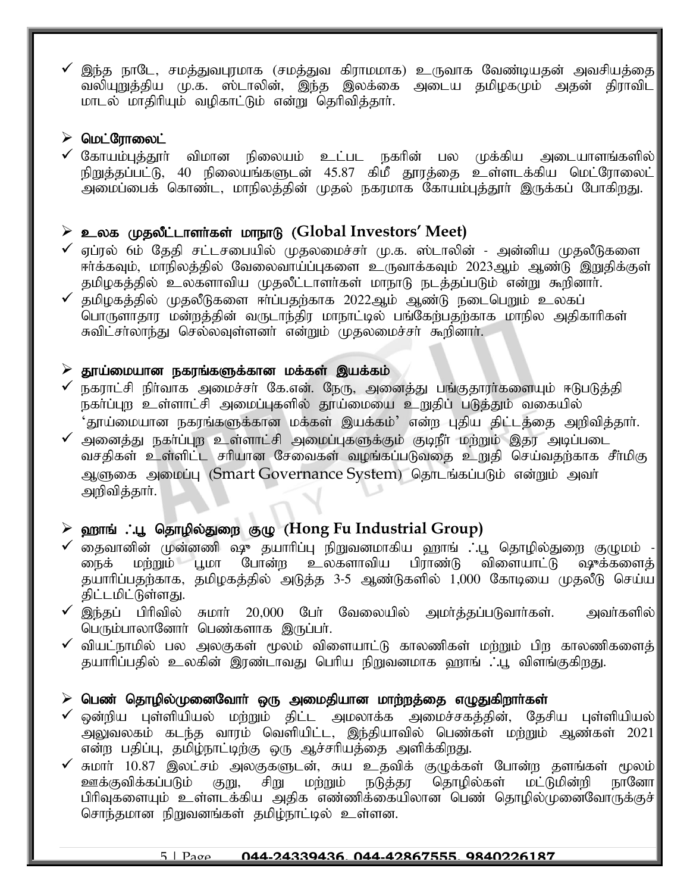- ✓ இந்த நாடே, சமத்துவபுரமாக (சமத்துவ கிராமமாக) உருவாக வேண்டியதன் அவசியத்தை வலியுறுத்திய மு.க. ஸ்டாலின், இந்த இலக்கை அடைய தமிழகமும் அதன் திராவிட மாடல் மாதிரியும் வழிகாட்டும் என்று தெரிவித்தார்.

### ➢ மெட்ரோலைட்

- ✓ கோயம்புத்தூர் விமான நிலையம் உட்பட நகரின் பல முக்கிய அடையாளங்களில் நிறுத்தப்பட்டு, 40 நிலையங்களுடன் 45.87 கிமீ தூரத்தை உள்ளடக்கிய மெட்ரோலைட் அமைப்பைக் கொண்ட, மாநிலத்தின் முதல் நகரமாக கோயம்புத்தூர் இருக்கப் போகிறது.

### ➢ உலக முதலீட்டாளர்கள் மாநாடு (Global Investors' Meet)

- ✓ ஏப்ரல் 6ம் தேதி சட்டசபையில் முதலமைச்சர் மு.க. ஸ்டாலின் - அன்னிய முதலீடுகளை ஈர்க்கவும், மாநிலத்தில் வேலைவாய்ப்புகளை உருவாக்கவும் 2023ஆம் ஆண்டு இறுதிக்குள் தமிழகத்தில் உலகளாவிய முதலீட்டாளர்கள் மாநாடு நடத்தப்படும் என்று கூறினார்.
- ✓ தமிழகத்தில் முதலீடுகளை ஈர்ப்பதற்காக 2022ஆம் ஆண்டு நடைபெறும் உலகப் பொருளாதார மன்றத்தின் வருடாந்திர மாநாட்டில் பங்கேற்பதற்காக மாநில அதிகாரிகள் சுவிட்சர்லாந்து செல்லவுள்ளனர் என்றும் முதலமைச்சர் கூறினார்.

### ➢ தூய்மையான நகரங்களுக்கான மக்கள் இயக்கம்

- ✓ நகராட்சி நிர்வாக அமைச்சர் கே.என். நேரு, அனைத்து பங்குதாரர்களையும் ஈடுபடுத்தி நகர்ப்புற உள்ளாட்சி அமைப்புகளில் தூய்மையை உறுதிப் படுத்தும் வகையில் 'தூய்மையான நகரங்களுக்கான மக்கள் இயக்கம்' என்ற புதிய திட்டத்தை அறிவித்தார்.
- ✓ அனைத்து நகர்ப்புற உள்ளாட்சி அமைப்புகளுக்கும் குடிநீர் மற்றும் இதர அடிப்படை வசதிகள் உள்ளிட்ட சரியான சேவைகள் வழங்கப்படுவதை உறுதி செய்வதற்காக சீர்மிகு ஆளுகை அமைப்பு (Smart Governance System) தொடங்கப்படும் என்றும் அவர் அறிவித்தார்.

### ➢ ஹாங் ஃபூ தொழில்துறை குழு (Hong Fu Industrial Group)

- ✓ தைவானின் முன்னணி ஷூ தயாரிப்பு நிறுவனமாகிய ஹாங் ஃபூ தொழில்துறை குழுமம் - நைக் மற்றும் பூமா போன்ற உலகளாவிய பிராண்டு விளையாட்டு ஷூக்களைத் தயாரிப்பதற்காக, தமிழகத்தில் அடுத்த 3-5 ஆண்டுகளில் 1,000 கோடியை முதலீடு செய்ய திட்டமிட்டுள்ளது.
- ✓ இந்தப் பிரிவில் சுமார் 20,000 பேர் வேலையில் அமர்த்தப்படுவார்கள். அவர்களில் பெரும்பாலானோர் பெண்களாக இருப்பர்.
- ✓ வியட்நாமில் பல அலகுகள் மூலம் விளையாட்டு காலணிகள் மற்றும் பிற காலணிகளைத் தயாரிப்பதில் உலகின் இரண்டாவது பெரிய நிறுவனமாக ஹாங் ஃபூ விளங்குகிறது.

### ➢ பெண் தொழில்முனைவோர் ஒரு அமைதியான மாற்றத்தை எழுதுகிறார்கள்

- ✓ ஒன்றிய புள்ளியியல் மற்றும் திட்ட அமலாக்க அமைச்சகத்தின், தேசிய புள்ளியியல் அலுவலகம் கடந்த வாரம் வெளியிட்ட, இந்தியாவில் பெண்கள் மற்றும் ஆண்கள் 2021 என்ற பதிப்பு, தமிழ்நாட்டிற்கு ஒரு ஆச்சரியத்தை அளிக்கிறது.
- ✓ சுமார் 10.87 இலட்சம் அலகுகளுடன், சுய உதவிக் குழுக்கள் போன்ற தளங்கள் மூலம் ஊக்குவிக்கப்படும் குறு, சிறு மற்றும் நடுத்தர தொழில்கள் மட்டுமின்றி நானோ பிரிவுகளையும் உள்ளடக்கிய அதிக எண்ணிக்கையிலான பெண் தொழில்முனைவோருக்குச் சொந்தமான நிறுவனங்கள் தமிழ்நாட்டில் உள்ளன.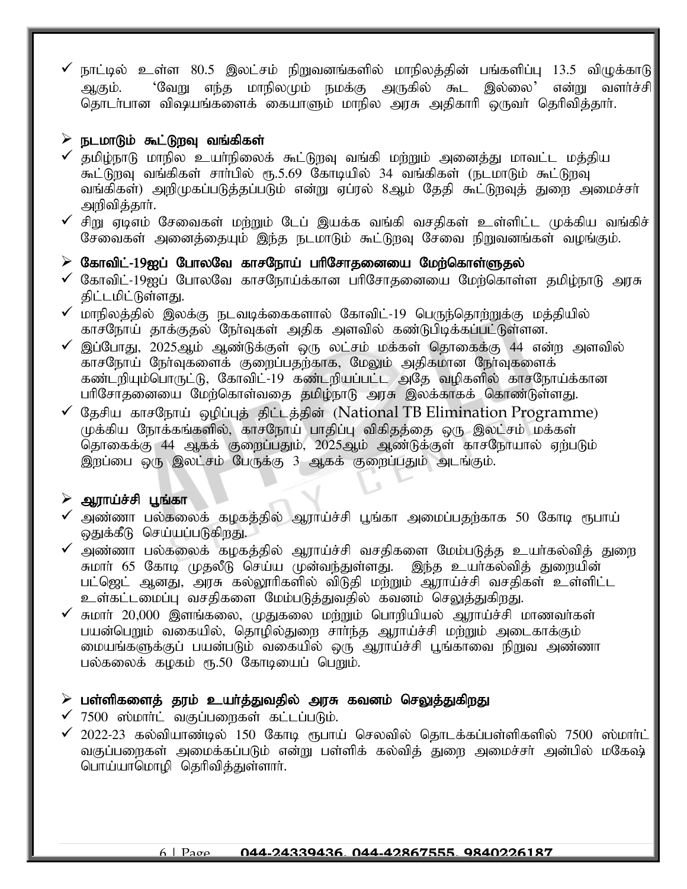- நாட்டில் உள்ள 80.5 இலட்சம் நிறுவனங்களில் மாநிலத்தின் பங்களிப்பு 13.5 விழுக்காடு ஆகும். 'வேறு எந்த மாநிலமும் நமக்கு அருகில் கூட இல்லை' என்று வளர்ச்சி தொடர்பான விஷயங்களைக் கையாளும் மாநில அரசு அதிகாரி ஒருவர் தெரிவித்தார்.

## நடமாடும் கூட்டுறவு வங்கிகள்

- தமிழ்நாடு மாநில உயர்நிலைக் கூட்டுறவு வங்கி மற்றும் அனைத்து மாவட்ட மத்திய கூட்டுறவு வங்கிகள் சார்பில் ரூ.5.69 கோடியில் 34 வங்கிகள் (நடமாடும் கூட்டுறவு வங்கிகள்) அறிமுகப்படுத்தப்படும் என்று ஏப்ரல் 8ஆம் தேதி கூட்டுறவுத் துறை அமைச்சர் அறிவித்தார்.
- சிறு ஏடிஎம் சேவைகள் மற்றும் டேப் இயக்க வங்கி வசதிகள் உள்ளிட்ட முக்கிய வங்கிச் சேவைகள் அனைத்தையும் இந்த நடமாடும் கூட்டுறவு சேவை நிறுவனங்கள் வழங்கும்.

## கோவிட்-19ஐப் போலவே காசநோய் பரிசோதனையை மேற்கொள்ளுதல்

- கோவிட்-19ஐப் போலவே காசநோய்க்கான பரிசோதனையை மேற்கொள்ள தமிழ்நாடு அரசு திட்டமிட்டுள்ளது.
- மாநிலத்தில் இலக்கு நடவடிக்கைகளால் கோவிட்-19 பெருந்தொற்றுக்கு மத்தியில் காசநோய் தாக்குதல் நேர்வுகள் அதிக அளவில் கண்டுபிடிக்கப்பட்டுள்ளன.
- இப்போது, 2025ஆம் ஆண்டுக்குள் ஒரு லட்சம் மக்கள் தொகைக்கு 44 என்ற அளவில் காசநோய் நேர்வுகளைக் குறைப்பதற்காக, மேலும் அதிகமான நேர்வுகளைக் கண்டறியும்பொருட்டு, கோவிட்-19 கண்டறியப்பட்ட அதே வழிகளில் காசநோய்க்கான பரிசோதனையை மேற்கொள்வதை தமிழ்நாடு அரசு இலக்காகக் கொண்டுள்ளது.
- தேசிய காசநோய் ஒழிப்புத் திட்டத்தின் (National TB Elimination Programme) முக்கிய நோக்கங்களில், காசநோய் பாதிப்பு விகிதத்தை ஒரு இலட்சம் மக்கள் தொகைக்கு 44 ஆகக் குறைப்பதும், 2025ஆம் ஆண்டுக்குள் காசநோயால் ஏற்படும் இறப்பை ஒரு இலட்சம் பேருக்கு 3 ஆகக் குறைப்பதும் அடங்கும்.

## ஆராய்ச்சி பூங்கா

- அண்ணா பல்கலைக் கழகத்தில் ஆராய்ச்சி பூங்கா அமைப்பதற்காக 50 கோடி ரூபாய் ஒதுக்கீடு செய்யப்படுகிறது.
- அண்ணா பல்கலைக் கழகத்தில் ஆராய்ச்சி வசதிகளை மேம்படுத்த உயர்கல்வித் துறை சுமார் 65 கோடி முதலீடு செய்ய முன்வந்துள்ளது. இந்த உயர்கல்வித் துறையின் பட்ஜெட் ஆனது, அரசு கல்லூரிகளில் விடுதி மற்றும் ஆராய்ச்சி வசதிகள் உள்ளிட்ட உள்கட்டமைப்பு வசதிகளை மேம்படுத்துவதில் கவனம் செலுத்துகிறது.
- சுமார் 20,000 இளங்கலை, முதுகலை மற்றும் பொறியியல் ஆராய்ச்சி மாணவர்கள் பயன்பெறும் வகையில், தொழில்துறை சார்ந்த ஆராய்ச்சி மற்றும் அடைகாக்கும் மையங்களுக்குப் பயன்படும் வகையில் ஒரு ஆராய்ச்சி பூங்காவை நிறுவ அண்ணா பல்கலைக் கழகம் ரூ.50 கோடியைப் பெறும்.

## பள்ளிகளைத் தரம் உயர்த்துவதில் அரசு கவனம் செலுத்துகிறது

- 7500 ஸ்மார்ட் வகுப்பறைகள் கட்டப்படும்.
- 2022-23 கல்வியாண்டில் 150 கோடி ரூபாய் செலவில் தொடக்கப்பள்ளிகளில் 7500 ஸ்மார்ட் வகுப்பறைகள் அமைக்கப்படும் என்று பள்ளிக் கல்வித் துறை அமைச்சர் அன்பில் மகேஷ் பொய்யாமொழி தெரிவித்துள்ளார்.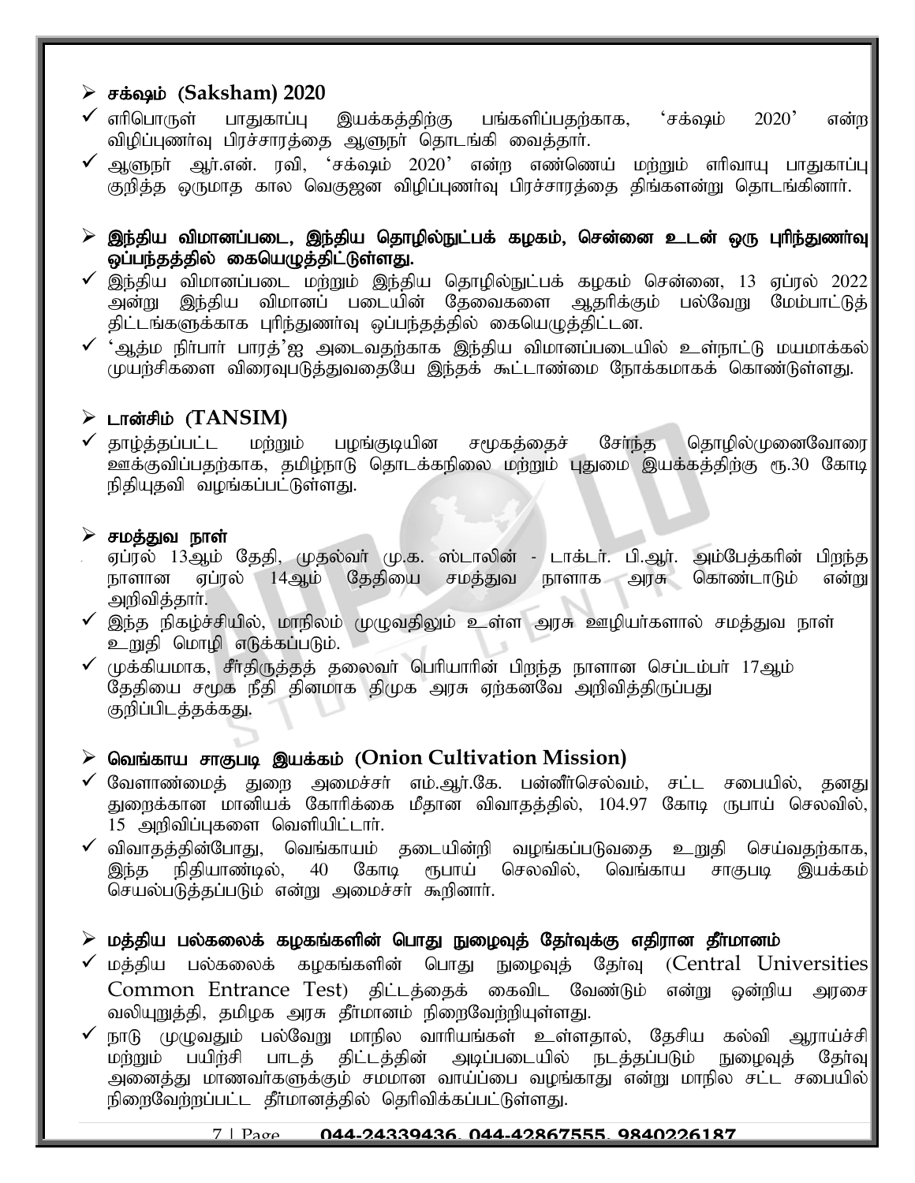- **சக்ஷம் (Saksham) 2020**
  - ✓ எரிபொருள் பாதுகாப்பு இயக்கத்திற்கு பங்களிப்பதற்காக, 'சக்ஷம் 2020' என்ற விழிப்புணர்வு பிரச்சாரத்தை ஆளுநர் தொடங்கி வைத்தார்.
  - ✓ ஆளுநர் ஆர்.என். ரவி, 'சக்ஷம் 2020' என்ற எண்ணெய் மற்றும் எரிவாயு பாதுகாப்பு குறித்த ஒருமாத கால வெகுஜன விழிப்புணர்வு பிரச்சாரத்தை திங்களன்று தொடங்கினார்.

- **இந்திய விமானப்படை, இந்திய தொழில்நுட்பக் கழகம், சென்னை உடன் ஒரு புரிந்துணர்வு ஒப்பந்தத்தில் கையெழுத்திட்டுள்ளது.**
  - ✓ இந்திய விமானப்படை மற்றும் இந்திய தொழில்நுட்பக் கழகம் சென்னை, 13 ஏப்ரல் 2022 அன்று இந்திய விமானப் படையின் தேவைகளை ஆதரிக்கும் பல்வேறு மேம்பாட்டுத் திட்டங்களுக்காக புரிந்துணர்வு ஒப்பந்தத்தில் கையெழுத்திட்டன.
  - ✓ 'ஆத்ம நிர்பார் பாரத்'ஐ அடைவதற்காக இந்திய விமானப்படையில் உள்நாட்டு மயமாக்கல் முயற்சிகளை விரைவுபடுத்துவதையே இந்தக் கூட்டாண்மை நோக்கமாகக் கொண்டுள்ளது.

- **டான்சிம் (TANSIM)**
  - ✓ தாழ்த்தப்பட்ட மற்றும் பழங்குடியின சமூகத்தைச் சேர்ந்த தொழில்முனைவோரை ஊக்குவிப்பதற்காக, தமிழ்நாடு தொடக்கநிலை மற்றும் புதுமை இயக்கத்திற்கு ரூ.30 கோடி நிதியுதவி வழங்கப்பட்டுள்ளது.

- **சமத்துவ நாள்**
  - ஏப்ரல் 13ஆம் தேதி, முதல்வர் மு.க. ஸ்டாலின் - டாக்டர். பி.ஆர். அம்பேத்கரின் பிறந்த நாளான ஏப்ரல் 14ஆம் தேதியை சமத்துவ நாளாக அரசு கொண்டாடும் என்று அறிவித்தார்.
  - ✓ இந்த நிகழ்ச்சியில், மாநிலம் முழுவதிலும் உள்ள அரசு ஊழியர்களால் சமத்துவ நாள் உறுதி மொழி எடுக்கப்படும்.
  - ✓ முக்கியமாக, சீர்திருத்தத் தலைவர் பெரியாரின் பிறந்த நாளான செப்டம்பர் 17ஆம் தேதியை சமூக நீதி தினமாக திமுக அரசு ஏற்கனவே அறிவித்திருப்பது குறிப்பிடத்தக்கது.

- **வெங்காய சாகுபடி இயக்கம் (Onion Cultivation Mission)**
  - ✓ வேளாண்மைத் துறை அமைச்சர் எம்.ஆர்.கே. பன்னீர்செல்வம், சட்ட சபையில், தனது துறைக்கான மானியக் கோரிக்கை மீதான விவாதத்தில், 104.97 கோடி ரூபாய் செலவில், 15 அறிவிப்புகளை வெளியிட்டார்.
  - ✓ விவாதத்தின்போது, வெங்காயம் தடையின்றி வழங்கப்படுவதை உறுதி செய்வதற்காக, இந்த நிதியாண்டில், 40 கோடி ரூபாய் செலவில், வெங்காய சாகுபடி இயக்கம் செயல்படுத்தப்படும் என்று அமைச்சர் கூறினார்.

- **மத்திய பல்கலைக் கழகங்களின் பொது நுழைவுத் தேர்வுக்கு எதிரான தீர்மானம்**
  - ✓ மத்திய பல்கலைக் கழகங்களின் பொது நுழைவுத் தேர்வு (Central Universities Common Entrance Test) திட்டத்தைக் கைவிட வேண்டும் என்று ஒன்றிய அரசை வலியுறுத்தி, தமிழக அரசு தீர்மானம் நிறைவேற்றியுள்ளது.
  - ✓ நாடு முழுவதும் பல்வேறு மாநில வாரியங்கள் உள்ளதால், தேசிய கல்வி ஆராய்ச்சி மற்றும் பயிற்சி பாடத் திட்டத்தின் அடிப்படையில் நடத்தப்படும் நுழைவுத் தேர்வு அனைத்து மாணவர்களுக்கும் சமமான வாய்ப்பை வழங்காது என்று மாநில சட்ட சபையில் நிறைவேற்றப்பட்ட தீர்மானத்தில் தெரிவிக்கப்பட்டுள்ளது.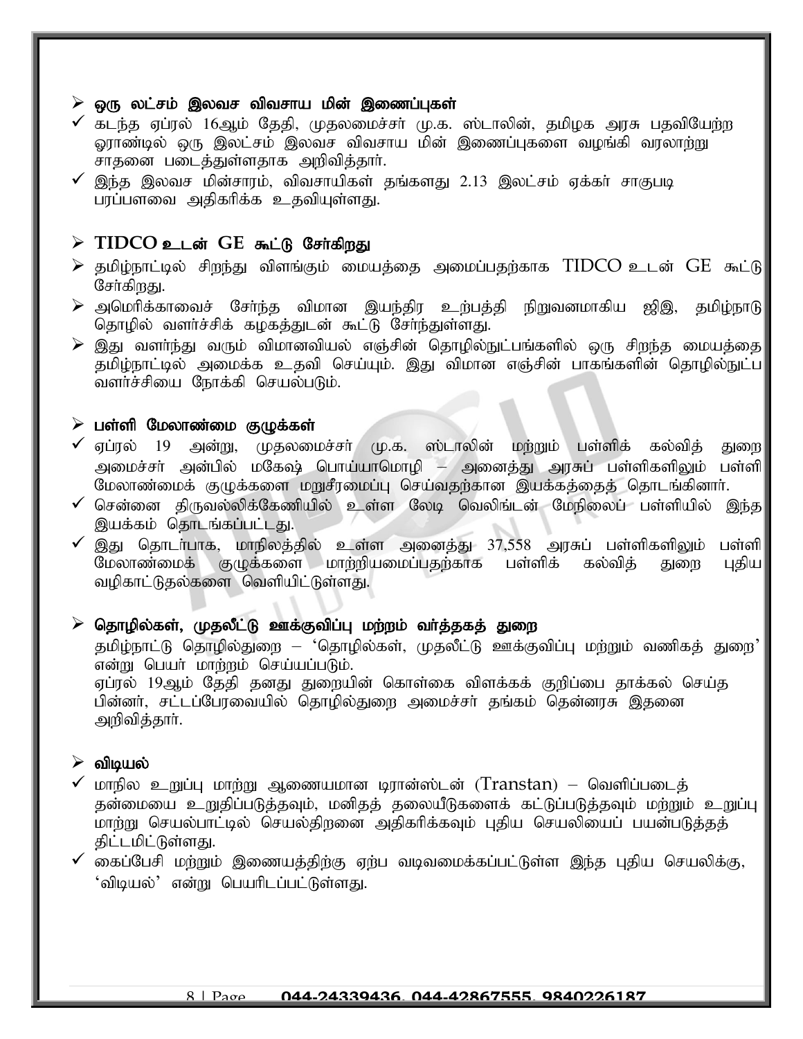## ஒரு லட்சம் இலவச விவசாய மின் இணைப்புகள்

- கடந்த ஏப்ரல் 16ஆம் தேதி, முதலமைச்சர் மு.க. ஸ்டாலின், தமிழக அரசு பதவியேற்ற ஓராண்டில் ஒரு இலட்சம் இலவச விவசாய மின் இணைப்புகளை வழங்கி வரலாற்று சாதனை படைத்துள்ளதாக அறிவித்தார்.
- இந்த இலவச மின்சாரம், விவசாயிகள் தங்களது 2.13 இலட்சம் ஏக்கர் சாகுபடி பரப்பளவை அதிகரிக்க உதவியுள்ளது.

## TIDCO உடன் GE கூட்டு சேர்கிறது

- தமிழ்நாட்டில் சிறந்து விளங்கும் மையத்தை அமைப்பதற்காக TIDCO உடன் GE கூட்டு சேர்கிறது.
- அமெரிக்காவைச் சேர்ந்த விமான இயந்திர உற்பத்தி நிறுவனமாகிய ஜிஇ, தமிழ்நாடு தொழில் வளர்ச்சிக் கழகத்துடன் கூட்டு சேர்ந்துள்ளது.
- இது வளர்ந்து வரும் விமானவியல் எஞ்சின் தொழில்நுட்பங்களில் ஒரு சிறந்த மையத்தை தமிழ்நாட்டில் அமைக்க உதவி செய்யும். இது விமான எஞ்சின் பாகங்களின் தொழில்நுட்ப வளர்ச்சியை நோக்கி செயல்படும்.

## பள்ளி மேலாண்மை குழுக்கள்

- ஏப்ரல் 19 அன்று, முதலமைச்சர் மு.க. ஸ்டாலின் மற்றும் பள்ளிக் கல்வித் துறை அமைச்சர் அன்பில் மகேஷ் பொய்யாமொழி – அனைத்து அரசுப் பள்ளிகளிலும் பள்ளி மேலாண்மைக் குழுக்களை மறுசீரமைப்பு செய்வதற்கான இயக்கத்தைத் தொடங்கினார்.
- சென்னை திருவல்லிக்கேணியில் உள்ள லேடி வெலிங்டன் மேநிலைப் பள்ளியில் இந்த இயக்கம் தொடங்கப்பட்டது.
- இது தொடர்பாக, மாநிலத்தில் உள்ள அனைத்து 37,558 அரசுப் பள்ளிகளிலும் பள்ளி மேலாண்மைக் குழுக்களை மாற்றியமைப்பதற்காக பள்ளிக் கல்வித் துறை புதிய வழிகாட்டுதல்களை வெளியிட்டுள்ளது.

## தொழில்கள், முதலீட்டு ஊக்குவிப்பு மற்றம் வர்த்தகத் துறை

தமிழ்நாட்டு தொழில்துறை – 'தொழில்கள், முதலீட்டு ஊக்குவிப்பு மற்றும் வணிகத் துறை' என்று பெயர் மாற்றம் செய்யப்படும்.
ஏப்ரல் 19ஆம் தேதி தனது துறையின் கொள்கை விளக்கக் குறிப்பை தாக்கல் செய்த பின்னர், சட்டப்பேரவையில் தொழில்துறை அமைச்சர் தங்கம் தென்னரசு இதனை அறிவித்தார்.

## விடியல்

- மாநில உறுப்பு மாற்று ஆணையமான டிரான்ஸ்டன் (Transtan) – வெளிப்படைத் தன்மையை உறுதிப்படுத்தவும், மனிதத் தலையீடுகளைக் கட்டுப்படுத்தவும் மற்றும் உறுப்பு மாற்று செயல்பாட்டில் செயல்திறனை அதிகரிக்கவும் புதிய செயலியைப் பயன்படுத்தத் திட்டமிட்டுள்ளது.
- கைப்பேசி மற்றும் இணையத்திற்கு ஏற்ப வடிவமைக்கப்பட்டுள்ள இந்த புதிய செயலிக்கு, 'விடியல்' என்று பெயரிடப்பட்டுள்ளது.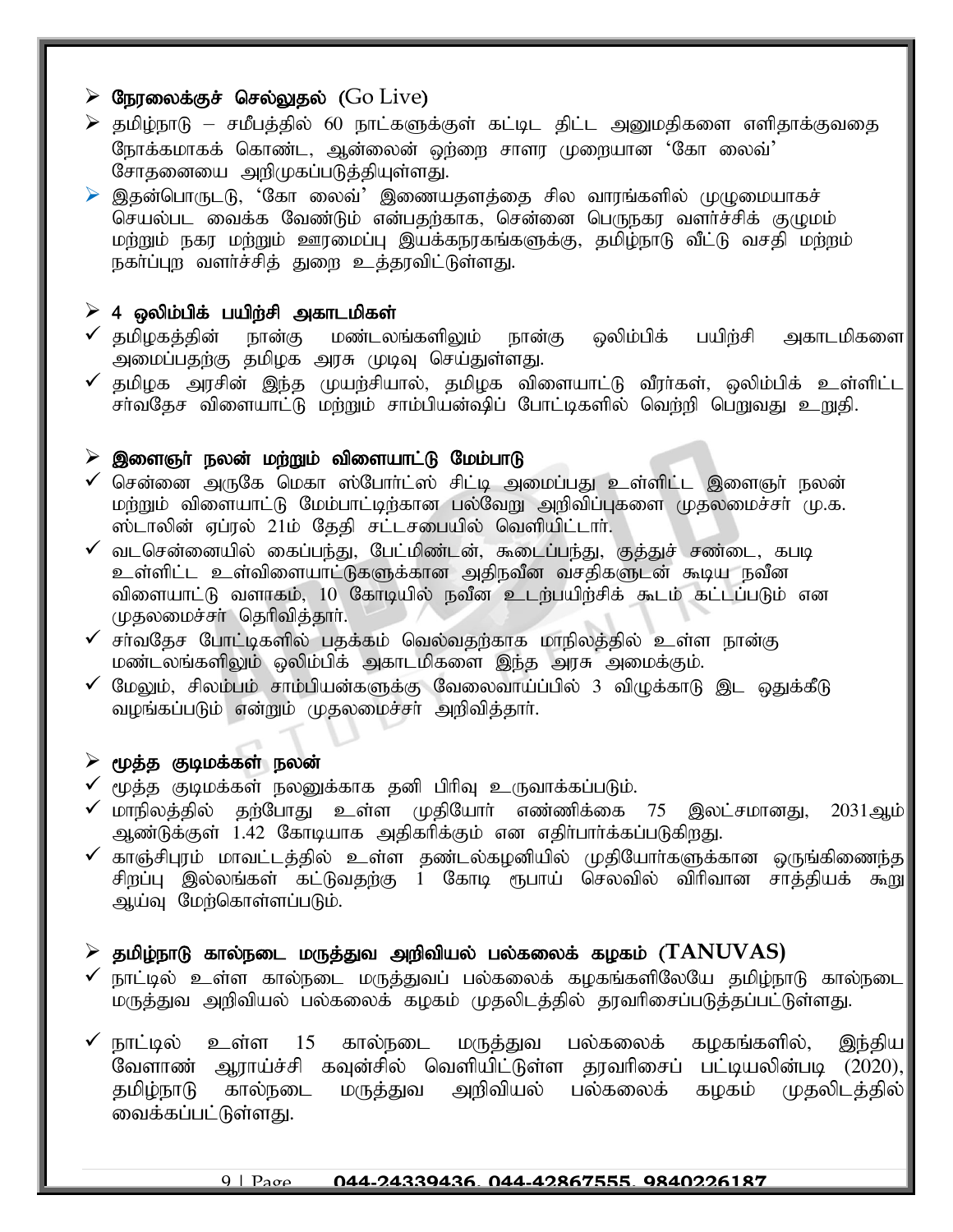- **நேரலைக்குச் செல்லுதல் (Go Live)**
- தமிழ்நாடு – சமீபத்தில் 60 நாட்களுக்குள் கட்டிட திட்ட அனுமதிகளை எளிதாக்குவதை நோக்கமாகக் கொண்ட, ஆன்லைன் ஒற்றை சாளர முறையான 'கோ லைவ்' சோதனையை அறிமுகப்படுத்தியுள்ளது.
- இதன்பொருட்டு, 'கோ லைவ்' இணையதளத்தை சில வாரங்களில் முழுமையாகச் செயல்பட வைக்க வேண்டும் என்பதற்காக, சென்னை பெருநகர வளர்ச்சிக் குழுமம் மற்றும் நகர மற்றும் ஊரமைப்பு இயக்கநரகங்களுக்கு, தமிழ்நாடு வீட்டு வசதி மற்றும் நகர்ப்புற வளர்ச்சித் துறை உத்தரவிட்டுள்ளது.

- **4 ஒலிம்பிக் பயிற்சி அகாடமிகள்**
  - ✓ தமிழகத்தின் நான்கு மண்டலங்களிலும் நான்கு ஒலிம்பிக் பயிற்சி அகாடமிகளை அமைப்பதற்கு தமிழக அரசு முடிவு செய்துள்ளது.
  - ✓ தமிழக அரசின் இந்த முயற்சியால், தமிழக விளையாட்டு வீரர்கள், ஒலிம்பிக் உள்ளிட்ட சர்வதேச விளையாட்டு மற்றும் சாம்பியன்ஷிப் போட்டிகளில் வெற்றி பெறுவது உறுதி.

- **இளைஞர் நலன் மற்றும் விளையாட்டு மேம்பாடு**
  - ✓ சென்னை அருகே மெகா ஸ்போர்ட்ஸ் சிட்டி அமைப்பது உள்ளிட்ட இளைஞர் நலன் மற்றும் விளையாட்டு மேம்பாட்டிற்கான பல்வேறு அறிவிப்புகளை முதலமைச்சர் மு.க. ஸ்டாலின் ஏப்ரல் 21ம் தேதி சட்டசபையில் வெளியிட்டார்.
  - ✓ வடசென்னையில் கைப்பந்து, பேட்மிண்டன், கூடைப்பந்து, குத்துச் சண்டை, கபடி உள்ளிட்ட உள்விளையாட்டுகளுக்கான அதிநவீன வசதிகளுடன் கூடிய நவீன விளையாட்டு வளாகம், 10 கோடியில் நவீன உடற்பயிற்சிக் கூடம் கட்டப்படும் என முதலமைச்சர் தெரிவித்தார்.
  - ✓ சர்வதேச போட்டிகளில் பதக்கம் வெல்வதற்காக மாநிலத்தில் உள்ள நான்கு மண்டலங்களிலும் ஒலிம்பிக் அகாடமிகளை இந்த அரசு அமைக்கும்.
  - ✓ மேலும், சிலம்பம் சாம்பியன்களுக்கு வேலைவாய்ப்பில் 3 விழுக்காடு இட ஒதுக்கீடு வழங்கப்படும் என்றும் முதலமைச்சர் அறிவித்தார்.

- **மூத்த குடிமக்கள் நலன்**
  - ✓ மூத்த குடிமக்கள் நலனுக்காக தனி பிரிவு உருவாக்கப்படும்.
  - ✓ மாநிலத்தில் தற்போது உள்ள முதியோர் எண்ணிக்கை 75 இலட்சமானது, 2031ஆம் ஆண்டுக்குள் 1.42 கோடியாக அதிகரிக்கும் என எதிர்பார்க்கப்படுகிறது.
  - ✓ காஞ்சிபுரம் மாவட்டத்தில் உள்ள தண்டல்கழனியில் முதியோர்களுக்கான ஒருங்கிணைந்த சிறப்பு இல்லங்கள் கட்டுவதற்கு 1 கோடி ரூபாய் செலவில் விரிவான சாத்தியக் கூறு ஆய்வு மேற்கொள்ளப்படும்.

- **தமிழ்நாடு கால்நடை மருத்துவ அறிவியல் பல்கலைக் கழகம் (TANUVAS)**
  - ✓ நாட்டில் உள்ள கால்நடை மருத்துவப் பல்கலைக் கழகங்களிலேயே தமிழ்நாடு கால்நடை மருத்துவ அறிவியல் பல்கலைக் கழகம் முதலிடத்தில் தரவரிசைப்படுத்தப்பட்டுள்ளது.
  - ✓ நாட்டில் உள்ள 15 கால்நடை மருத்துவ பல்கலைக் கழகங்களில், இந்திய வேளாண் ஆராய்ச்சி கவுன்சில் வெளியிட்டுள்ள தரவரிசைப் பட்டியலின்படி (2020), தமிழ்நாடு கால்நடை மருத்துவ அறிவியல் பல்கலைக் கழகம் முதலிடத்தில் வைக்கப்பட்டுள்ளது.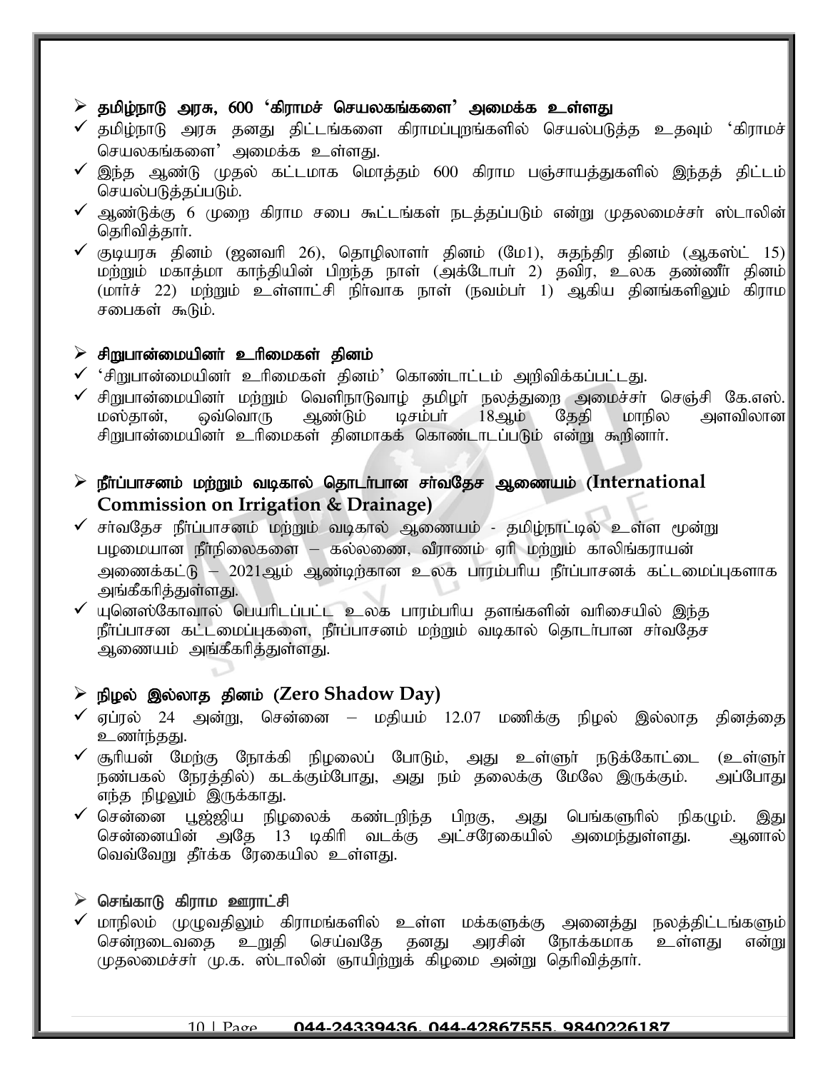## ➢ தமிழ்நாடு அரசு, 600 'கிராமச் செயலகங்களை' அமைக்க உள்ளது

- ✓ தமிழ்நாடு அரசு தனது திட்டங்களை கிராமப்புறங்களில் செயல்படுத்த உதவும் 'கிராமச் செயலகங்களை' அமைக்க உள்ளது.
- ✓ இந்த ஆண்டு முதல் கட்டமாக மொத்தம் 600 கிராம பஞ்சாயத்துகளில் இந்தத் திட்டம் செயல்படுத்தப்படும்.
- ✓ ஆண்டுக்கு 6 முறை கிராம சபை கூட்டங்கள் நடத்தப்படும் என்று முதலமைச்சர் ஸ்டாலின் தெரிவித்தார்.
- ✓ குடியரசு தினம் (ஜனவரி 26), தொழிலாளர் தினம் (மே1), சுதந்திர தினம் (ஆகஸ்ட் 15) மற்றும் மகாத்மா காந்தியின் பிறந்த நாள் (அக்டோபர் 2) தவிர, உலக தண்ணீர் தினம் (மார்ச் 22) மற்றும் உள்ளாட்சி நிர்வாக நாள் (நவம்பர் 1) ஆகிய தினங்களிலும் கிராம சபைகள் கூடும்.

## ➢ சிறுபான்மையினர் உரிமைகள் தினம்

- ✓ 'சிறுபான்மையினர் உரிமைகள் தினம்' கொண்டாட்டம் அறிவிக்கப்பட்டது.
- ✓ சிறுபான்மையினர் மற்றும் வெளிநாடுவாழ் தமிழர் நலத்துறை அமைச்சர் செஞ்சி கே.எஸ். மஸ்தான், ஒவ்வொரு ஆண்டும் டிசம்பர் 18ஆம் தேதி மாநில அளவிலான சிறுபான்மையினர் உரிமைகள் தினமாகக் கொண்டாடப்படும் என்று கூறினார்.

## ➢ நீர்ப்பாசனம் மற்றும் வடிகால் தொடர்பான சர்வதேச ஆணையம் (International Commission on Irrigation & Drainage)

- ✓ சர்வதேச நீர்ப்பாசனம் மற்றும் வடிகால் ஆணையம் - தமிழ்நாட்டில் உள்ள மூன்று பழமையான நீர்நிலைகளை – கல்லணை, வீராணம் ஏரி மற்றும் காலிங்கராயன் அணைக்கட்டு – 2021ஆம் ஆண்டிற்கான உலக பாரம்பரிய நீர்ப்பாசனக் கட்டமைப்புகளாக அங்கீகரித்துள்ளது.
- ✓ யுனெஸ்கோவால் பெயரிடப்பட்ட உலக பாரம்பரிய தளங்களின் வரிசையில் இந்த நீர்ப்பாசன கட்டமைப்புகளை, நீர்ப்பாசனம் மற்றும் வடிகால் தொடர்பான சர்வதேச ஆணையம் அங்கீகரித்துள்ளது.

## ➢ நிழல் இல்லாத தினம் (Zero Shadow Day)

- ✓ ஏப்ரல் 24 அன்று, சென்னை – மதியம் 12.07 மணிக்கு நிழல் இல்லாத தினத்தை உணர்ந்தது.
- ✓ சூரியன் மேற்கு நோக்கி நிழலைப் போடும், அது உள்ளூர் நடுக்கோட்டை (உள்ளூர் நண்பகல் நேரத்தில்) கடக்கும்போது, அது நம் தலைக்கு மேலே இருக்கும். அப்போது எந்த நிழலும் இருக்காது.
- ✓ சென்னை பூஜ்ஜிய நிழலைக் கண்டறிந்த பிறகு, அது பெங்களூரில் நிகழும். இது சென்னையின் அதே 13 டிகிரி வடக்கு அட்சரேகையில் அமைந்துள்ளது. ஆனால் வெவ்வேறு தீர்க்க ரேகையில உள்ளது.

## ➢ செங்காடு கிராம ஊராட்சி

- ✓ மாநிலம் முழுவதிலும் கிராமங்களில் உள்ள மக்களுக்கு அனைத்து நலத்திட்டங்களும் சென்றடைவதை உறுதி செய்வதே தனது அரசின் நோக்கமாக உள்ளது என்று முதலமைச்சர் மு.க. ஸ்டாலின் ஞாயிற்றுக் கிழமை அன்று தெரிவித்தார்.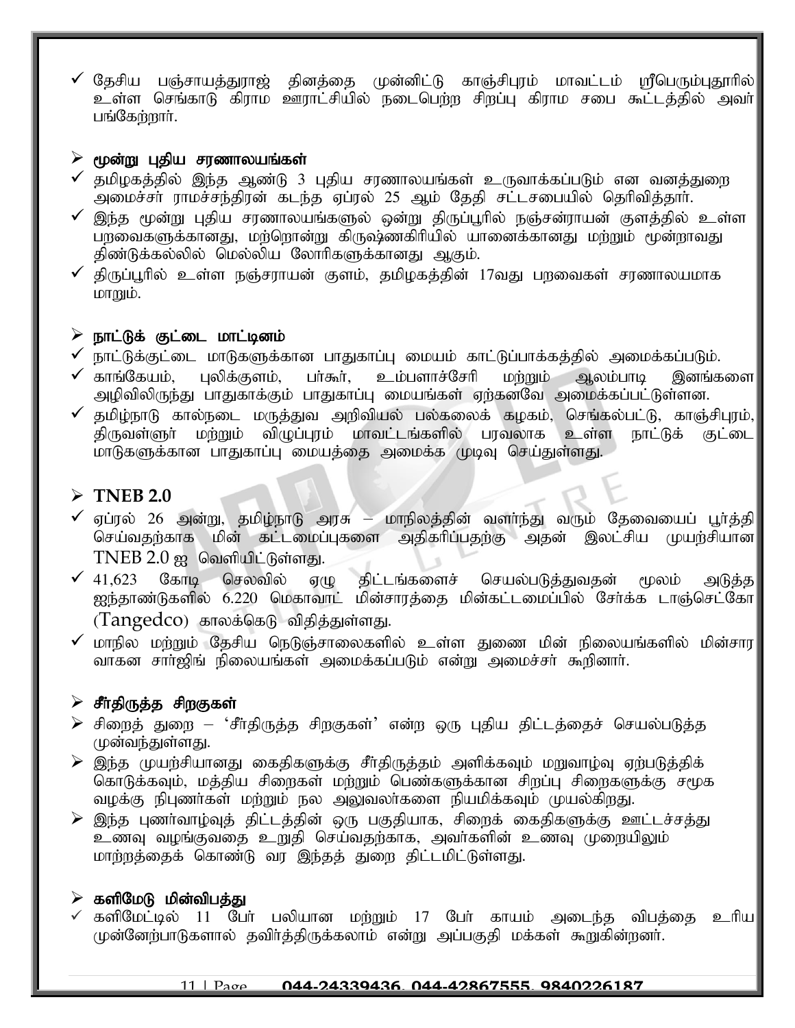- ✓ தேசிய பஞ்சாயத்துராஜ் தினத்தை முன்னிட்டு காஞ்சிபுரம் மாவட்டம் ஸ்ரீபெரும்புதூரில் உள்ள செங்காடு கிராம ஊராட்சியில் நடைபெற்ற சிறப்பு கிராம சபை கூட்டத்தில் அவர் பங்கேற்றார்.

## ➢ மூன்று புதிய சரணாலயங்கள்

- ✓ தமிழகத்தில் இந்த ஆண்டு 3 புதிய சரணாலயங்கள் உருவாக்கப்படும் என வனத்துறை அமைச்சர் ராமச்சந்திரன் கடந்த ஏப்ரல் 25 ஆம் தேதி சட்டசபையில் தெரிவித்தார்.
- ✓ இந்த மூன்று புதிய சரணாலயங்களுல் ஒன்று திருப்பூரில் நஞ்சன்ராயன் குளத்தில் உள்ள பறவைகளுக்கானது, மற்றொன்று கிருஷ்ணகிரியில் யானைக்கானது மற்றும் மூன்றாவது திண்டுக்கல்லில் மெல்லிய லோரிகளுக்கானது ஆகும்.
- ✓ திருப்பூரில் உள்ள நஞ்சராயன் குளம், தமிழகத்தின் 17வது பறவைகள் சரணாலயமாக மாறும்.

## ➢ நாட்டுக் குட்டை மாட்டினம்

- ✓ நாட்டுக்குட்டை மாடுகளுக்கான பாதுகாப்பு மையம் காட்டுப்பாக்கத்தில் அமைக்கப்படும்.
- ✓ காங்கேயம், புலிக்குளம், பர்கூர், உம்பளாச்சேரி மற்றும் ஆலம்பாடி இனங்களை அழிவிலிருந்து பாதுகாக்கும் பாதுகாப்பு மையங்கள் ஏற்கனவே அமைக்கப்பட்டுள்ளன.
- ✓ தமிழ்நாடு கால்நடை மருத்துவ அறிவியல் பல்கலைக் கழகம், செங்கல்பட்டு, காஞ்சிபுரம், திருவள்ளூர் மற்றும் விழுப்புரம் மாவட்டங்களில் பரவலாக உள்ள நாட்டுக் குட்டை மாடுகளுக்கான பாதுகாப்பு மையத்தை அமைக்க முடிவு செய்துள்ளது.

## ➢ TNEB 2.0

- ✓ ஏப்ரல் 26 அன்று, தமிழ்நாடு அரசு – மாநிலத்தின் வளர்ந்து வரும் தேவையைப் பூர்த்தி செய்வதற்காக மின் கட்டமைப்புகளை அதிகரிப்பதற்கு அதன் இலட்சிய முயற்சியான TNEB 2.0 ஐ வெளியிட்டுள்ளது.
- ✓ 41,623 கோடி செலவில் ஏழு திட்டங்களைச் செயல்படுத்துவதன் மூலம் அடுத்த ஐந்தாண்டுகளில் 6.220 மெகாவாட் மின்சாரத்தை மின்கட்டமைப்பில் சேர்க்க டாஞ்செட்கோ (Tangedco) காலக்கெடு விதித்துள்ளது.
- ✓ மாநில மற்றும் தேசிய நெடுஞ்சாலைகளில் உள்ள துணை மின் நிலையங்களில் மின்சார வாகன சார்ஜிங் நிலையங்கள் அமைக்கப்படும் என்று அமைச்சர் கூறினார்.

## ➢ சீர்திருத்த சிறகுகள்

- ➢ சிறைத் துறை – ‘சீர்திருத்த சிறகுகள்’ என்ற ஒரு புதிய திட்டத்தைச் செயல்படுத்த முன்வந்துள்ளது.
- ➢ இந்த முயற்சியானது கைதிகளுக்கு சீர்திருத்தம் அளிக்கவும் மறுவாழ்வு ஏற்படுத்திக் கொடுக்கவும், மத்திய சிறைகள் மற்றும் பெண்களுக்கான சிறப்பு சிறைகளுக்கு சமூக வழக்கு நிபுணர்கள் மற்றும் நல அலுவலர்களை நியமிக்கவும் முயல்கிறது.
- ➢ இந்த புணர்வாழ்வுத் திட்டத்தின் ஒரு பகுதியாக, சிறைக் கைதிகளுக்கு ஊட்டச்சத்து உணவு வழங்குவதை உறுதி செய்வதற்காக, அவர்களின் உணவு முறையிலும் மாற்றத்தைக் கொண்டு வர இந்தத் துறை திட்டமிட்டுள்ளது.

## ➢ களிமேடு மின்விபத்து

- ✓ களிமேட்டில் 11 பேர் பலியான மற்றும் 17 பேர் காயம் அடைந்த விபத்தை உரிய முன்னேற்பாடுகளால் தவிர்த்திருக்கலாம் என்று அப்பகுதி மக்கள் கூறுகின்றனர்.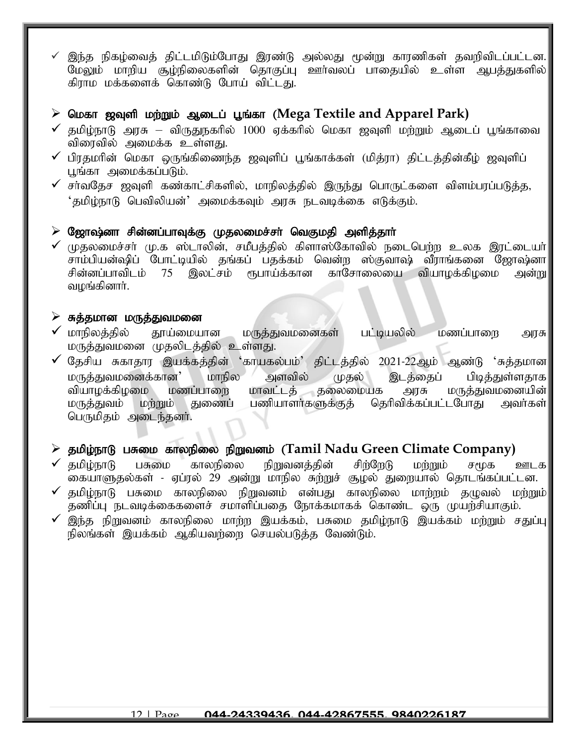- ✓ இந்த நிகழ்வைத் திட்டமிடும்போது இரண்டு அல்லது மூன்று காரணிகள் தவறிவிடப்பட்டன. மேலும் மாறிய சூழ்நிலைகளின் தொகுப்பு ஊர்வலப் பாதையில் உள்ள ஆபத்துகளில் கிராம மக்களைக் கொண்டு போய் விட்டது.

## ➢ மெகா ஜவுளி மற்றும் ஆடைப் பூங்கா (Mega Textile and Apparel Park)

- ✓ தமிழ்நாடு அரசு – விருதுநகரில் 1000 ஏக்கரில் மெகா ஜவுளி மற்றும் ஆடைப் பூங்காவை விரைவில் அமைக்க உள்ளது.
- ✓ பிரதமரின் மெகா ஒருங்கிணைந்த ஜவுளிப் பூங்காக்கள் (மித்ரா) திட்டத்தின்கீழ் ஜவுளிப் பூங்கா அமைக்கப்படும்.
- ✓ சர்வதேச ஜவுளி கண்காட்சிகளில், மாநிலத்தில் இருந்து பொருட்களை விளம்பரப்படுத்த, 'தமிழ்நாடு பெவிலியன்' அமைக்கவும் அரசு நடவடிக்கை எடுக்கும்.

## ➢ ஜோஷ்னா சின்னப்பாவுக்கு முதலமைச்சர் வெகுமதி அளித்தார்

- ✓ முதலமைச்சர் மு.க ஸ்டாலின், சமீபத்தில் கிளாஸ்கோவில் நடைபெற்ற உலக இரட்டையர் சாம்பியன்ஷிப் போட்டியில் தங்கப் பதக்கம் வென்ற ஸ்குவாஷ் வீராங்கனை ஜோஷ்னா சின்னப்பாவிடம் 75 இலட்சம் ரூபாய்க்கான காசோலையை வியாழக்கிழமை அன்று வழங்கினார்.

## ➢ சுத்தமான மருத்துவமனை

- ✓ மாநிலத்தில் தூய்மையான மருத்துவமனைகள் பட்டியலில் மணப்பாறை அரசு மருத்துவமனை முதலிடத்தில் உள்ளது.
- ✓ தேசிய சுகாதார இயக்கத்தின் 'காயகல்பம்' திட்டத்தில் 2021-22ஆம் ஆண்டு 'சுத்தமான மருத்துவமனைக்கான' மாநில அளவில் முதல் இடத்தைப் பிடித்துள்ளதாக வியாழக்கிழமை மணப்பாறை மாவட்டத் தலைமையக அரசு மருத்துவமனையின் மருத்துவம் மற்றும் துணைப் பணியாளர்களுக்குத் தெரிவிக்கப்பட்டபோது அவர்கள் பெருமிதம் அடைந்தனர்.

## ➢ தமிழ்நாடு பசுமை காலநிலை நிறுவனம் (Tamil Nadu Green Climate Company)

- ✓ தமிழ்நாடு பசுமை காலநிலை நிறுவனத்தின் சிற்றேடு மற்றும் சமூக ஊடக கையாளுதல்கள் - ஏப்ரல் 29 அன்று மாநில சுற்றுச் சூழல் துறையால் தொடங்கப்பட்டன.
- ✓ தமிழ்நாடு பசுமை காலநிலை நிறுவனம் என்பது காலநிலை மாற்றம் தழுவல் மற்றும் தணிப்பு நடவடிக்கைகளைச் சமாளிப்பதை நோக்கமாகக் கொண்ட ஒரு முயற்சியாகும்.
- ✓ இந்த நிறுவனம் காலநிலை மாற்ற இயக்கம், பசுமை தமிழ்நாடு இயக்கம் மற்றும் சதுப்பு நிலங்கள் இயக்கம் ஆகியவற்றை செயல்படுத்த வேண்டும்.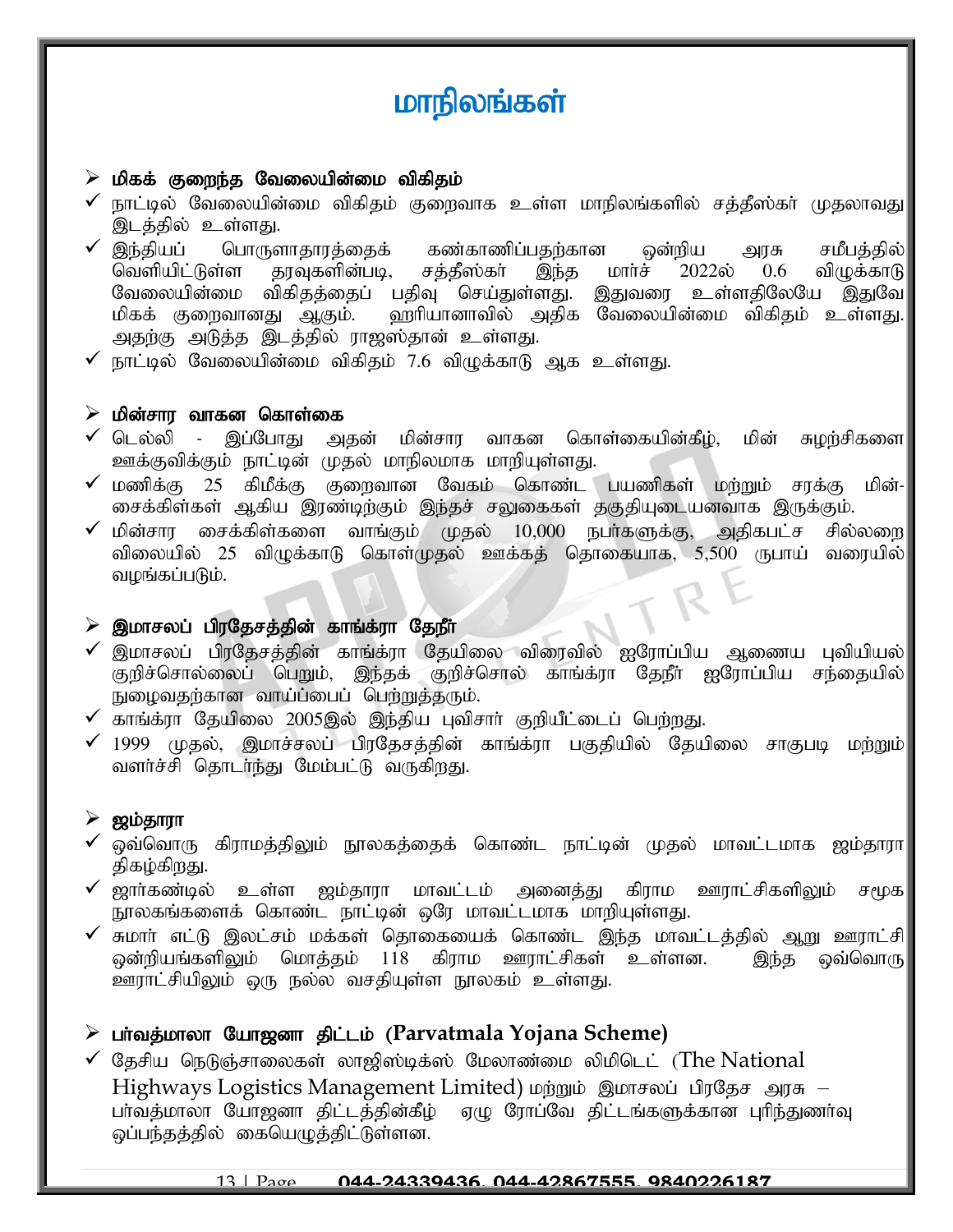# மாநிலங்கள்

## மிகக் குறைந்த வேலையின்மை விகிதம்

- நாட்டில் வேலையின்மை விகிதம் குறைவாக உள்ள மாநிலங்களில் சத்தீஸ்கர் முதலாவது இடத்தில் உள்ளது.
- இந்தியப் பொருளாதாரத்தைக் கண்காணிப்பதற்கான ஒன்றிய அரசு சமீபத்தில் வெளியிட்டுள்ள தரவுகளின்படி, சத்தீஸ்கர் இந்த மார்ச் 2022ல் 0.6 விழுக்காடு வேலையின்மை விகிதத்தைப் பதிவு செய்துள்ளது. இதுவரை உள்ளதிலேயே இதுவே மிகக் குறைவானது ஆகும். ஹரியானாவில் அதிக வேலையின்மை விகிதம் உள்ளது. அதற்கு அடுத்த இடத்தில் ராஜஸ்தான் உள்ளது.
- நாட்டில் வேலையின்மை விகிதம் 7.6 விழுக்காடு ஆக உள்ளது.

## மின்சார வாகன கொள்கை

- டெல்லி - இப்போது அதன் மின்சார வாகன கொள்கையின்கீழ், மின் சுழற்சிகளை ஊக்குவிக்கும் நாட்டின் முதல் மாநிலமாக மாறியுள்ளது.
- மணிக்கு 25 கிமீக்கு குறைவான வேகம் கொண்ட பயணிகள் மற்றும் சரக்கு மின்-சைக்கிள்கள் ஆகிய இரண்டிற்கும் இந்தச் சலுகைகள் தகுதியுடையனவாக இருக்கும்.
- மின்சார சைக்கிள்களை வாங்கும் முதல் 10,000 நபர்களுக்கு, அதிகபட்ச சில்லறை விலையில் 25 விழுக்காடு கொள்முதல் ஊக்கத் தொகையாக, 5,500 ரூபாய் வரையில் வழங்கப்படும்.

## இமாசலப் பிரதேசத்தின் காங்க்ரா தேநீர்

- இமாசலப் பிரதேசத்தின் காங்க்ரா தேயிலை விரைவில் ஐரோப்பிய ஆணைய புவியியல் குறிச்சொல்லைப் பெறும், இந்தக் குறிச்சொல் காங்க்ரா தேநீர் ஐரோப்பிய சந்தையில் நுழைவதற்கான வாய்ப்பைப் பெற்றுத்தரும்.
- காங்க்ரா தேயிலை 2005இல் இந்திய புவிசார் குறியீட்டைப் பெற்றது.
- 1999 முதல், இமாச்சலப் பிரதேசத்தின் காங்க்ரா பகுதியில் தேயிலை சாகுபடி மற்றும் வளர்ச்சி தொடர்ந்து மேம்பட்டு வருகிறது.

## ஜம்தாரா

- ஒவ்வொரு கிராமத்திலும் நூலகத்தைக் கொண்ட நாட்டின் முதல் மாவட்டமாக ஜம்தாரா திகழ்கிறது.
- ஜார்கண்டில் உள்ள ஜம்தாரா மாவட்டம் அனைத்து கிராம ஊராட்சிகளிலும் சமூக நூலகங்களைக் கொண்ட நாட்டின் ஒரே மாவட்டமாக மாறியுள்ளது.
- சுமார் எட்டு இலட்சம் மக்கள் தொகையைக் கொண்ட இந்த மாவட்டத்தில் ஆறு ஊராட்சி ஒன்றியங்களிலும் மொத்தம் 118 கிராம ஊராட்சிகள் உள்ளன. இந்த ஒவ்வொரு ஊராட்சியிலும் ஒரு நல்ல வசதியுள்ள நூலகம் உள்ளது.

## பர்வத்மாலா யோஜனா திட்டம் (Parvatmala Yojana Scheme)

- தேசிய நெடுஞ்சாலைகள் லாஜிஸ்டிக்ஸ் மேலாண்மை லிமிடெட் (The National Highways Logistics Management Limited) மற்றும் இமாசலப் பிரதேச அரசு – பர்வத்மாலா யோஜனா திட்டத்தின்கீழ் ஏழு ரோப்வே திட்டங்களுக்கான புரிந்துணர்வு ஒப்பந்தத்தில் கையெழுத்திட்டுள்ளன.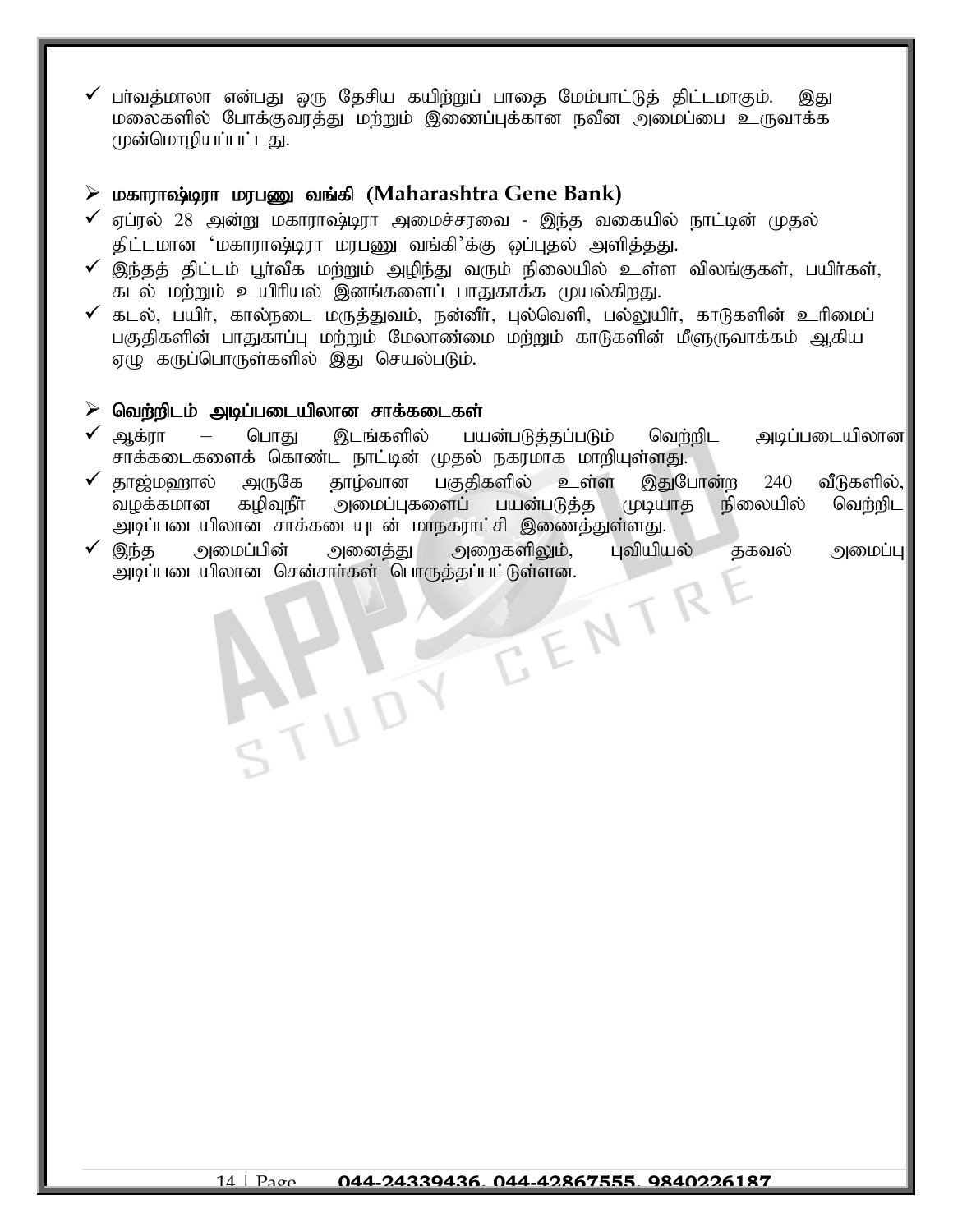- ✓ பர்வத்மாலா என்பது ஒரு தேசிய கயிற்றுப் பாதை மேம்பாட்டுத் திட்டமாகும். இது மலைகளில் போக்குவரத்து மற்றும் இணைப்புக்கான நவீன அமைப்பை உருவாக்க முன்மொழியப்பட்டது.

## ➢ மகாராஷ்டிரா மரபணு வங்கி (Maharashtra Gene Bank)

- ✓ ஏப்ரல் 28 அன்று மகாராஷ்டிரா அமைச்சரவை - இந்த வகையில் நாட்டின் முதல் திட்டமான 'மகாராஷ்டிரா மரபணு வங்கி'க்கு ஒப்புதல் அளித்தது.
- ✓ இந்தத் திட்டம் பூர்வீக மற்றும் அழிந்து வரும் நிலையில் உள்ள விலங்குகள், பயிர்கள், கடல் மற்றும் உயிரியல் இனங்களைப் பாதுகாக்க முயல்கிறது.
- ✓ கடல், பயிர், கால்நடை மருத்துவம், நன்னீர், புல்வெளி, பல்லுயிர், காடுகளின் உரிமைப் பகுதிகளின் பாதுகாப்பு மற்றும் மேலாண்மை மற்றும் காடுகளின் மீளுருவாக்கம் ஆகிய ஏழு கருப்பொருள்களில் இது செயல்படும்.

## ➢ வெற்றிடம் அடிப்படையிலான சாக்கடைகள்

- ✓ ஆக்ரா – பொது இடங்களில் பயன்படுத்தப்படும் வெற்றிட அடிப்படையிலான சாக்கடைகளைக் கொண்ட நாட்டின் முதல் நகரமாக மாறியுள்ளது.
- ✓ தாஜ்மஹால் அருகே தாழ்வான பகுதிகளில் உள்ள இதுபோன்ற 240 வீடுகளில், வழக்கமான கழிவுநீர் அமைப்புகளைப் பயன்படுத்த முடியாத நிலையில் வெற்றிட அடிப்படையிலான சாக்கடையுடன் மாநகராட்சி இணைத்துள்ளது.
- ✓ இந்த அமைப்பின் அனைத்து அறைகளிலும், புவியியல் தகவல் அமைப்பு அடிப்படையிலான சென்சார்கள் பொருத்தப்பட்டுள்ளன.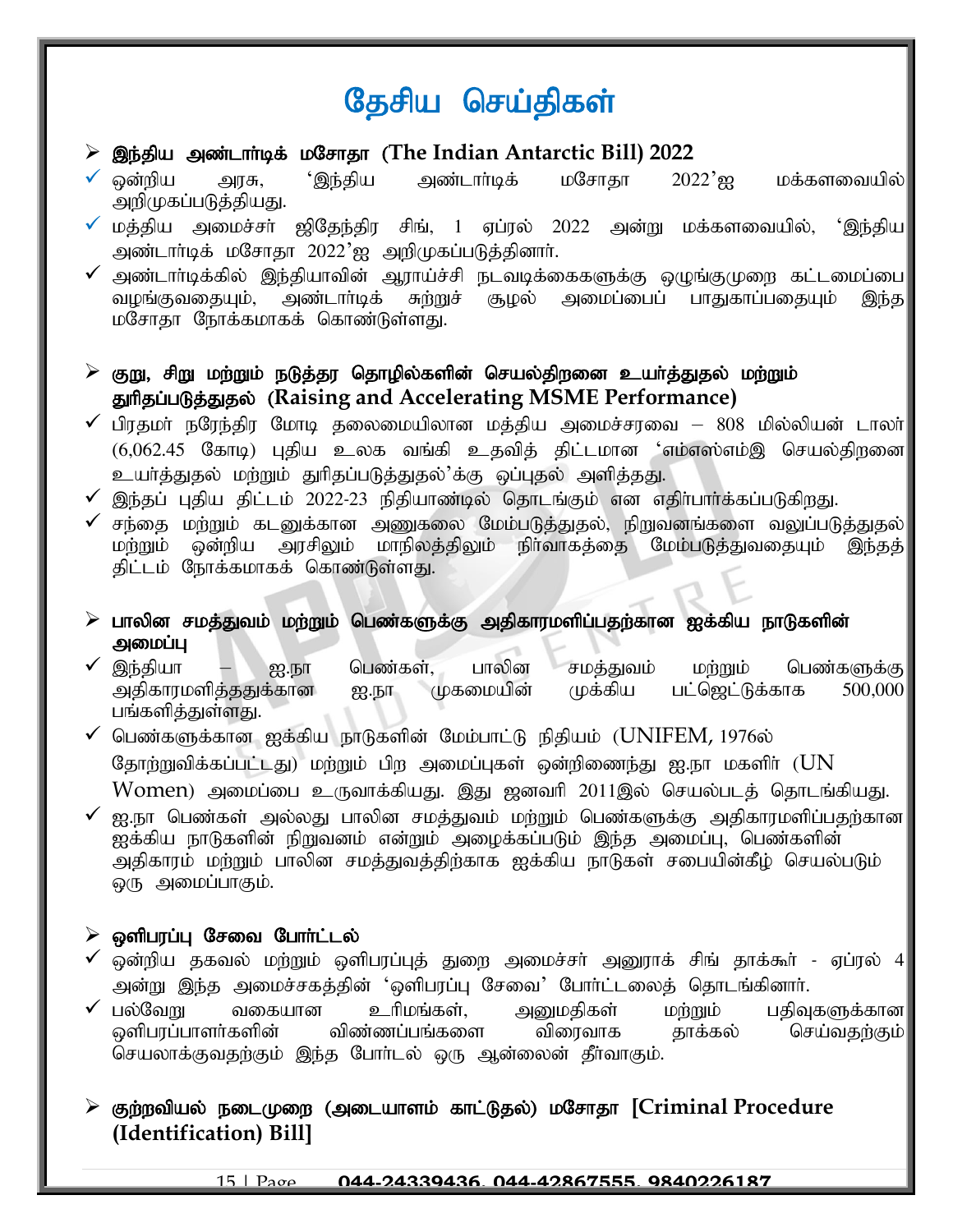# தேசிய செய்திகள்

## ➢ இந்திய அண்டார்டிக் மசோதா (The Indian Antarctic Bill) 2022

- ✓ ஒன்றிய அரசு, 'இந்திய அண்டார்டிக் மசோதா 2022'ஐ மக்களவையில் அறிமுகப்படுத்தியது.
- ✓ மத்திய அமைச்சர் ஜிதேந்திர சிங், 1 ஏப்ரல் 2022 அன்று மக்களவையில், 'இந்திய அண்டார்டிக் மசோதா 2022'ஐ அறிமுகப்படுத்தினார்.
- ✓ அண்டார்டிக்கில் இந்தியாவின் ஆராய்ச்சி நடவடிக்கைகளுக்கு ஒழுங்குமுறை கட்டமைப்பை வழங்குவதையும், அண்டார்டிக் சுற்றுச் சூழல் அமைப்பைப் பாதுகாப்பதையும் இந்த மசோதா நோக்கமாகக் கொண்டுள்ளது.

## ➢ குறு, சிறு மற்றும் நடுத்தர தொழில்களின் செயல்திறனை உயர்த்துதல் மற்றும் துரிதப்படுத்துதல் (Raising and Accelerating MSME Performance)

- ✓ பிரதமர் நரேந்திர மோடி தலைமையிலான மத்திய அமைச்சரவை – 808 மில்லியன் டாலர் (6,062.45 கோடி) புதிய உலக வங்கி உதவித் திட்டமான 'எம்எஸ்எம்இ செயல்திறனை உயர்த்துதல் மற்றும் துரிதப்படுத்துதல்'க்கு ஒப்புதல் அளித்தது.
- ✓ இந்தப் புதிய திட்டம் 2022-23 நிதியாண்டில் தொடங்கும் என எதிர்பார்க்கப்படுகிறது.
- ✓ சந்தை மற்றும் கடனுக்கான அணுகலை மேம்படுத்துதல், நிறுவனங்களை வலுப்படுத்துதல் மற்றும் ஒன்றிய அரசிலும் மாநிலத்திலும் நிர்வாகத்தை மேம்படுத்துவதையும் இந்தத் திட்டம் நோக்கமாகக் கொண்டுள்ளது.

## ➢ பாலின சமத்துவம் மற்றும் பெண்களுக்கு அதிகாரமளிப்பதற்கான ஐக்கிய நாடுகளின் அமைப்பு

- ✓ இந்தியா – ஐ.நா பெண்கள், பாலின சமத்துவம் மற்றும் பெண்களுக்கு அதிகாரமளித்ததுக்கான ஐ.நா முகமையின் முக்கிய பட்ஜெட்டுக்காக 500,000 பங்களித்துள்ளது.
- ✓ பெண்களுக்கான ஐக்கிய நாடுகளின் மேம்பாட்டு நிதியம் (UNIFEM, 1976ல் தோற்றுவிக்கப்பட்டது) மற்றும் பிற அமைப்புகள் ஒன்றிணைந்து ஐ.நா மகளிர் (UN Women) அமைப்பை உருவாக்கியது. இது ஜனவரி 2011இல் செயல்படத் தொடங்கியது.
- ✓ ஐ.நா பெண்கள் அல்லது பாலின சமத்துவம் மற்றும் பெண்களுக்கு அதிகாரமளிப்பதற்கான ஐக்கிய நாடுகளின் நிறுவனம் என்றும் அழைக்கப்படும் இந்த அமைப்பு, பெண்களின் அதிகாரம் மற்றும் பாலின சமத்துவத்திற்காக ஐக்கிய நாடுகள் சபையின்கீழ் செயல்படும் ஒரு அமைப்பாகும்.

## ➢ ஒளிபரப்பு சேவை போர்ட்டல்

- ✓ ஒன்றிய தகவல் மற்றும் ஒளிபரப்புத் துறை அமைச்சர் அனுராக் சிங் தாக்கூர் - ஏப்ரல் 4 அன்று இந்த அமைச்சகத்தின் 'ஒளிபரப்பு சேவை' போர்ட்டலைத் தொடங்கினார்.
- ✓ பல்வேறு வகையான உரிமங்கள், அனுமதிகள் மற்றும் பதிவுகளுக்கான ஒளிபரப்பாளர்களின் விண்ணப்பங்களை விரைவாக தாக்கல் செய்வதற்கும் செயலாக்குவதற்கும் இந்த போர்டல் ஒரு ஆன்லைன் தீர்வாகும்.

## ➢ குற்றவியல் நடைமுறை (அடையாளம் காட்டுதல்) மசோதா [Criminal Procedure (Identification) Bill]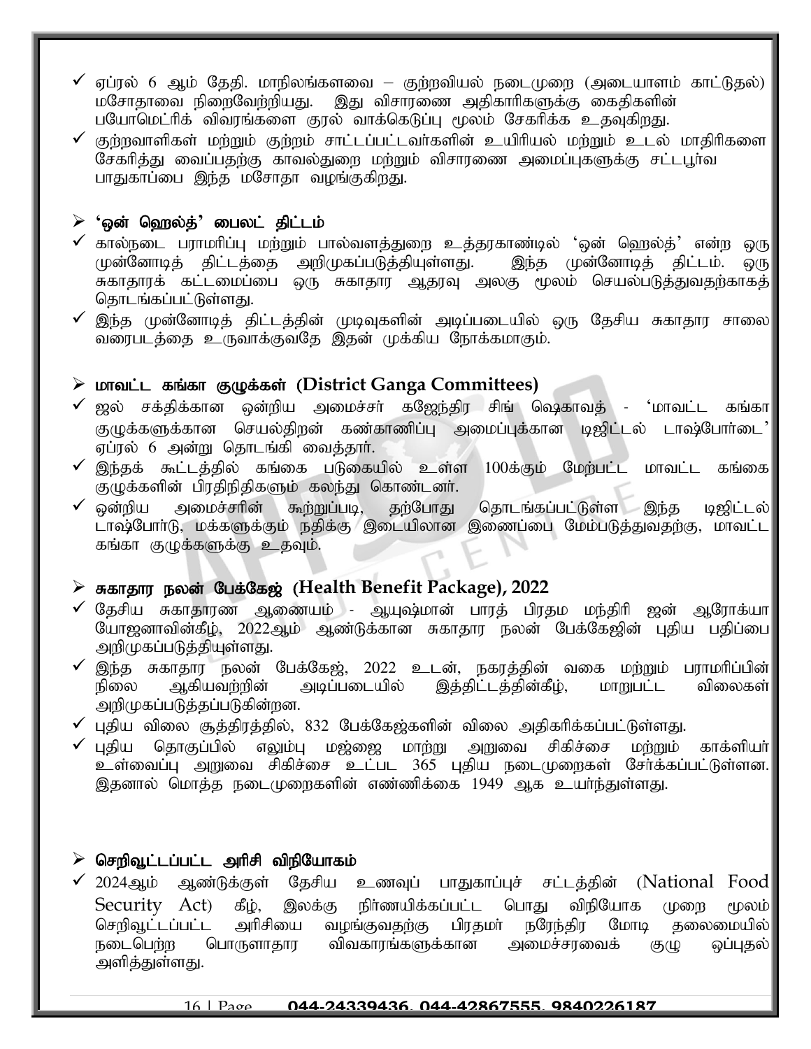- ✓ ஏப்ரல் 6 ஆம் தேதி. மாநிலங்களவை – குற்றவியல் நடைமுறை (அடையாளம் காட்டுதல்) மசோதாவை நிறைவேற்றியது. இது விசாரணை அதிகாரிகளுக்கு கைதிகளின் பயோமெட்ரிக் விரங்களை குரல் வாக்கெடுப்பு மூலம் சேகரிக்க உதவுகிறது.
- ✓ குற்றவாளிகள் மற்றும் குற்றம் சாட்டப்பட்டவர்களின் உயிரியல் மற்றும் உடல் மாதிரிகளை சேகரித்து வைப்பதற்கு காவல்துறை மற்றும் விசாரணை அமைப்புகளுக்கு சட்டபூர்வ பாதுகாப்பை இந்த மசோதா வழங்குகிறது.

## ➢ 'ஒன் ஹெல்த்' பைலட் திட்டம்

- ✓ கால்நடை பராமரிப்பு மற்றும் பால்வளத்துறை உத்தரகாண்டில் 'ஒன் ஹெல்த்' என்ற ஒரு முன்னோடித் திட்டத்தை அறிமுகப்படுத்தியுள்ளது. இந்த முன்னோடித் திட்டம். ஒரு சுகாதாரக் கட்டமைப்பை ஒரு சுகாதார ஆதரவு அலகு மூலம் செயல்படுத்துவதற்காகத் தொடங்கப்பட்டுள்ளது.
- ✓ இந்த முன்னோடித் திட்டத்தின் முடிவுகளின் அடிப்படையில் ஒரு தேசிய சுகாதார சாலை வரைபடத்தை உருவாக்குவதே இதன் முக்கிய நோக்கமாகும்.

## ➢ மாவட்ட கங்கா குழுக்கள் (District Ganga Committees)

- ✓ ஜல் சக்திக்கான ஒன்றிய அமைச்சர் கஜேந்திர சிங் ஷெகாவத் - 'மாவட்ட கங்கா குழுக்களுக்கான செயல்திறன் கண்காணிப்பு அமைப்புக்கான டிஜிட்டல் டாஷ்போர்டை' ஏப்ரல் 6 அன்று தொடங்கி வைத்தார்.
- ✓ இந்தக் கூட்டத்தில் கங்கை படுகையில் உள்ள 100க்கும் மேற்பட்ட மாவட்ட கங்கை குழுக்களின் பிரதிநிதிகளும் கலந்து கொண்டனர்.
- ✓ ஒன்றிய அமைச்சரின் கூற்றுப்படி, தற்போது தொடங்கப்பட்டுள்ள இந்த டிஜிட்டல் டாஷ்போர்டு, மக்களுக்கும் நதிக்கு இடையிலான இணைப்பை மேம்படுத்துவதற்கு, மாவட்ட கங்கா குழுக்களுக்கு உதவும்.

## ➢ சுகாதார நலன் பேக்கேஜ் (Health Benefit Package), 2022

- ✓ தேசிய சுகாதாரண ஆணையம் - ஆயுஷ்மான் பாரத் பிரதம மந்திரி ஜன் ஆரோக்யா யோஜனாவின்கீழ், 2022ஆம் ஆண்டுக்கான சுகாதார நலன் பேக்கேஜின் புதிய பதிப்பை அறிமுகப்படுத்தியுள்ளது.
- ✓ இந்த சுகாதார நலன் பேக்கேஜ், 2022 உடன், நகரத்தின் வகை மற்றும் பராமரிப்பின் நிலை ஆகியவற்றின் அடிப்படையில் இத்திட்டத்தின்கீழ், மாறுபட்ட விலைகள் அறிமுகப்படுத்தப்படுகின்றன.
- ✓ புதிய விலை சூத்திரத்தில், 832 பேக்கேஜ்களின் விலை அதிகரிக்கப்பட்டுள்ளது.
- ✓ புதிய தொகுப்பில் எலும்பு மஜ்ஜை மாற்று அறுவை சிகிச்சை மற்றும் காக்ளியர் உள்வைப்பு அறுவை சிகிச்சை உட்பட 365 புதிய நடைமுறைகள் சேர்க்கப்பட்டுள்ளன. இதனால் மொத்த நடைமுறைகளின் எண்ணிக்கை 1949 ஆக உயர்ந்துள்ளது.

## ➢ செறிவூட்டப்பட்ட அரிசி விநியோகம்

- ✓ 2024ஆம் ஆண்டுக்குள் தேசிய உணவுப் பாதுகாப்புச் சட்டத்தின் (National Food Security Act) கீழ், இலக்கு நிர்ணயிக்கப்பட்ட பொது விநியோக முறை மூலம் செறிவூட்டப்பட்ட அரிசியை வழங்குவதற்கு பிரதமர் நரேந்திர மோடி தலைமையில் நடைபெற்ற பொருளாதார விவகாரங்களுக்கான அமைச்சரவைக் குழு ஒப்புதல் அளித்துள்ளது.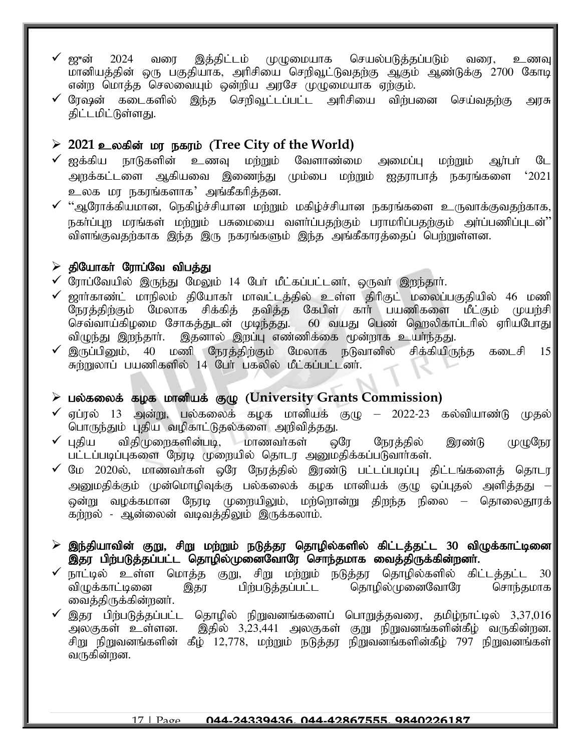- ஜுன் 2024 வரை இத்திட்டம் முழுமையாக செயல்படுத்தப்படும் வரை, உணவு மானியத்தின் ஒரு பகுதியாக, அரிசியை செறிவூட்டுவதற்கு ஆகும் ஆண்டுக்கு 2700 கோடி என்ற மொத்த செலவையும் ஒன்றிய அரசே முழுமையாக ஏற்கும்.
- ரேஷன் கடைகளில் இந்த செறிவூட்டப்பட்ட அரிசியை விற்பனை செய்வதற்கு அரசு திட்டமிட்டுள்ளது.

## 2021 உலகின் மர நகரம் (Tree City of the World)

- ஐக்கிய நாடுகளின் உணவு மற்றும் வேளாண்மை அமைப்பு மற்றும் ஆர்பர் டே அறக்கட்டளை ஆகியவை இணைந்து மும்பை மற்றும் ஐதராபாத் நகரங்களை '2021 உலக மர நகரங்களாக' அங்கீகரித்தன.
- "ஆரோக்கியமான, நெகிழ்ச்சியான மற்றும் மகிழ்ச்சியான நகரங்களை உருவாக்குவதற்காக, நகர்ப்புற மரங்கள் மற்றும் பசுமையை வளர்ப்பதற்கும் பராமரிப்பதற்கும் அர்ப்பணிப்புடன்" விளங்குவதற்காக இந்த இரு நகரங்களும் இந்த அங்கீகாரத்தைப் பெற்றுள்ளன.

## தியோகர் ரோப்வே விபத்து

- ரோப்வேயில் இருந்து மேலும் 14 பேர் மீட்கப்பட்டனர், ஒருவர் இறந்தார்.
- ஜார்கண்ட் மாநிலம் தியோகர் மாவட்டத்தில் உள்ள திரிகுட் மலைப்பகுதியில் 46 மணி நேரத்திற்கும் மேலாக சிக்கித் தவித்த கேபிள் கார் பயணிகளை மீட்கும் முயற்சி செவ்வாய்கிழமை சோகத்துடன் முடிந்தது. 60 வயது பெண் ஹெலிகாப்டரில் ஏறியபோது விழுந்து இறந்தார். இதனால் இறப்பு எண்ணிக்கை மூன்றாக உயர்ந்தது.
- இருப்பினும், 40 மணி நேரத்திற்கும் மேலாக நடுவானில் சிக்கியிருந்த கடைசி 15 சுற்றுலாப் பயணிகளில் 14 பேர் பகலில் மீட்கப்பட்டனர்.

## பல்கலைக் கழக மானியக் குழு (University Grants Commission)

- ஏப்ரல் 13 அன்று, பல்கலைக் கழக மானியக் குழு – 2022-23 கல்வியாண்டு முதல் பொருந்தும் புதிய வழிகாட்டுதல்களை அறிவித்தது.
- புதிய விதிமுறைகளின்படி, மாணவர்கள் ஒரே நேரத்தில் இரண்டு முழுநேர பட்டப்படிப்புகளை நேரடி முறையில் தொடர அனுமதிக்கப்படுவார்கள்.
- மே 2020ல், மாணவர்கள் ஒரே நேரத்தில் இரண்டு பட்டப்படிப்பு திட்டங்களைத் தொடர அனுமதிக்கும் முன்மொழிவுக்கு பல்கலைக் கழக மானியக் குழு ஒப்புதல் அளித்தது – ஒன்று வழக்கமான நேரடி முறையிலும், மற்றொன்று திறந்த நிலை – தொலைதூரக் கற்றல் - ஆன்லைன் வடிவத்திலும் இருக்கலாம்.

## இந்தியாவின் குறு, சிறு மற்றும் நடுத்தர தொழில்களில் கிட்டத்தட்ட 30 விழுக்காட்டினை இதர பிற்படுத்தப்பட்ட தொழில்முனைவோரே சொந்தமாக வைத்திருக்கின்றனர்.

- நாட்டில் உள்ள மொத்த குறு, சிறு மற்றும் நடுத்தர தொழில்களில் கிட்டத்தட்ட 30 விழுக்காட்டினை இதர பிற்படுத்தப்பட்ட தொழில்முனைவோரே சொந்தமாக வைத்திருக்கின்றனர்.
- இதர பிற்படுத்தப்பட்ட தொழில் நிறுவனங்களைப் பொறுத்தவரை, தமிழ்நாட்டில் 3,37,016 அலகுகள் உள்ளன. இதில் 3,23,441 அலகுகள் குறு நிறுவனங்களின்கீழ் வருகின்றன. சிறு நிறுவனங்களின் கீழ் 12,778, மற்றும் நடுத்தர நிறுவனங்களின்கீழ் 797 நிறுவனங்கள் வருகின்றன.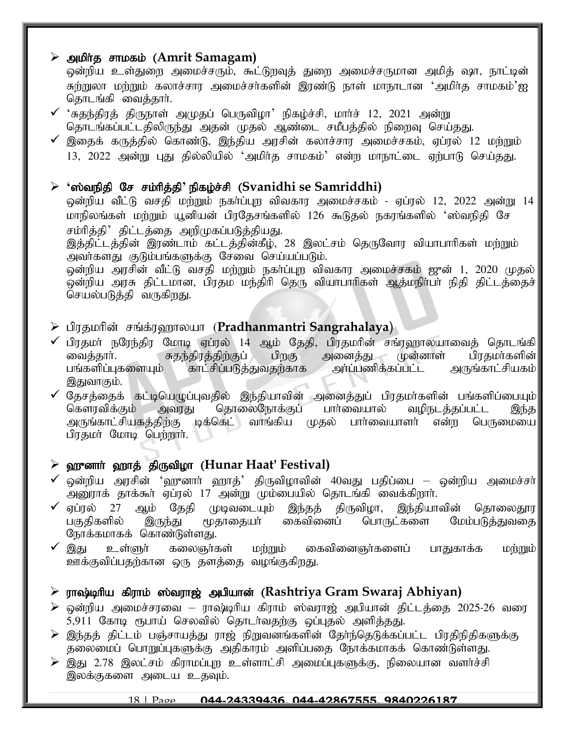- **அமிர்த சாமகம் (Amrit Samagam)**

ஒன்றிய உள்துறை அமைச்சரும், கூட்டுறவுத் துறை அமைச்சருமான அமித் ஷா, நாட்டின் சுற்றுலா மற்றும் கலாச்சார அமைச்சர்களின் இரண்டு நாள் மாநாடான 'அமிர்த சாமகம்'ஐ தொடங்கி வைத்தார்.

- ✓ 'சுதந்திரத் திருநாள் அமுதப் பெருவிழா' நிகழ்ச்சி, மார்ச் 12, 2021 அன்று தொடங்கப்பட்டதிலிருந்து அதன் முதல் ஆண்டை சமீபத்தில் நிறைவு செய்தது.
- ✓ இதைக் கருத்தில் கொண்டு, இந்திய அரசின் கலாச்சார அமைச்சகம், ஏப்ரல் 12 மற்றும் 13, 2022 அன்று புது தில்லியில் 'அமிர்த சாமகம்' என்ற மாநாட்டை ஏற்பாடு செய்தது.

- **'ஸ்வநிதி சே சம்ரித்தி' நிகழ்ச்சி (Svanidhi se Samriddhi)**

ஒன்றிய வீட்டு வசதி மற்றும் நகர்ப்புற விவகார அமைச்சகம் - ஏப்ரல் 12, 2022 அன்று 14 மாநிலங்கள் மற்றும் யூனியன் பிரதேசங்களில் 126 கூடுதல் நகரங்களில் 'ஸ்வநிதி சே சம்ரித்தி' திட்டத்தை அறிமுகப்படுத்தியது.

இத்திட்டத்தின் இரண்டாம் கட்டத்தின்கீழ், 28 இலட்சம் தெருவோர வியாபாரிகள் மற்றும் அவர்களது குடும்பங்களுக்கு சேவை செய்யப்படும்.

ஒன்றிய அரசின் வீட்டு வசதி மற்றும் நகர்ப்புற விவகார அமைச்சகம் ஜூன் 1, 2020 முதல் ஒன்றிய அரசு திட்டமான, பிரதம மந்திரி தெரு வியாபாரிகள் ஆத்மநிர்பர் நிதி திட்டத்தைச் செயல்படுத்தி வருகிறது.

- பிரதமரின் சங்க்ரஹாலயா (**Pradhanmantri Sangrahalaya**)

- ✓ பிரதமர் நரேந்திர மோடி ஏப்ரல் 14 ஆம் தேதி, பிரதமரின் சங்ரஹாலயாவைத் தொடங்கி வைத்தார். சுதந்திரத்திற்குப் பிறகு அனைத்து முன்னாள் பிரதமர்களின் பங்களிப்புகளையும் காட்சிப்படுத்துவதற்காக அர்ப்பணிக்கப்பட்ட அருங்காட்சியகம் இதுவாகும்.
- ✓ தேசத்தைக் கட்டியெழுப்புவதில் இந்தியாவின் அனைத்துப் பிரதமர்களின் பங்களிப்பையும் கௌரவிக்கும் அவரது தொலைநோக்குப் பார்வையால் வழிநடத்தப்பட்ட இந்த அருங்காட்சியகத்திற்கு டிக்கெட் வாங்கிய முதல் பார்வையாளர் என்ற பெருமையை பிரதமர் மோடி பெற்றார்.

- **ஹுனார் ஹாத் திருவிழா (Hunar Haat' Festival)**

- ✓ ஒன்றிய அரசின் 'ஹுனார் ஹாத்' திருவிழாவின் 40வது பதிப்பை – ஒன்றிய அமைச்சர் அனுராக் தாக்கூர் ஏப்ரல் 17 அன்று மும்பையில் தொடங்கி வைக்கிறார்.
- ✓ ஏப்ரல் 27 ஆம் தேதி முடிவடையும் இந்தத் திருவிழா, இந்தியாவின் தொலைதூர பகுதிகளில் இருந்து மூதாதையர் கைவினைப் பொருட்களை மேம்படுத்துவதை நோக்கமாகக் கொண்டுள்ளது.
- ✓ இது உள்ளூர் கலைஞர்கள் மற்றும் கைவினைஞர்களைப் பாதுகாக்க மற்றும் ஊக்குவிப்பதற்கான ஒரு தளத்தை வழங்குகிறது.

- **ராஷ்டிரிய கிராம் ஸ்வராஜ் அபியான் (Rashtriya Gram Swaraj Abhiyan)**
- ஒன்றிய அமைச்சரவை – ராஷ்டிரிய கிராம் ஸ்வராஜ் அபியான் திட்டத்தை 2025-26 வரை 5,911 கோடி ரூபாய் செலவில் தொடர்வதற்கு ஒப்புதல் அளித்தது.
- இந்தத் திட்டம் பஞ்சாயத்து ராஜ் நிறுவனங்களின் தேர்ந்தெடுக்கப்பட்ட பிரதிநிதிகளுக்கு தலைமைப் பொறுப்புகளுக்கு அதிகாரம் அளிப்பதை நோக்கமாகக் கொண்டுள்ளது.
- இது 2.78 இலட்சம் கிராமப்புற உள்ளாட்சி அமைப்புகளுக்கு, நிலையான வளர்ச்சி இலக்குகளை அடைய உதவும்.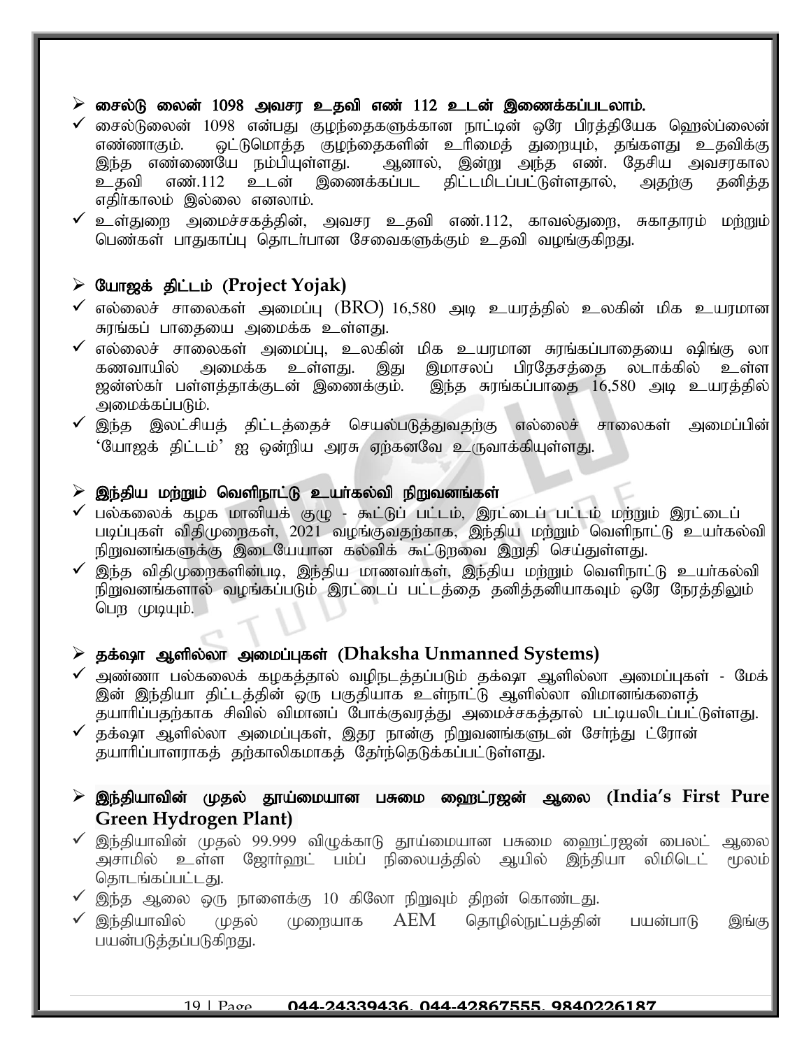## ➢ சைல்டு லைன் 1098 அவசர உதவி எண் 112 உடன் இணைக்கப்படலாம்.

- ✓ சைல்டுலைன் 1098 என்பது குழந்தைகளுக்கான நாட்டின் ஒரே பிரத்தியேக ஹெல்ப்லைன் எண்ணாகும். ஒட்டுமொத்த குழந்தைகளின் உரிமைத் துறையும், தங்களது உதவிக்கு இந்த எண்ணையே நம்பியுள்ளது. ஆனால், இன்று அந்த எண். தேசிய அவசரகால உதவி எண்.112 உடன் இணைக்கப்பட திட்டமிடப்பட்டுள்ளதால், அதற்கு தனித்த எதிர்காலம் இல்லை எனலாம்.
- ✓ உள்துறை அமைச்சகத்தின், அவசர உதவி எண்.112, காவல்துறை, சுகாதாரம் மற்றும் பெண்கள் பாதுகாப்பு தொடர்பான சேவைகளுக்கும் உதவி வழங்குகிறது.

## ➢ யோஜக் திட்டம் (Project Yojak)

- ✓ எல்லைச் சாலைகள் அமைப்பு (BRO) 16,580 அடி உயரத்தில் உலகின் மிக உயரமான சுரங்கப் பாதையை அமைக்க உள்ளது.
- ✓ எல்லைச் சாலைகள் அமைப்பு, உலகின் மிக உயரமான சுரங்கப்பாதையை ஷிங்கு லா கணவாயில் அமைக்க உள்ளது. இது இமாசலப் பிரதேசத்தை லடாக்கில் உள்ள ஜன்ஸ்கர் பள்ளத்தாக்குடன் இணைக்கும். இந்த சுரங்கப்பாதை 16,580 அடி உயரத்தில் அமைக்கப்படும்.
- ✓ இந்த இலட்சியத் திட்டத்தைச் செயல்படுத்துவதற்கு எல்லைச் சாலைகள் அமைப்பின் 'யோஜக் திட்டம்' ஐ ஒன்றிய அரசு ஏற்கனவே உருவாக்கியுள்ளது.

## ➢ இந்திய மற்றும் வெளிநாட்டு உயர்கல்வி நிறுவனங்கள்

- ✓ பல்கலைக் கழக மானியக் குழு - கூட்டுப் பட்டம், இரட்டைப் பட்டம் மற்றும் இரட்டைப் படிப்புகள் விதிமுறைகள், 2021 வழங்குவதற்காக, இந்திய மற்றும் வெளிநாட்டு உயர்கல்வி நிறுவனங்களுக்கு இடையேயான கல்விக் கூட்டுறவை இறுதி செய்துள்ளது.
- ✓ இந்த விதிமுறைகளின்படி, இந்திய மாணவர்கள், இந்திய மற்றும் வெளிநாட்டு உயர்கல்வி நிறுவனங்களால் வழங்கப்படும் இரட்டைப் பட்டத்தை தனித்தனியாகவும் ஒரே நேரத்திலும் பெற முடியும்.

## ➢ தக்ஷா ஆளில்லா அமைப்புகள் (Dhaksha Unmanned Systems)

- ✓ அண்ணா பல்கலைக் கழகத்தால் வழிநடத்தப்படும் தக்ஷா ஆளில்லா அமைப்புகள் - மேக் இன் இந்தியா திட்டத்தின் ஒரு பகுதியாக உள்நாட்டு ஆளில்லா விமானங்களைத் தயாரிப்பதற்காக சிவில் விமானப் போக்குவரத்து அமைச்சகத்தால் பட்டியலிடப்பட்டுள்ளது.
- ✓ தக்ஷா ஆளில்லா அமைப்புகள், இதர நான்கு நிறுவனங்களுடன் சேர்ந்து ட்ரோன் தயாரிப்பாளராகத் தற்காலிகமாகத் தேர்ந்தெடுக்கப்பட்டுள்ளது.

## ➢ இந்தியாவின் முதல் தூய்மையான பசுமை ஹைட்ரஜன் ஆலை (India's First Pure Green Hydrogen Plant)

- ✓ இந்தியாவின் முதல் 99.999 விழுக்காடு தூய்மையான பசுமை ஹைட்ரஜன் பைலட் ஆலை அசாமில் உள்ள ஜோர்ஹட் பம்ப் நிலையத்தில் ஆயில் இந்தியா லிமிடெட் மூலம் தொடங்கப்பட்டது.
- ✓ இந்த ஆலை ஒரு நாளைக்கு 10 கிலோ நிறுவும் திறன் கொண்டது.
- ✓ இந்தியாவில் முதல் முறையாக AEM தொழில்நுட்பத்தின் பயன்பாடு இங்கு பயன்படுத்தப்படுகிறது.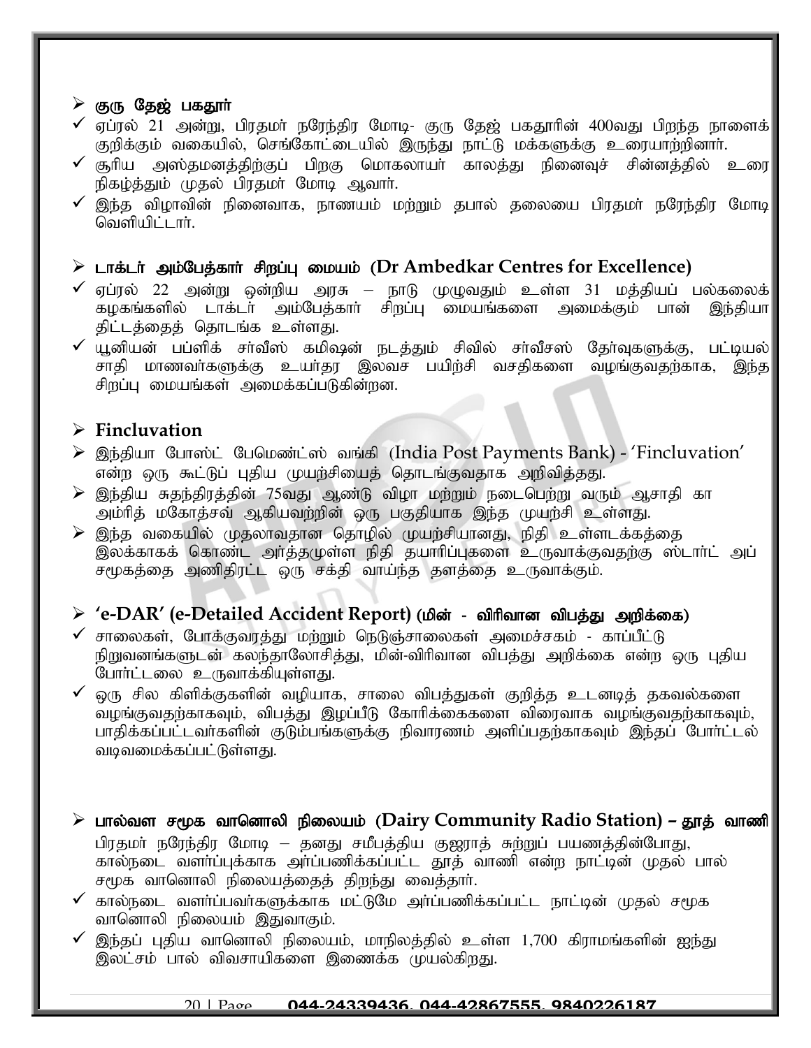## ➢ குரு தேஜ் பகதூர்

- ✓ ஏப்ரல் 21 அன்று, பிரதமர் நரேந்திர மோடி- குரு தேஜ் பகதூரின் 400வது பிறந்த நாளைக் குறிக்கும் வகையில், செங்கோட்டையில் இருந்து நாட்டு மக்களுக்கு உரையாற்றினார்.
- ✓ சூரிய அஸ்தமனத்திற்குப் பிறகு மொகலாயர் காலத்து நினைவுச் சின்னத்தில் உரை நிகழ்த்தும் முதல் பிரதமர் மோடி ஆவார்.
- ✓ இந்த விழாவின் நினைவாக, நாணயம் மற்றும் தபால் தலையை பிரதமர் நரேந்திர மோடி வெளியிட்டார்.

## ➢ டாக்டர் அம்பேத்கார் சிறப்பு மையம் (Dr Ambedkar Centres for Excellence)

- ✓ ஏப்ரல் 22 அன்று ஒன்றிய அரசு – நாடு முழுவதும் உள்ள 31 மத்தியப் பல்கலைக் கழகங்களில் டாக்டர் அம்பேத்கார் சிறப்பு மையங்களை அமைக்கும் பான் இந்தியா திட்டத்தைத் தொடங்க உள்ளது.
- ✓ யூனியன் பப்ளிக் சர்வீஸ் கமிஷன் நடத்தும் சிவில் சர்வீசஸ் தேர்வுகளுக்கு, பட்டியல் சாதி மாணவர்களுக்கு உயர்தர இலவச பயிற்சி வசதிகளை வழங்குவதற்காக, இந்த சிறப்பு மையங்கள் அமைக்கப்படுகின்றன.

## ➢ Fincluvation

- ➢ இந்தியா போஸ்ட் பேமெண்ட்ஸ் வங்கி (India Post Payments Bank) - 'Fincluvation' என்ற ஒரு கூட்டுப் புதிய முயற்சியைத் தொடங்குவதாக அறிவித்தது.
- ➢ இந்திய சுதந்திரத்தின் 75வது ஆண்டு விழா மற்றும் நடைபெற்று வரும் ஆசாதி கா அம்ரித் மகோத்சவ் ஆகியவற்றின் ஒரு பகுதியாக இந்த முயற்சி உள்ளது.
- ➢ இந்த வகையில் முதலாவதான தொழில் முயற்சியானது, நிதி உள்ளடக்கத்தை இலக்காகக் கொண்ட அர்த்தமுள்ள நிதி தயாரிப்புகளை உருவாக்குவதற்கு ஸ்டார்ட் அப் சமூகத்தை அணிதிரட்ட ஒரு சக்தி வாய்ந்த தளத்தை உருவாக்கும்.

## ➢ 'e-DAR' (e-Detailed Accident Report) (மின் - விரிவான விபத்து அறிக்கை)

- ✓ சாலைகள், போக்குவரத்து மற்றும் நெடுஞ்சாலைகள் அமைச்சகம் - காப்பீட்டு நிறுவனங்களுடன் கலந்தாலோசித்து, மின்-விரிவான விபத்து அறிக்கை என்ற ஒரு புதிய போர்ட்டலை உருவாக்கியுள்ளது.
- ✓ ஒரு சில கிளிக்குகளின் வழியாக, சாலை விபத்துகள் குறித்த உடனடித் தகவல்களை வழங்குவதற்காகவும், விபத்து இழப்பீடு கோரிக்கைகளை விரைவாக வழங்குவதற்காகவும், பாதிக்கப்பட்டவர்களின் குடும்பங்களுக்கு நிவாரணம் அளிப்பதற்காகவும் இந்தப் போர்ட்டல் வடிவமைக்கப்பட்டுள்ளது.

## ➢ பால்வள சமூக வானொலி நிலையம் (Dairy Community Radio Station) – தூத் வாணி

பிரதமர் நரேந்திர மோடி – தனது சமீபத்திய குஜராத் சுற்றுப் பயணத்தின்போது, கால்நடை வளர்ப்புக்காக அர்ப்பணிக்கப்பட்ட தூத் வாணி என்ற நாட்டின் முதல் பால் சமூக வானொலி நிலையத்தைத் திறந்து வைத்தார்.

- ✓ கால்நடை வளர்ப்பவர்களுக்காக மட்டுமே அர்ப்பணிக்கப்பட்ட நாட்டின் முதல் சமூக வானொலி நிலையம் இதுவாகும்.
- ✓ இந்தப் புதிய வானொலி நிலையம், மாநிலத்தில் உள்ள 1,700 கிராமங்களின் ஐந்து இலட்சம் பால் விவசாயிகளை இணைக்க முயல்கிறது.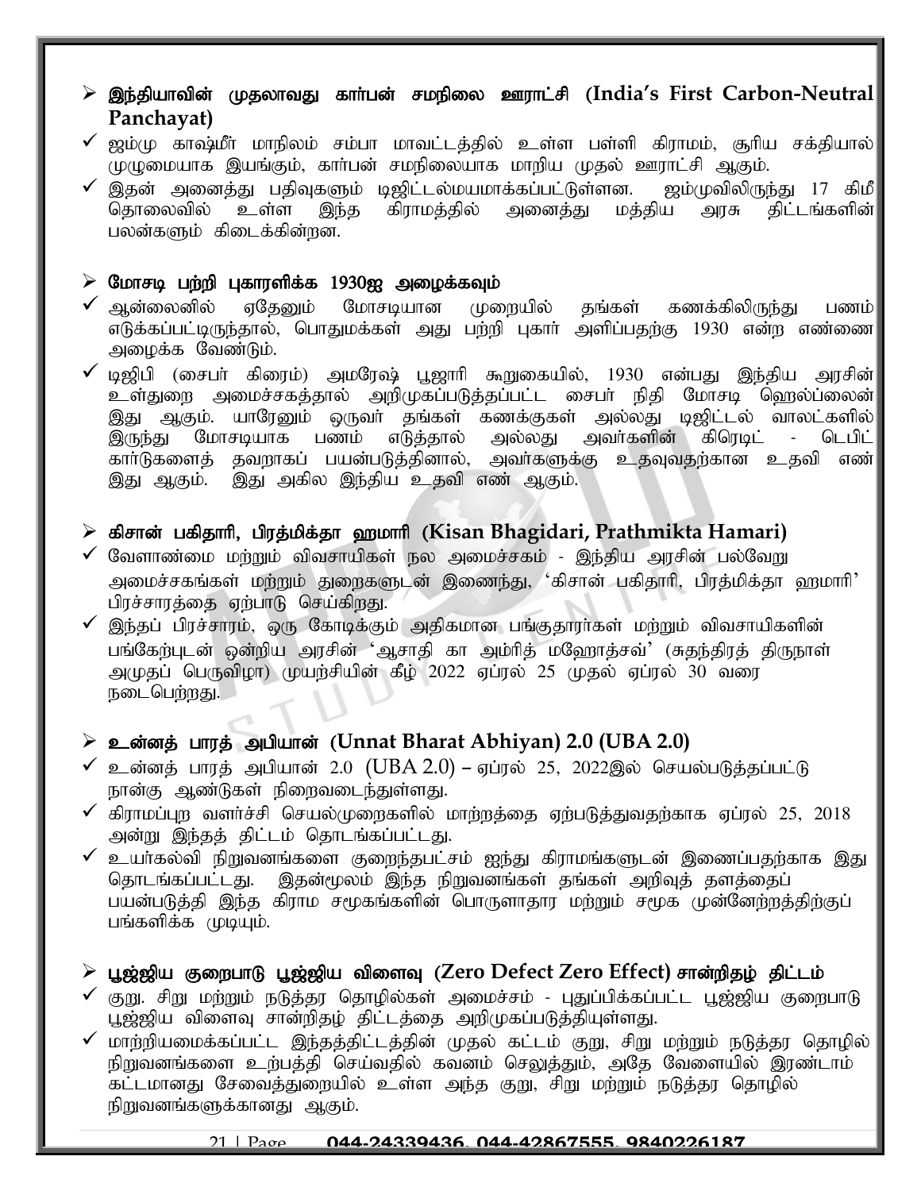## இந்தியாவின் முதலாவது கார்பன் சமநிலை ஊராட்சி (India's First Carbon-Neutral Panchayat)

- ✓ ஜம்மு காஷ்மீர் மாநிலம் சம்பா மாவட்டத்தில் உள்ள பள்ளி கிராமம், சூரிய சக்தியால் முழுமையாக இயங்கும், கார்பன் சமநிலையாக மாறிய முதல் ஊராட்சி ஆகும்.
- ✓ இதன் அனைத்து பதிவுகளும் டிஜிட்டல்மயமாக்கப்பட்டுள்ளன. ஜம்முவிலிருந்து 17 கிமீ தொலைவில் உள்ள இந்த கிராமத்தில் அனைத்து மத்திய அரசு திட்டங்களின் பலன்களும் கிடைக்கின்றன.

## மோசடி பற்றி புகாரளிக்க 1930ஐ அழைக்கவும்

- ✓ ஆன்லைனில் ஏதேனும் மோசடியான முறையில் தங்கள் கணக்கிலிருந்து பணம் எடுக்கப்பட்டிருந்தால், பொதுமக்கள் அது பற்றி புகார் அளிப்பதற்கு 1930 என்ற எண்ணை அழைக்க வேண்டும்.
- ✓ டிஜிபி (சைபர் கிரைம்) அமரேஷ் பூஜாரி கூறுகையில், 1930 என்பது இந்திய அரசின் உள்துறை அமைச்சகத்தால் அறிமுகப்படுத்தப்பட்ட சைபர் நிதி மோசடி ஹெல்ப்லைன் இது ஆகும். யாரேனும் ஒருவர் தங்கள் கணக்குகள் அல்லது டிஜிட்டல் வாலட்களில் இருந்து மோசடியாக பணம் எடுத்தால் அல்லது அவர்களின் கிரெடிட் - டெபிட் கார்டுகளைத் தவறாகப் பயன்படுத்தினால், அவர்களுக்கு உதவுவதற்கான உதவி எண் இது ஆகும். இது அகில இந்திய உதவி எண் ஆகும்.

## கிசான் பகிதாரி, பிரத்மிக்தா ஹமாரி (Kisan Bhagidari, Prathmikta Hamari)

- ✓ வேளாண்மை மற்றும் விவசாயிகள் நல அமைச்சகம் - இந்திய அரசின் பல்வேறு அமைச்சகங்கள் மற்றும் துறைகளுடன் இணைந்து, 'கிசான் பகிதாரி, பிரத்மிக்தா ஹமாரி' பிரச்சாரத்தை ஏற்பாடு செய்கிறது.
- ✓ இந்தப் பிரச்சாரம், ஒரு கோடிக்கும் அதிகமான பங்குதாரர்கள் மற்றும் விவசாயிகளின் பங்கேற்புடன் ஒன்றிய அரசின் 'ஆசாதி கா அம்ரித் மஹோத்சவ்' (சுதந்திரத் திருநாள் அமுதப் பெருவிழா) முயற்சியின் கீழ் 2022 ஏப்ரல் 25 முதல் ஏப்ரல் 30 வரை நடைபெற்றது.

## உன்னத் பாரத் அபியான் (Unnat Bharat Abhiyan) 2.0 (UBA 2.0)

- ✓ உன்னத் பாரத் அபியான் 2.0 (UBA 2.0) – ஏப்ரல் 25, 2022இல் செயல்படுத்தப்பட்டு நான்கு ஆண்டுகள் நிறைவடைந்துள்ளது.
- ✓ கிராமப்புற வளர்ச்சி செயல்முறைகளில் மாற்றத்தை ஏற்படுத்துவதற்காக ஏப்ரல் 25, 2018 அன்று இந்தத் திட்டம் தொடங்கப்பட்டது.
- ✓ உயர்கல்வி நிறுவனங்களை குறைந்தபட்சம் ஐந்து கிராமங்களுடன் இணைப்பதற்காக இது தொடங்கப்பட்டது. இதன்மூலம் இந்த நிறுவனங்கள் தங்கள் அறிவுத் தளத்தைப் பயன்படுத்தி இந்த கிராம சமூகங்களின் பொருளாதார மற்றும் சமூக முன்னேற்றத்திற்குப் பங்களிக்க முடியும்.

## பூஜ்ஜிய குறைபாடு பூஜ்ஜிய விளைவு (Zero Defect Zero Effect) சான்றிதழ் திட்டம்

- ✓ குறு. சிறு மற்றும் நடுத்தர தொழில்கள் அமைச்சம் - புதுப்பிக்கப்பட்ட பூஜ்ஜிய குறைபாடு பூஜ்ஜிய விளைவு சான்றிதழ் திட்டத்தை அறிமுகப்படுத்தியுள்ளது.
- ✓ மாற்றியமைக்கப்பட்ட இந்தத்திட்டத்தின் முதல் கட்டம் குறு, சிறு மற்றும் நடுத்தர தொழில் நிறுவனங்களை உற்பத்தி செய்வதில் கவனம் செலுத்தும், அதே வேளையில் இரண்டாம் கட்டமானது சேவைத்துறையில் உள்ள அந்த குறு, சிறு மற்றும் நடுத்தர தொழில் நிறுவனங்களுக்கானது ஆகும்.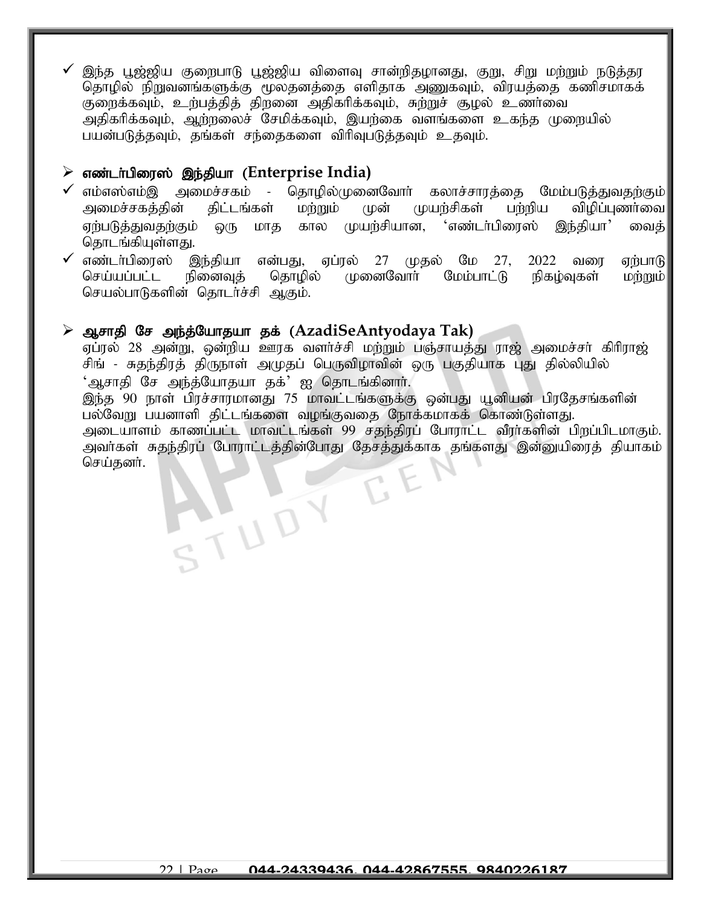- ✓ இந்த பூஜ்ஜிய குறைபாடு பூஜ்ஜிய விளைவு சான்றிதழானது, குறு, சிறு மற்றும் நடுத்தர தொழில் நிறுவனங்களுக்கு மூலதனத்தை எளிதாக அணுகவும், விரயத்தை கணிசமாகக் குறைக்கவும், உற்பத்தித் திறனை அதிகரிக்கவும், சுற்றுச் சூழல் உணர்வை அதிகரிக்கவும், ஆற்றலைச் சேமிக்கவும், இயற்கை வளங்களை உகந்த முறையில் பயன்படுத்தவும், தங்கள் சந்தைகளை விரிவுபடுத்தவும் உதவும்.

## ➢ எண்டர்பிரைஸ் இந்தியா (Enterprise India)

- ✓ எம்எஸ்எம்இ அமைச்சகம் - தொழில்முனைவோர் கலாச்சாரத்தை மேம்படுத்துவதற்கும் அமைச்சகத்தின் திட்டங்கள் மற்றும் முன் முயற்சிகள் பற்றிய விழிப்புணர்வை ஏற்படுத்துவதற்கும் ஒரு மாத கால முயற்சியான, 'எண்டர்பிரைஸ் இந்தியா' வைத் தொடங்கியுள்ளது.
- ✓ எண்டர்பிரைஸ் இந்தியா என்பது, ஏப்ரல் 27 முதல் மே 27, 2022 வரை ஏற்பாடு செய்யப்பட்ட நினைவுத் தொழில் முனைவோர் மேம்பாட்டு நிகழ்வுகள் மற்றும் செயல்பாடுகளின் தொடர்ச்சி ஆகும்.

## ➢ ஆசாதி சே அந்த்யோதயா தக் (AzadiSeAntyodaya Tak)

ஏப்ரல் 28 அன்று, ஒன்றிய ஊரக வளர்ச்சி மற்றும் பஞ்சாயத்து ராஜ் அமைச்சர் கிரிராஜ் சிங் - சுதந்திரத் திருநாள் அமுதப் பெருவிழாவின் ஒரு பகுதியாக புது தில்லியில் 'ஆசாதி சே அந்த்யோதயா தக்' ஐ தொடங்கினார்.

இந்த 90 நாள் பிரச்சாரமானது 75 மாவட்டங்களுக்கு ஒன்பது யூனியன் பிரதேசங்களின் பல்வேறு பயனாளி திட்டங்களை வழங்குவதை நோக்கமாகக் கொண்டுள்ளது.

அடையாளம் காணப்பட்ட மாவட்டங்கள் 99 சதந்திரப் போராட்ட வீரர்களின் பிறப்பிடமாகும். அவர்கள் சுதந்திரப் போராட்டத்தின்போது தேசத்துக்காக தங்களது இன்னுயிரைத் தியாகம் செய்தனர்.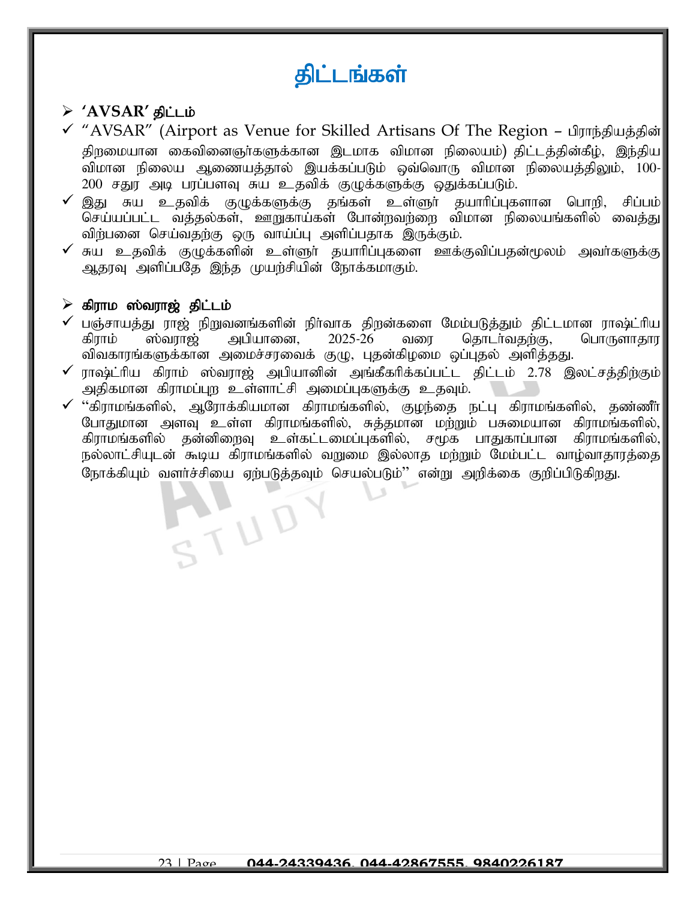# திட்டங்கள்

## ➢ 'AVSAR' திட்டம்

- ✓ "AVSAR" (Airport as Venue for Skilled Artisans Of The Region – பிராந்தியத்தின் திறமையான கைவினைஞர்களுக்கான இடமாக விமான நிலையம்) திட்டத்தின்கீழ், இந்திய விமான நிலைய ஆணையத்தால் இயக்கப்படும் ஒவ்வொரு விமான நிலையத்திலும், 100-200 சதுர அடி பரப்பளவு சுய உதவிக் குழுக்களுக்கு ஒதுக்கப்படும்.
- ✓ இது சுய உதவிக் குழுக்களுக்கு தங்கள் உள்ளூர் தயாரிப்புகளான பொறி, சிப்பம் செய்யப்பட்ட வத்தல்கள், ஊறுகாய்கள் போன்றவற்றை விமான நிலையங்களில் வைத்து விற்பனை செய்வதற்கு ஒரு வாய்ப்பு அளிப்பதாக இருக்கும்.
- ✓ சுய உதவிக் குழுக்களின் உள்ளூர் தயாரிப்புகளை ஊக்குவிப்பதன்மூலம் அவர்களுக்கு ஆதரவு அளிப்பதே இந்த முயற்சியின் நோக்கமாகும்.

## ➢ கிராம ஸ்வராஜ் திட்டம்

- ✓ பஞ்சாயத்து ராஜ் நிறுவனங்களின் நிர்வாக திறன்களை மேம்படுத்தும் திட்டமான ராஷ்ட்ரிய கிராம் ஸ்வராஜ் அபியானை, 2025-26 வரை தொடர்வதற்கு, பொருளாதார விவகாரங்களுக்கான அமைச்சரவைக் குழு, புதன்கிழமை ஒப்புதல் அளித்தது.
- ✓ ராஷ்ட்ரிய கிராம் ஸ்வராஜ் அபியானின் அங்கீகரிக்கப்பட்ட திட்டம் 2.78 இலட்சத்திற்கும் அதிகமான கிராமப்புற உள்ளாட்சி அமைப்புகளுக்கு உதவும்.
- ✓ "கிராமங்களில், ஆரோக்கியமான கிராமங்களில், குழந்தை நட்பு கிராமங்களில், தண்ணீர் போதுமான அளவு உள்ள கிராமங்களில், சுத்தமான மற்றும் பசுமையான கிராமங்களில், கிராமங்களில் தன்னிறைவு உள்கட்டமைப்புகளில், சமூக பாதுகாப்பான கிராமங்களில், நல்லாட்சியுடன் கூடிய கிராமங்களில் வறுமை இல்லாத மற்றும் மேம்பட்ட வாழ்வாதாரத்தை நோக்கியும் வளர்ச்சியை ஏற்படுத்தவும் செயல்படும்" என்று அறிக்கை குறிப்பிடுகிறது.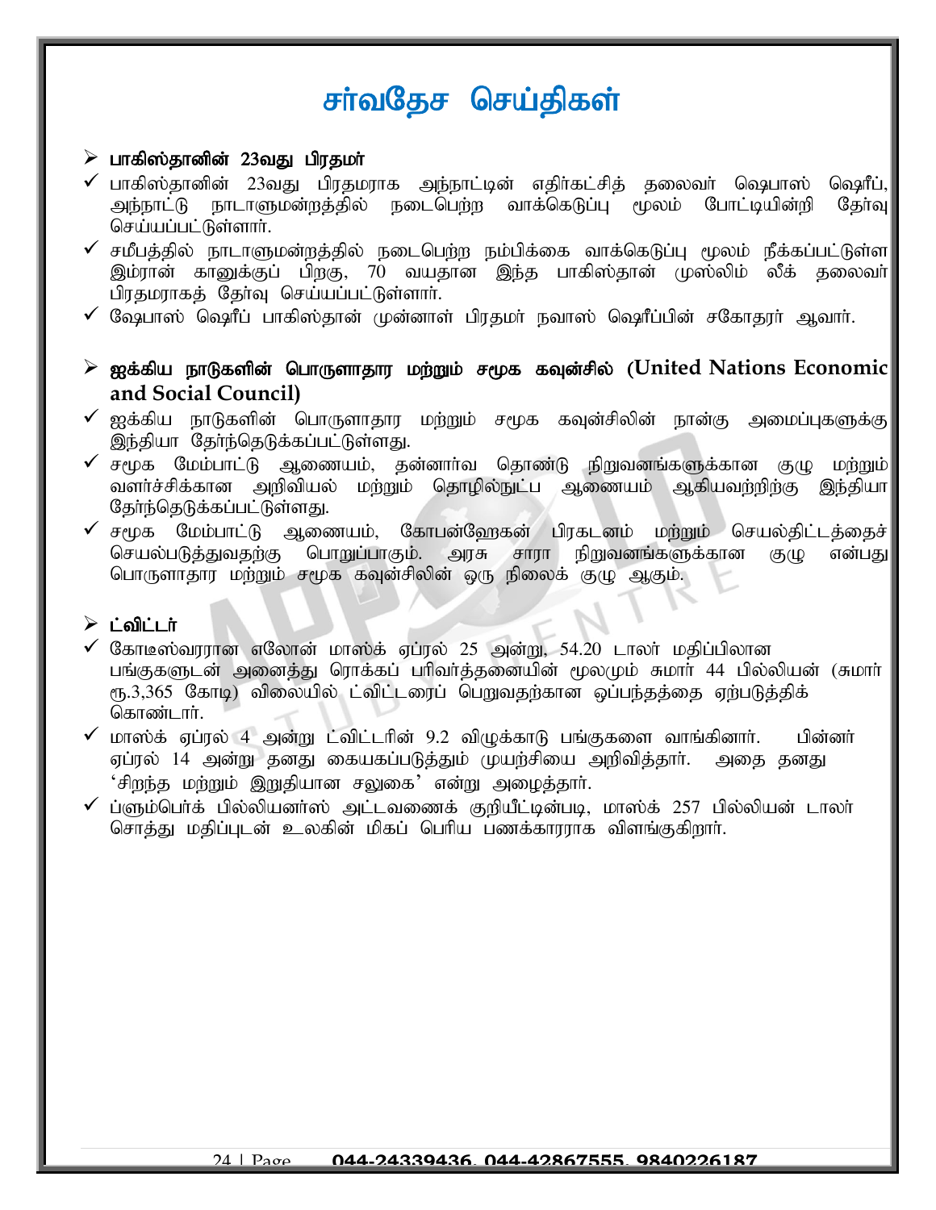# சர்வதேச செய்திகள்

## பாகிஸ்தானின் 23வது பிரதமர்

- பாகிஸ்தானின் 23வது பிரதமராக அந்நாட்டின் எதிர்கட்சித் தலைவர் ஷெபாஸ் ஷெரீப், அந்நாட்டு நாடாளுமன்றத்தில் நடைபெற்ற வாக்கெடுப்பு மூலம் போட்டியின்றி தேர்வு செய்யப்பட்டுள்ளார்.
- சமீபத்தில் நாடாளுமன்றத்தில் நடைபெற்ற நம்பிக்கை வாக்கெடுப்பு மூலம் நீக்கப்பட்டுள்ள இம்ரான் கானுக்குப் பிறகு, 70 வயதான இந்த பாகிஸ்தான் முஸ்லிம் லீக் தலைவர் பிரதமராகத் தேர்வு செய்யப்பட்டுள்ளார்.
- ஷேபாஸ் ஷெரீப் பாகிஸ்தான் முன்னாள் பிரதமர் நவாஸ் ஷெரீப்பின் சகோதரர் ஆவார்.

## ஐக்கிய நாடுகளின் பொருளாதார மற்றும் சமூக கவுன்சில் (United Nations Economic and Social Council)

- ஐக்கிய நாடுகளின் பொருளாதார மற்றும் சமூக கவுன்சிலின் நான்கு அமைப்புகளுக்கு இந்தியா தேர்ந்தெடுக்கப்பட்டுள்ளது.
- சமூக மேம்பாட்டு ஆணையம், தன்னார்வ தொண்டு நிறுவனங்களுக்கான குழு மற்றும் வளர்ச்சிக்கான அறிவியல் மற்றும் தொழில்நுட்ப ஆணையம் ஆகியவற்றிற்கு இந்தியா தேர்ந்தெடுக்கப்பட்டுள்ளது.
- சமூக மேம்பாட்டு ஆணையம், கோபன்ஹேகன் பிரகடனம் மற்றும் செயல்திட்டத்தைச் செயல்படுத்துவதற்கு பொறுப்பாகும். அரசு சாரா நிறுவனங்களுக்கான குழு என்பது பொருளாதார மற்றும் சமூக கவுன்சிலின் ஒரு நிலைக் குழு ஆகும்.

## ட்விட்டர்

- கோடீஸ்வரரான எலோன் மாஸ்க் ஏப்ரல் 25 அன்று, 54.20 டாலர் மதிப்பிலான பங்குகளுடன் அனைத்து ரொக்கப் பரிவர்த்தனையின் மூலமும் சுமார் 44 பில்லியன் (சுமார் ரூ.3,365 கோடி) விலையில் ட்விட்டரைப் பெறுவதற்கான ஒப்பந்தத்தை ஏற்படுத்திக் கொண்டார்.
- மாஸ்க் ஏப்ரல் 4 அன்று ட்விட்டரின் 9.2 விழுக்காடு பங்குகளை வாங்கினார். பின்னர் ஏப்ரல் 14 அன்று தனது கையகப்படுத்தும் முயற்சியை அறிவித்தார். அதை தனது ‘சிறந்த மற்றும் இறுதியான சலுகை’ என்று அழைத்தார்.
- ப்ளூம்பெர்க் பில்லியனர்ஸ் அட்டவணைக் குறியீட்டின்படி, மாஸ்க் 257 பில்லியன் டாலர் சொத்து மதிப்புடன் உலகின் மிகப் பெரிய பணக்காரராக விளங்குகிறார்.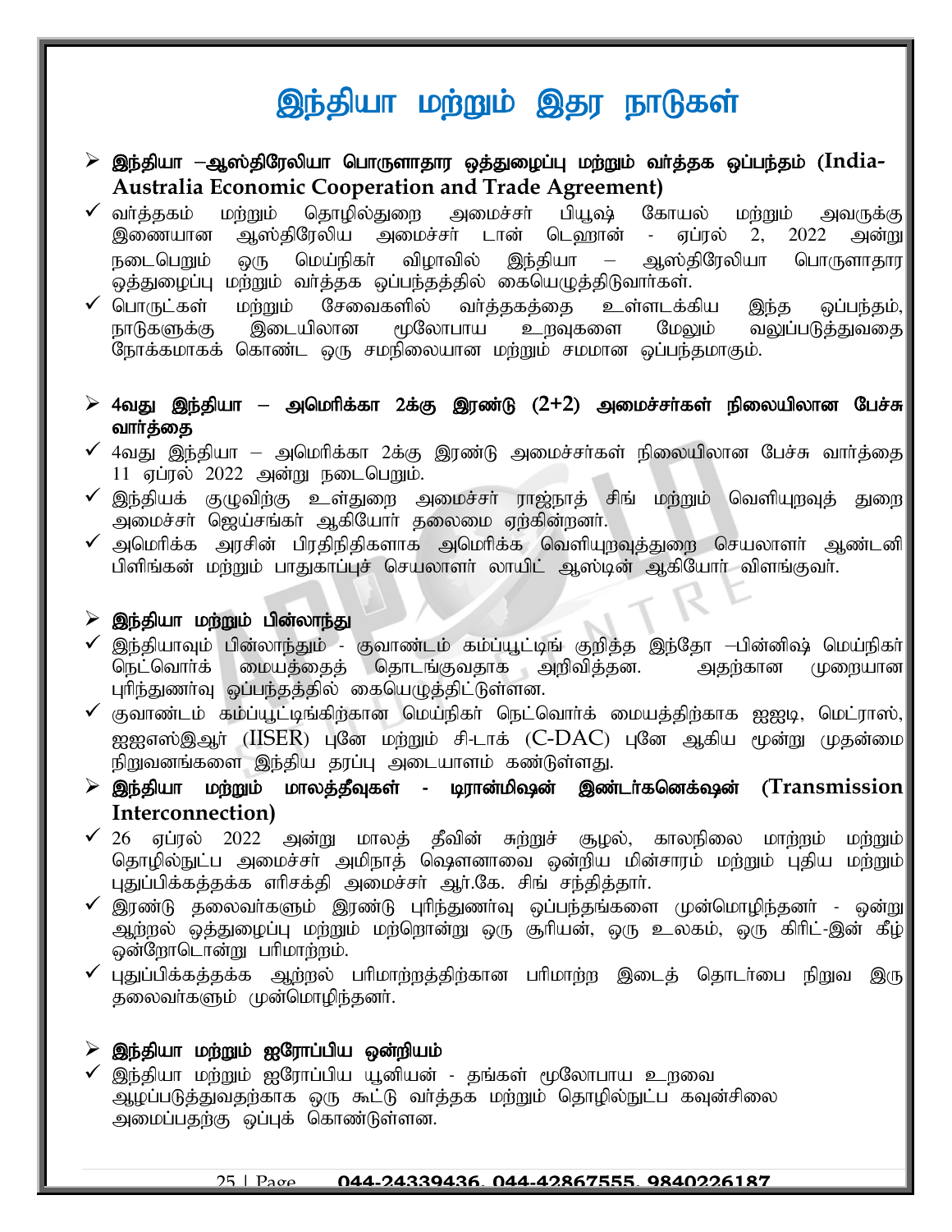# இந்தியா மற்றும் இதர நாடுகள்

## இந்தியா –ஆஸ்திரேலியா பொருளாதார ஒத்துழைப்பு மற்றும் வர்த்தக ஒப்பந்தம் (India-Australia Economic Cooperation and Trade Agreement)

- வர்த்தகம் மற்றும் தொழில்துறை அமைச்சர் பியூஷ் கோயல் மற்றும் அவருக்கு இணையான ஆஸ்திரேலிய அமைச்சர் டான் டெஹான் - ஏப்ரல் 2, 2022 அன்று நடைபெறும் ஒரு மெய்நிகர் விழாவில் இந்தியா – ஆஸ்திரேலியா பொருளாதார ஒத்துழைப்பு மற்றும் வர்த்தக ஒப்பந்தத்தில் கையெழுத்திடுவார்கள்.
- பொருட்கள் மற்றும் சேவைகளில் வர்த்தகத்தை உள்ளடக்கிய இந்த ஒப்பந்தம், நாடுகளுக்கு இடையிலான மூலோபாய உறவுகளை மேலும் வலுப்படுத்துவதை நோக்கமாகக் கொண்ட ஒரு சமநிலையான மற்றும் சமமான ஒப்பந்தமாகும்.

## 4வது இந்தியா – அமெரிக்கா 2க்கு இரண்டு (2+2) அமைச்சர்கள் நிலையிலான பேச்சு வார்த்தை

- 4வது இந்தியா – அமெரிக்கா 2க்கு இரண்டு அமைச்சர்கள் நிலையிலான பேச்சு வார்த்தை 11 ஏப்ரல் 2022 அன்று நடைபெறும்.
- இந்தியக் குழுவிற்கு உள்துறை அமைச்சர் ராஜ்நாத் சிங் மற்றும் வெளியுறவுத் துறை அமைச்சர் ஜெய்சங்கர் ஆகியோர் தலைமை ஏற்கின்றனர்.
- அமெரிக்க அரசின் பிரதிநிதிகளாக அமெரிக்க வெளியுறவுத்துறை செயலாளர் ஆண்டனி பிளிங்கன் மற்றும் பாதுகாப்புச் செயலாளர் லாயிட் ஆஸ்டின் ஆகியோர் விளங்குவர்.

## இந்தியா மற்றும் பின்லாந்து

- இந்தியாவும் பின்லாந்தும் - குவாண்டம் கம்ப்யூட்டிங் குறித்த இந்தோ –பின்னிஷ் மெய்நிகர் நெட்வொர்க் மையத்தைத் தொடங்குவதாக அறிவித்தன. அதற்கான முறையான புரிந்துணர்வு ஒப்பந்தத்தில் கையெழுத்திட்டுள்ளன.
- குவாண்டம் கம்ப்யூட்டிங்கிற்கான மெய்நிகர் நெட்வொர்க் மையத்திற்காக ஐஐடி, மெட்ராஸ், ஐஐஎஸ்இஆர் (IISER) புனே மற்றும் சி-டாக் (C-DAC) புனே ஆகிய மூன்று முதன்மை நிறுவனங்களை இந்திய தரப்பு அடையாளம் கண்டுள்ளது.

## இந்தியா மற்றும் மாலத்தீவுகள் - டிரான்மிஷன் இண்டர்கனெக்ஷன் (Transmission Interconnection)

- 26 ஏப்ரல் 2022 அன்று மாலத் தீவின் சுற்றுச் சூழல், காலநிலை மாற்றம் மற்றும் தொழில்நுட்ப அமைச்சர் அமிநாத் ஷௌனாவை ஒன்றிய மின்சாரம் மற்றும் புதிய மற்றும் புதுப்பிக்கத்தக்க எரிசக்தி அமைச்சர் ஆர்.கே. சிங் சந்தித்தார்.
- இரண்டு தலைவர்களும் இரண்டு புரிந்துணர்வு ஒப்பந்தங்களை முன்மொழிந்தனர் - ஒன்று ஆற்றல் ஒத்துழைப்பு மற்றும் மற்றொன்று ஒரு சூரியன், ஒரு உலகம், ஒரு கிரிட்-இன் கீழ் ஒன்றோடொன்று பரிமாற்றம்.
- புதுப்பிக்கத்தக்க ஆற்றல் பரிமாற்றத்திற்கான பரிமாற்ற இடைத் தொடர்பை நிறுவ இரு தலைவர்களும் முன்மொழிந்தனர்.

## இந்தியா மற்றும் ஐரோப்பிய ஒன்றியம்

- இந்தியா மற்றும் ஐரோப்பிய யூனியன் - தங்கள் மூலோபாய உறவை ஆழப்படுத்துவதற்காக ஒரு கூட்டு வர்த்தக மற்றும் தொழில்நுட்ப கவுன்சிலை அமைப்பதற்கு ஒப்புக் கொண்டுள்ளன.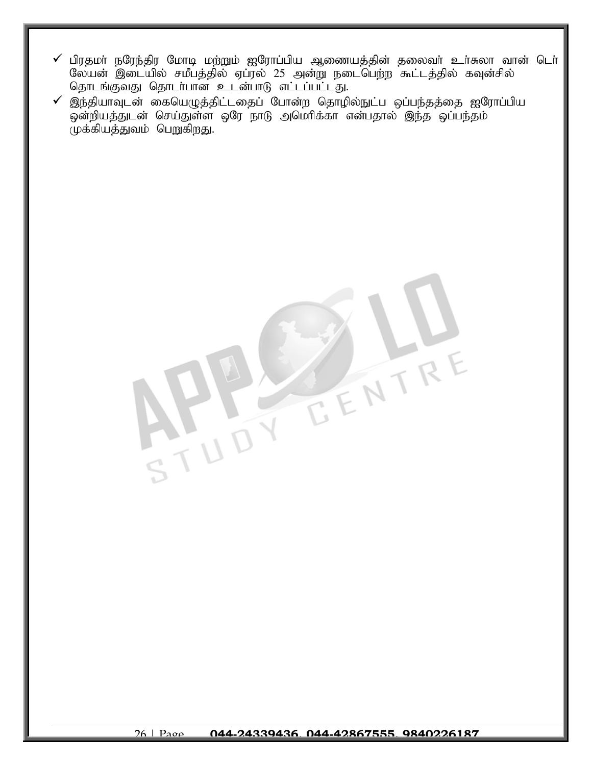- ✓ பிரதமர் நரேந்திர மோடி மற்றும் ஐரோப்பிய ஆணையத்தின் தலைவர் உர்சுலா வான் டெர் லேயன் இடையில் சமீபத்தில் ஏப்ரல் 25 அன்று நடைபெற்ற கூட்டத்தில் கவுன்சில் தொடங்குவது தொடர்பான உடன்பாடு எட்டப்பட்டது.
- ✓ இந்தியாவுடன் கையெழுத்திட்டதைப் போன்ற தொழில்நுட்ப ஒப்பந்தத்தை ஐரோப்பிய ஒன்றியத்துடன் செய்துள்ள ஒரே நாடு அமெரிக்கா என்பதால் இந்த ஒப்பந்தம் முக்கியத்துவம் பெறுகிறது.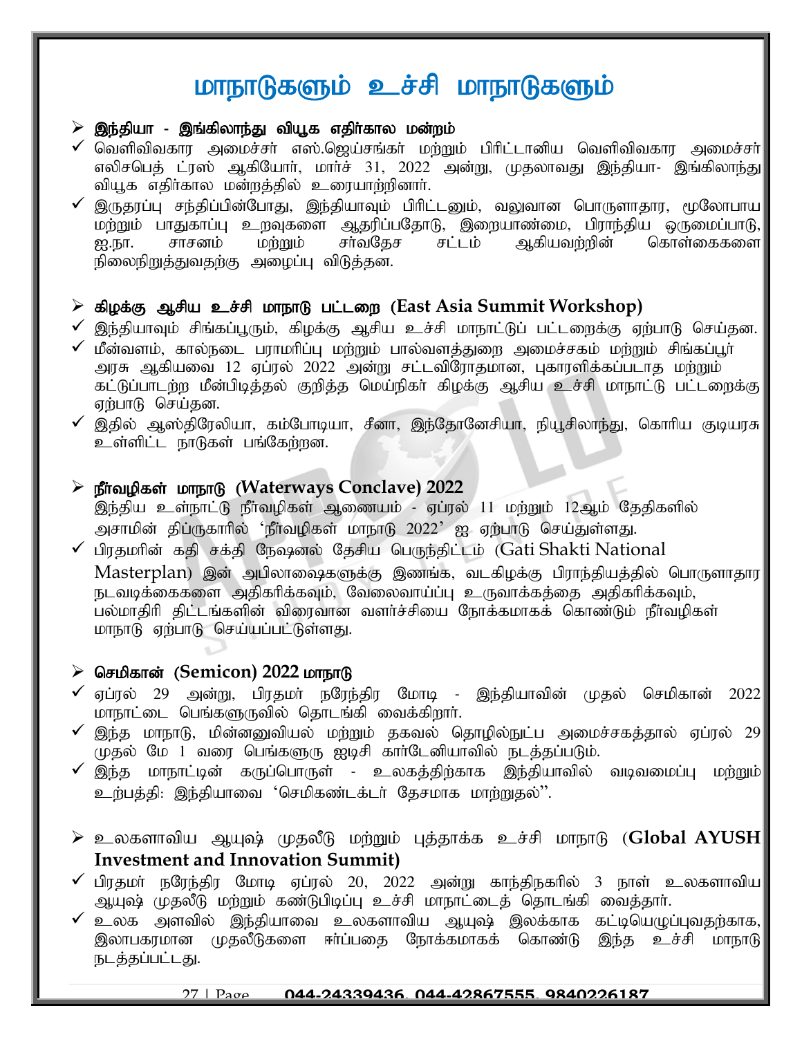# மாநாடுகளும் உச்சி மாநாடுகளும்

## ➢ இந்தியா - இங்கிலாந்து வியூக எதிர்கால மன்றம்

- ✓ வெளிவிவகார அமைச்சர் எஸ்.ஜெய்சங்கர் மற்றும் பிரிட்டானிய வெளிவிவகார அமைச்சர் எலிசபெத் ட்ரஸ் ஆகியோர், மார்ச் 31, 2022 அன்று, முதலாவது இந்தியா- இங்கிலாந்து வியூக எதிர்கால மன்றத்தில் உரையாற்றினார்.
- ✓ இருதரப்பு சந்திப்பின்போது, இந்தியாவும் பிரிட்டனும், வலுவான பொருளாதார, மூலோபாய மற்றும் பாதுகாப்பு உறவுகளை ஆதரிப்பதோடு, இறையாண்மை, பிராந்திய ஒருமைப்பாடு, ஐ.நா. சாசனம் மற்றும் சர்வதேச சட்டம் ஆகியவற்றின் கொள்கைகளை நிலைநிறுத்துவதற்கு அழைப்பு விடுத்தன.

## ➢ கிழக்கு ஆசிய உச்சி மாநாடு பட்டறை (East Asia Summit Workshop)

- ✓ இந்தியாவும் சிங்கப்பூரும், கிழக்கு ஆசிய உச்சி மாநாட்டுப் பட்டறைக்கு ஏற்பாடு செய்தன.
- ✓ மீன்வளம், கால்நடை பராமரிப்பு மற்றும் பால்வளத்துறை அமைச்சகம் மற்றும் சிங்கப்பூர் அரசு ஆகியவை 12 ஏப்ரல் 2022 அன்று சட்டவிரோதமான, புகாரளிக்கப்படாத மற்றும் கட்டுப்பாடற்ற மீன்பிடித்தல் குறித்த மெய்நிகர் கிழக்கு ஆசிய உச்சி மாநாட்டு பட்டறைக்கு ஏற்பாடு செய்தன.
- ✓ இதில் ஆஸ்திரேலியா, கம்போடியா, சீனா, இந்தோனேசியா, நியூசிலாந்து, கொரிய குடியரசு உள்ளிட்ட நாடுகள் பங்கேற்றன.

## ➢ நீர்வழிகள் மாநாடு (Waterways Conclave) 2022

இந்திய உள்நாட்டு நீர்வழிகள் ஆணையம் - ஏப்ரல் 11 மற்றும் 12ஆம் தேதிகளில் அசாமின் திப்ருகாரில் 'நீர்வழிகள் மாநாடு 2022' ஐ ஏற்பாடு செய்துள்ளது.

- ✓ பிரதமரின் கதி சக்தி நேஷனல் தேசிய பெருந்திட்டம் (Gati Shakti National Masterplan) இன் அபிலாஷைகளுக்கு இணங்க, வடகிழக்கு பிராந்தியத்தில் பொருளாதார நடவடிக்கைகளை அதிகரிக்கவும், வேலைவாய்ப்பு உருவாக்கத்தை அதிகரிக்கவும், பல்மாதிரி திட்டங்களின் விரைவான வளர்ச்சியை நோக்கமாகக் கொண்டும் நீர்வழிகள் மாநாடு ஏற்பாடு செய்யப்பட்டுள்ளது.

## ➢ செமிகான் (Semicon) 2022 மாநாடு

- ✓ ஏப்ரல் 29 அன்று, பிரதமர் நரேந்திர மோடி - இந்தியாவின் முதல் செமிகான் 2022 மாநாட்டை பெங்களூருவில் தொடங்கி வைக்கிறார்.
- ✓ இந்த மாநாடு, மின்னனுவியல் மற்றும் தகவல் தொழில்நுட்ப அமைச்சகத்தால் ஏப்ரல் 29 முதல் மே 1 வரை பெங்களூரு ஐடிசி கார்டேனியாவில் நடத்தப்படும்.
- ✓ இந்த மாநாட்டின் கருப்பொருள் - உலகத்திற்காக இந்தியாவில் வடிவமைப்பு மற்றும் உற்பத்தி: இந்தியாவை 'செமிகண்டக்டர் தேசமாக மாற்றுதல்''.

## ➢ உலகளாவிய ஆயுஷ் முதலீடு மற்றும் புத்தாக்க உச்சி மாநாடு (Global AYUSH Investment and Innovation Summit)

- ✓ பிரதமர் நரேந்திர மோடி ஏப்ரல் 20, 2022 அன்று காந்திநகரில் 3 நாள் உலகளாவிய ஆயுஷ் முதலீடு மற்றும் கண்டுபிடிப்பு உச்சி மாநாட்டைத் தொடங்கி வைத்தார்.
- ✓ உலக அளவில் இந்தியாவை உலகளாவிய ஆயுஷ் இலக்காக கட்டியெழுப்புவதற்காக, இலாபகரமான முதலீடுகளை ஈர்ப்பதை நோக்கமாகக் கொண்டு இந்த உச்சி மாநாடு நடத்தப்பட்டது.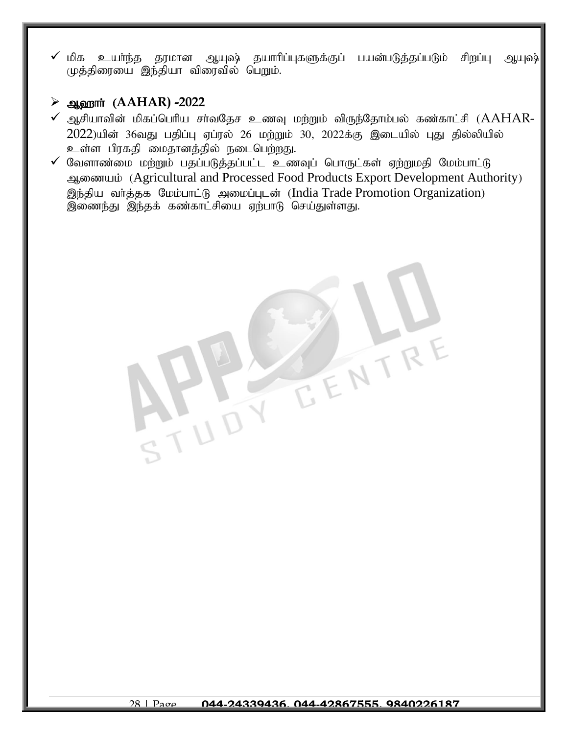- ✓ மிக உயர்ந்த தரமான ஆயுஷ் தயாரிப்புகளுக்குப் பயன்படுத்தப்படும் சிறப்பு ஆயுஷ் முத்திரையை இந்தியா விரைவில் பெறும்.

## ➢ ஆஹார் (AAHAR) -2022

- ✓ ஆசியாவின் மிகப்பெரிய சர்வதேச உணவு மற்றும் விருந்தோம்பல் கண்காட்சி (AAHAR-2022)யின் 36வது பதிப்பு ஏப்ரல் 26 மற்றும் 30, 2022க்கு இடையில் புது தில்லியில் உள்ள பிரகதி மைதானத்தில் நடைபெற்றது.
- ✓ வேளாண்மை மற்றும் பதப்படுத்தப்பட்ட உணவுப் பொருட்கள் ஏற்றுமதி மேம்பாட்டு ஆணையம் (Agricultural and Processed Food Products Export Development Authority) இந்திய வர்த்தக மேம்பாட்டு அமைப்புடன் (India Trade Promotion Organization) இணைந்து இந்தக் கண்காட்சியை ஏற்பாடு செய்துள்ளது.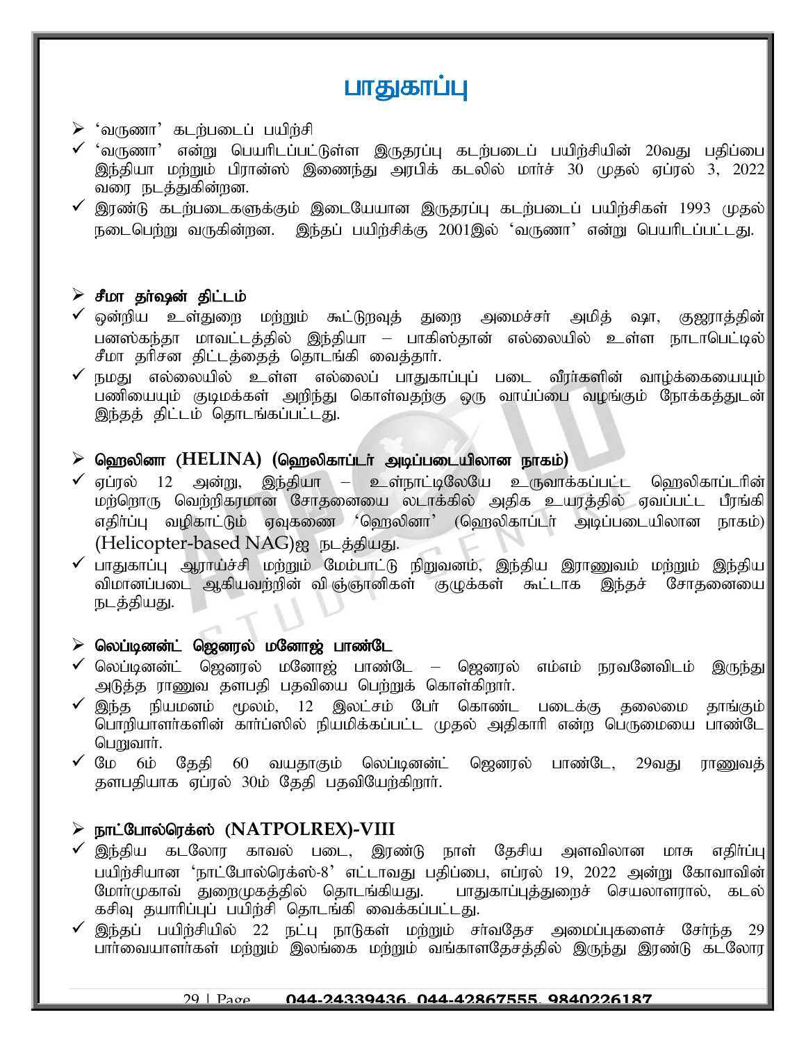# பாதுகாப்பு

- 'வருணா' கடற்படைப் பயிற்சி
  - ✓ 'வருணா' என்று பெயரிடப்பட்டுள்ள இருதரப்பு கடற்படைப் பயிற்சியின் 20வது பதிப்பை இந்தியா மற்றும் பிரான்ஸ் இணைந்து அரபிக் கடலில் மார்ச் 30 முதல் ஏப்ரல் 3, 2022 வரை நடத்துகின்றன.
  - ✓ இரண்டு கடற்படைகளுக்கும் இடையேயான இருதரப்பு கடற்படைப் பயிற்சிகள் 1993 முதல் நடைபெற்று வருகின்றன. இந்தப் பயிற்சிக்கு 2001இல் 'வருணா' என்று பெயரிடப்பட்டது.

- **சீமா தர்ஷன் திட்டம்**
  - ✓ ஒன்றிய உள்துறை மற்றும் கூட்டுறவுத் துறை அமைச்சர் அமித் ஷா, குஜராத்தின் பனஸ்கந்தா மாவட்டத்தில் இந்தியா – பாகிஸ்தான் எல்லையில் உள்ள நாடாபெட்டில் சீமா தரிசன திட்டத்தைத் தொடங்கி வைத்தார்.
  - ✓ நமது எல்லையில் உள்ள எல்லைப் பாதுகாப்புப் படை வீரர்களின் வாழ்க்கையையும் பணியையும் குடிமக்கள் அறிந்து கொள்வதற்கு ஒரு வாய்ப்பை வழங்கும் நோக்கத்துடன் இந்தத் திட்டம் தொடங்கப்பட்டது.

- **ஹெலினா (HELINA) (ஹெலிகாப்டர் அடிப்படையிலான நாகம்)**
  - ✓ ஏப்ரல் 12 அன்று, இந்தியா – உள்நாட்டிலேயே உருவாக்கப்பட்ட ஹெலிகாப்டரின் மற்றொரு வெற்றிகரமான சோதனையை லடாக்கில் அதிக உயரத்தில் ஏவப்பட்ட பீரங்கி எதிர்ப்பு வழிகாட்டும் ஏவுகணை 'ஹெலினா' (ஹெலிகாப்டர் அடிப்படையிலான நாகம்) (Helicopter-based NAG)ஐ நடத்தியது.
  - ✓ பாதுகாப்பு ஆராய்ச்சி மற்றும் மேம்பாட்டு நிறுவனம், இந்திய இராணுவம் மற்றும் இந்திய விமானப்படை ஆகியவற்றின் விஞ்ஞானிகள் குழுக்கள் கூட்டாக இந்தச் சோதனையை நடத்தியது.

- **லெப்டினன்ட் ஜெனரல் மனோஜ் பாண்டே**
  - ✓ லெப்டினன்ட் ஜெனரல் மனோஜ் பாண்டே – ஜெனரல் எம்எம் நரவனேவிடம் இருந்து அடுத்த ராணுவ தளபதி பதவியை பெற்றுக் கொள்கிறார்.
  - ✓ இந்த நியமனம் மூலம், 12 இலட்சம் பேர் கொண்ட படைக்கு தலைமை தாங்கும் பொறியாளர்களின் கார்ப்ஸில் நியமிக்கப்பட்ட முதல் அதிகாரி என்ற பெருமையை பாண்டே பெறுவார்.
  - ✓ மே 6ம் தேதி 60 வயதாகும் லெப்டினன்ட் ஜெனரல் பாண்டே, 29வது ராணுவத் தளபதியாக ஏப்ரல் 30ம் தேதி பதவியேற்கிறார்.

- **நாட்போல்ரெக்ஸ் (NATPOLREX)-VIII**
  - ✓ இந்திய கடலோர காவல் படை, இரண்டு நாள் தேசிய அளவிலான மாசு எதிர்ப்பு பயிற்சியான 'நாட்போல்ரெக்ஸ்-8' எட்டாவது பதிப்பை, எப்ரல் 19, 2022 அன்று கோவாவின் மோர்முகாவ் துறைமுகத்தில் தொடங்கியது. பாதுகாப்புத்துறைச் செயலாளரால், கடல் கசிவு தயாரிப்புப் பயிற்சி தொடங்கி வைக்கப்பட்டது.
  - ✓ இந்தப் பயிற்சியில் 22 நட்பு நாடுகள் மற்றும் சர்வதேச அமைப்புகளைச் சேர்ந்த 29 பார்வையாளர்கள் மற்றும் இலங்கை மற்றும் வங்காளதேசத்தில் இருந்து இரண்டு கடலோர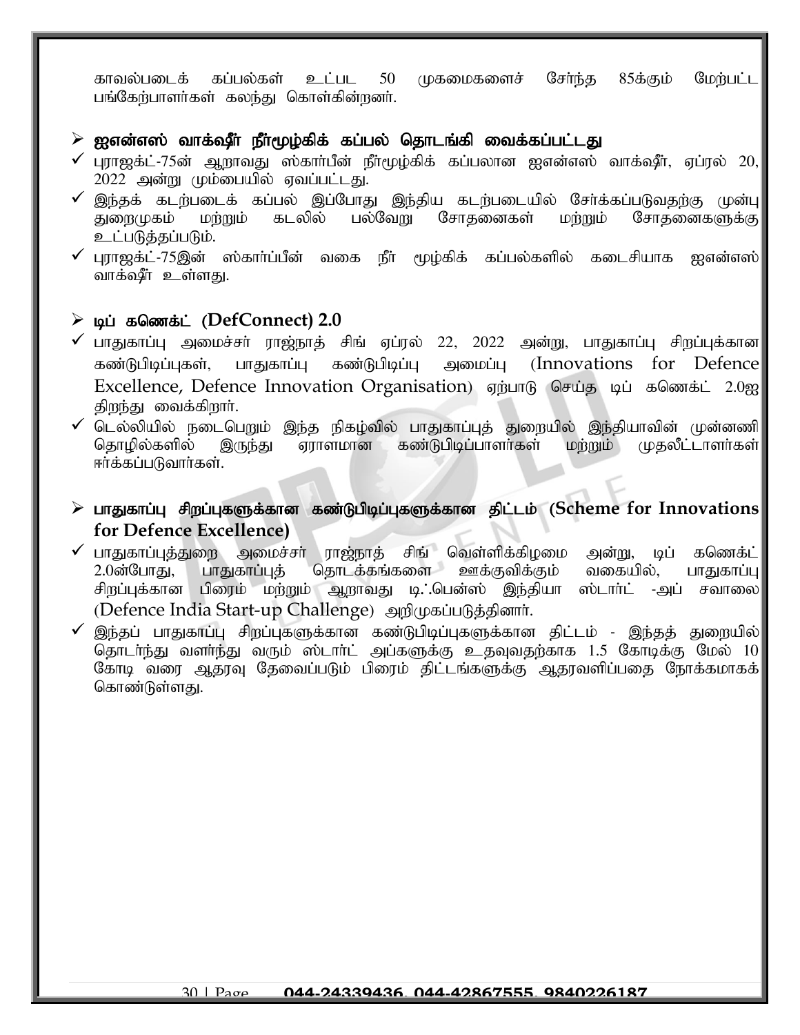காவல்படைக் கப்பல்கள் உட்பட 50 முகமைகளைச் சேர்ந்த 85க்கும் மேற்பட்ட பங்கேற்பாளர்கள் கலந்து கொள்கின்றனர்.

## ➢ ஐஎன்எஸ் வாக்ஷீர் நீர்மூழ்கிக் கப்பல் தொடங்கி வைக்கப்பட்டது

- ✓ புராஜக்ட்-75ன் ஆறாவது ஸ்கார்பீன் நீர்மூழ்கிக் கப்பலான ஐஎன்எஸ் வாக்ஷீர், ஏப்ரல் 20, 2022 அன்று மும்பையில் ஏவப்பட்டது.
- ✓ இந்தக் கடற்படைக் கப்பல் இப்போது இந்திய கடற்படையில் சேர்க்கப்படுவதற்கு முன்பு துறைமுகம் மற்றும் கடலில் பல்வேறு சோதனைகள் மற்றும் சோதனைகளுக்கு உட்படுத்தப்படும்.
- ✓ புராஜக்ட்-75இன் ஸ்கார்ப்பீன் வகை நீர் மூழ்கிக் கப்பல்களில் கடைசியாக ஐஎன்எஸ் வாக்ஷீர் உள்ளது.

## ➢ டிப் கனெக்ட் (DefConnect) 2.0

- ✓ பாதுகாப்பு அமைச்சர் ராஜ்நாத் சிங் ஏப்ரல் 22, 2022 அன்று, பாதுகாப்பு சிறப்புக்கான கண்டுபிடிப்புகள், பாதுகாப்பு கண்டுபிடிப்பு அமைப்பு (Innovations for Defence Excellence, Defence Innovation Organisation) ஏற்பாடு செய்த டிப் கனெக்ட் 2.0ஐ திறந்து வைக்கிறார்.
- ✓ டெல்லியில் நடைபெறும் இந்த நிகழ்வில் பாதுகாப்புத் துறையில் இந்தியாவின் முன்னணி தொழில்களில் இருந்து ஏராளமான கண்டுபிடிப்பாளர்கள் மற்றும் முதலீட்டாளர்கள் ஈர்க்கப்படுவார்கள்.

## ➢ பாதுகாப்பு சிறப்புகளுக்கான கண்டுபிடிப்புகளுக்கான திட்டம் (Scheme for Innovations for Defence Excellence)

- ✓ பாதுகாப்புத்துறை அமைச்சர் ராஜ்நாத் சிங் வெள்ளிக்கிழமை அன்று, டிப் கனெக்ட் 2.0ன்போது, பாதுகாப்புத் தொடக்கங்களை ஊக்குவிக்கும் வகையில், பாதுகாப்பு சிறப்புக்கான பிரைம் மற்றும் ஆறாவது டிஃபென்ஸ் இந்தியா ஸ்டார்ட் -அப் சவாலை (Defence India Start-up Challenge) அறிமுகப்படுத்தினார்.
- ✓ இந்தப் பாதுகாப்பு சிறப்புகளுக்கான கண்டுபிடிப்புகளுக்கான திட்டம் - இந்தத் துறையில் தொடர்ந்து வளர்ந்து வரும் ஸ்டார்ட் அப்களுக்கு உதவுவதற்காக 1.5 கோடிக்கு மேல் 10 கோடி வரை ஆதரவு தேவைப்படும் பிரைம் திட்டங்களுக்கு ஆதரவளிப்பதை நோக்கமாகக் கொண்டுள்ளது.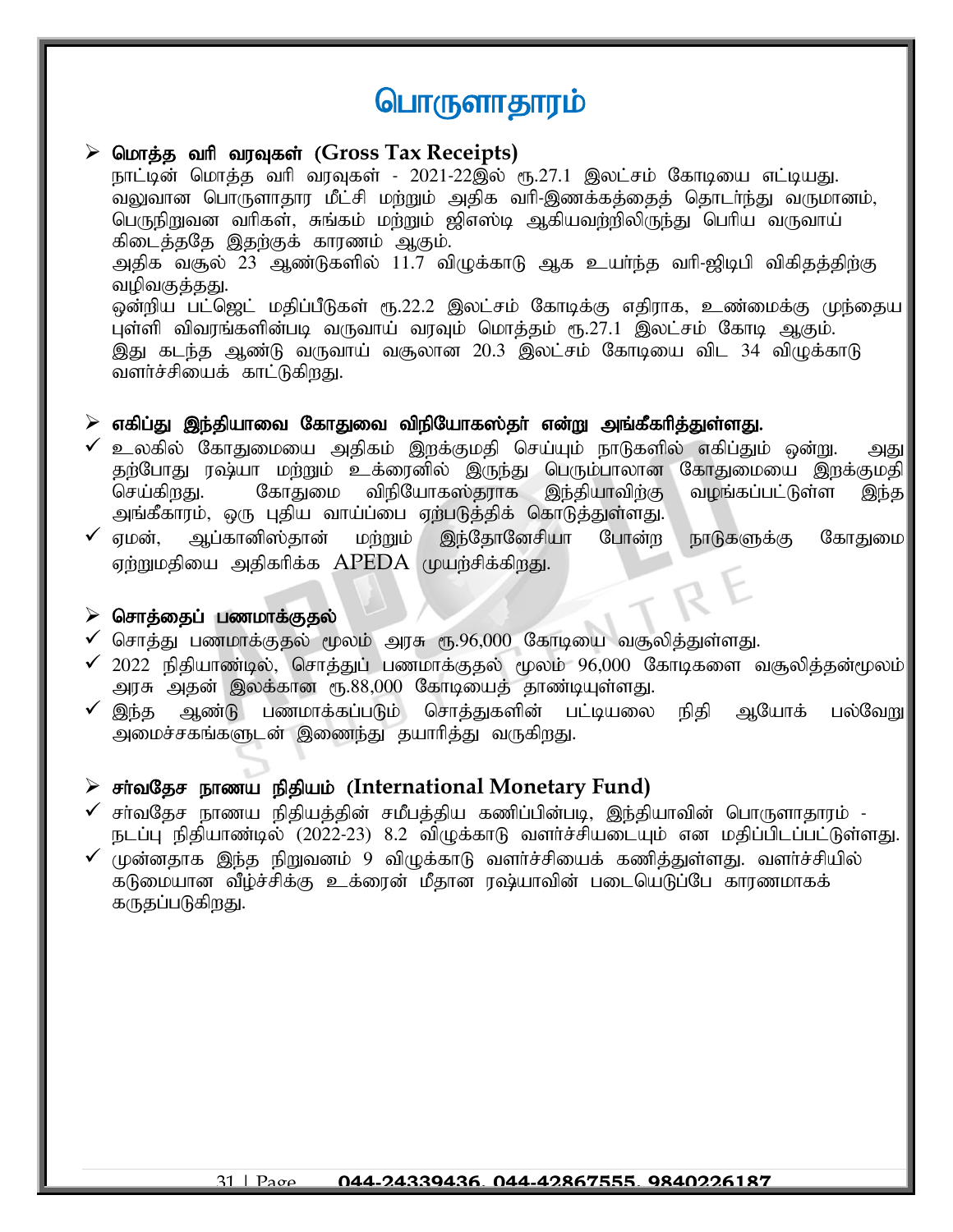# பொருளாதாரம்

## ➢ மொத்த வரி வரவுகள் (Gross Tax Receipts)

நாட்டின் மொத்த வரி வரவுகள் - 2021-22இல் ரூ.27.1 இலட்சம் கோடியை எட்டியது. வலுவான பொருளாதார மீட்சி மற்றும் அதிக வரி-இணக்கத்தைத் தொடர்ந்து வருமானம், பெருநிறுவன வரிகள், சுங்கம் மற்றும் ஜிஎஸ்டி ஆகியவற்றிலிருந்து பெரிய வருவாய் கிடைத்ததே இதற்குக் காரணம் ஆகும்.

அதிக வசூல் 23 ஆண்டுகளில் 11.7 விழுக்காடு ஆக உயர்ந்த வரி-ஜிடிபி விகிதத்திற்கு வழிவகுத்தது.

ஒன்றிய பட்ஜெட் மதிப்பீடுகள் ரூ.22.2 இலட்சம் கோடிக்கு எதிராக, உண்மைக்கு முந்தைய புள்ளி விவரங்களின்படி வருவாய் வரவும் மொத்தம் ரூ.27.1 இலட்சம் கோடி ஆகும். இது கடந்த ஆண்டு வருவாய் வசூலான 20.3 இலட்சம் கோடியை விட 34 விழுக்காடு வளர்ச்சியைக் காட்டுகிறது.

## ➢ எகிப்து இந்தியாவை கோதுமை விநியோகஸ்தர் என்று அங்கீகரித்துள்ளது.

- ✓ உலகில் கோதுமையை அதிகம் இறக்குமதி செய்யும் நாடுகளில் எகிப்தும் ஒன்று. அது தற்போது ரஷ்யா மற்றும் உக்ரைனில் இருந்து பெரும்பாலான கோதுமையை இறக்குமதி செய்கிறது. கோதுமை விநியோகஸ்தராக இந்தியாவிற்கு வழங்கப்பட்டுள்ள இந்த அங்கீகாரம், ஒரு புதிய வாய்ப்பை ஏற்படுத்திக் கொடுத்துள்ளது.
- ✓ ஏமன், ஆப்கானிஸ்தான் மற்றும் இந்தோனேசியா போன்ற நாடுகளுக்கு கோதுமை ஏற்றுமதியை அதிகரிக்க APEDA முயற்சிக்கிறது.

## ➢ சொத்தைப் பணமாக்குதல்

- ✓ சொத்து பணமாக்குதல் மூலம் அரசு ரூ.96,000 கோடியை வசூலித்துள்ளது.
- ✓ 2022 நிதியாண்டில், சொத்துப் பணமாக்குதல் மூலம் 96,000 கோடிகளை வசூலித்தன்மூலம் அரசு அதன் இலக்கான ரூ.88,000 கோடியைத் தாண்டியுள்ளது.
- ✓ இந்த ஆண்டு பணமாக்கப்படும் சொத்துகளின் பட்டியலை நிதி ஆயோக் பல்வேறு அமைச்சகங்களுடன் இணைந்து தயாரித்து வருகிறது.

## ➢ சர்வதேச நாணய நிதியம் (International Monetary Fund)

- ✓ சர்வதேச நாணய நிதியத்தின் சமீபத்திய கணிப்பின்படி, இந்தியாவின் பொருளாதாரம் - நடப்பு நிதியாண்டில் (2022-23) 8.2 விழுக்காடு வளர்ச்சியடையும் என மதிப்பிடப்பட்டுள்ளது.
- ✓ முன்னதாக இந்த நிறுவனம் 9 விழுக்காடு வளர்ச்சியைக் கணித்துள்ளது. வளர்ச்சியில் கடுமையான வீழ்ச்சிக்கு உக்ரேன் மீதான ரஷ்யாவின் படையெடுப்பே காரணமாகக் கருதப்படுகிறது.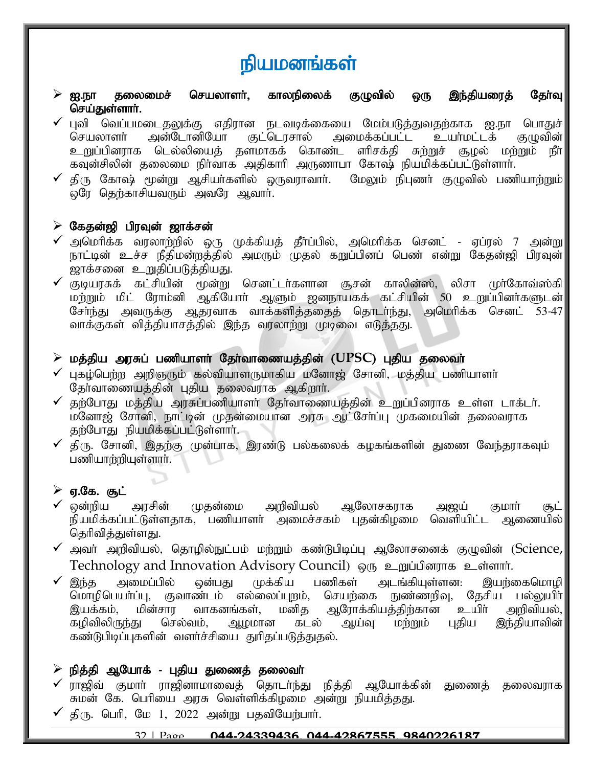# நியமனங்கள்

- **ஐ.நா தலைமைச் செயலாளர், காலநிலைக் குழுவில் ஒரு இந்தியரைத் தேர்வு செய்துள்ளார்.**
  - ✓ புவி வெப்பமடைதலுக்கு எதிரான நடவடிக்கையை மேம்படுத்துவதற்காக ஐ.நா பொதுச் செயலாளர் அன்டோனியோ குட்டெரசால் அமைக்கப்பட்ட உயர்மட்டக் குழுவின் உறுப்பினராக டெல்லியைத் தளமாகக் கொண்ட எரிசக்தி சுற்றுச் சூழல் மற்றும் நீர் கவுன்சிலின் தலைமை நிர்வாக அதிகாரி அருணாபா கோஷ் நியமிக்கப்பட்டுள்ளார்.
  - ✓ திரு கோஷ் மூன்று ஆசியர்களில் ஒருவராவார். மேலும் நிபுணர் குழுவில் பணியாற்றும் ஒரே தெற்காசியவரும் அவரே ஆவார்.

- **கேதன்ஜி பிரவுன் ஜாக்சன்**
  - ✓ அமெரிக்க வரலாற்றில் ஒரு முக்கியத் தீர்ப்பில், அமெரிக்க செனட் - ஏப்ரல் 7 அன்று நாட்டின் உச்ச நீதிமன்றத்தில் அமரும் முதல் கறுப்பினப் பெண் என்று கேதன்ஜி பிரவுன் ஜாக்சனை உறுதிப்படுத்தியது.
  - ✓ குடியரசுக் கட்சியின் மூன்று செனட்டர்களான சூசன் காலின்ஸ், லிசா முர்கோவ்ஸ்கி மற்றும் மிட் ரோம்னி ஆகியோர் ஆளும் ஜனநாயகக் கட்சியின் 50 உறுப்பினர்களுடன் சேர்ந்து அவருக்கு ஆதரவாக வாக்களித்ததைத் தொடர்ந்து, அமெரிக்க செனட் 53-47 வாக்குகள் வித்தியாசத்தில் இந்த வரலாற்று முடிவை எடுத்தது.

- **மத்திய அரசுப் பணியாளர் தேர்வாணையத்தின் (UPSC) புதிய தலைவர்**
  - ✓ புகழ்பெற்ற அறிஞரும் கல்வியாளருமாகிய மனோஜ் சோனி, மத்திய பணியாளர் தேர்வாணையத்தின் புதிய தலைவராக ஆகிறார்.
  - ✓ தற்போது மத்திய அரசுப்பணியாளர் தேர்வாணையத்தின் உறுப்பினராக உள்ள டாக்டர். மனோஜ் சோனி, நாட்டின் முதன்மையான அரசு ஆட்சேர்ப்பு முகமையின் தலைவராக தற்போது நியமிக்கப்பட்டுள்ளார்.
  - ✓ திரு. சோனி, இதற்கு முன்பாக, இரண்டு பல்கலைக் கழகங்களின் துணை வேந்தராகவும் பணியாற்றியுள்ளார்.

- **ஏ.கே. சூட்**
  - ✓ ஒன்றிய அரசின் முதன்மை அறிவியல் ஆலோசகராக அஜய் குமார் சூட் நியமிக்கப்பட்டுள்ளதாக, பணியாளர் அமைச்சகம் புதன்கிழமை வெளியிட்ட ஆணையில் தெரிவித்துள்ளது.
  - ✓ அவர் அறிவியல், தொழில்நுட்பம் மற்றும் கண்டுபிடிப்பு ஆலோசனைக் குழுவின் (Science, Technology and Innovation Advisory Council) ஒரு உறுப்பினராக உள்ளார்.
  - ✓ இந்த அமைப்பில் ஒன்பது முக்கிய பணிகள் அடங்கியுள்ளன: இயற்கைமொழி மொழிபெயர்ப்பு, குவாண்டம் எல்லைப்புறம், செயற்கை நுண்ணறிவு, தேசிய பல்லுயிர் இயக்கம், மின்சார வாகனங்கள், மனித ஆரோக்கியத்திற்கான உயிர் அறிவியல், கழிவிலிருந்து செல்வம், ஆழமான கடல் ஆய்வு மற்றும் புதிய இந்தியாவின் கண்டுபிடிப்புகளின் வளர்ச்சியை துரிதப்படுத்துதல்.

- **நித்தி ஆயோக் - புதிய துணைத் தலைவர்**
  - ✓ ராஜிவ் குமார் ராஜினாமாவைத் தொடர்ந்து நித்தி ஆயோக்கின் துணைத் தலைவராக சுமன் கே. பெரியை அரசு வெள்ளிக்கிழமை அன்று நியமித்தது.
  - ✓ திரு. பெரி, மே 1, 2022 அன்று பதவியேற்பார்.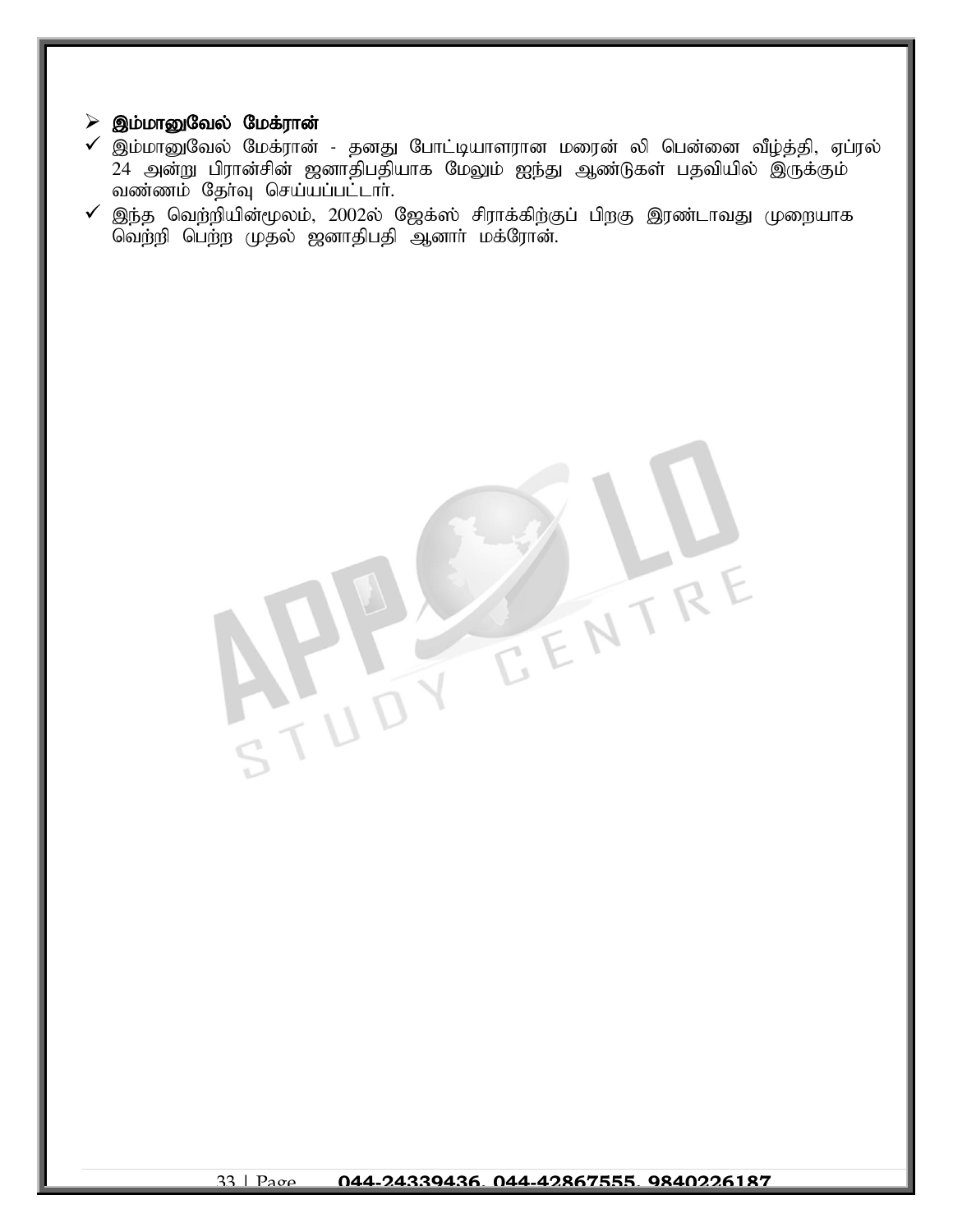- **இம்மானுவேல் மேக்ரான்**
  - ✓ இம்மானுவேல் மேக்ரான் - தனது போட்டியாளரான மரைன் லி பென்னை வீழ்த்தி, ஏப்ரல் 24 அன்று பிரான்சின் ஜனாதிபதியாக மேலும் ஐந்து ஆண்டுகள் பதவியில் இருக்கும் வண்ணம் தேர்வு செய்யப்பட்டார்.
  - ✓ இந்த வெற்றியின்மூலம், 2002ல் ஜேக்ஸ் சிராக்கிற்குப் பிறகு இரண்டாவது முறையாக வெற்றி பெற்ற முதல் ஜனாதிபதி ஆனார் மக்ரோன்.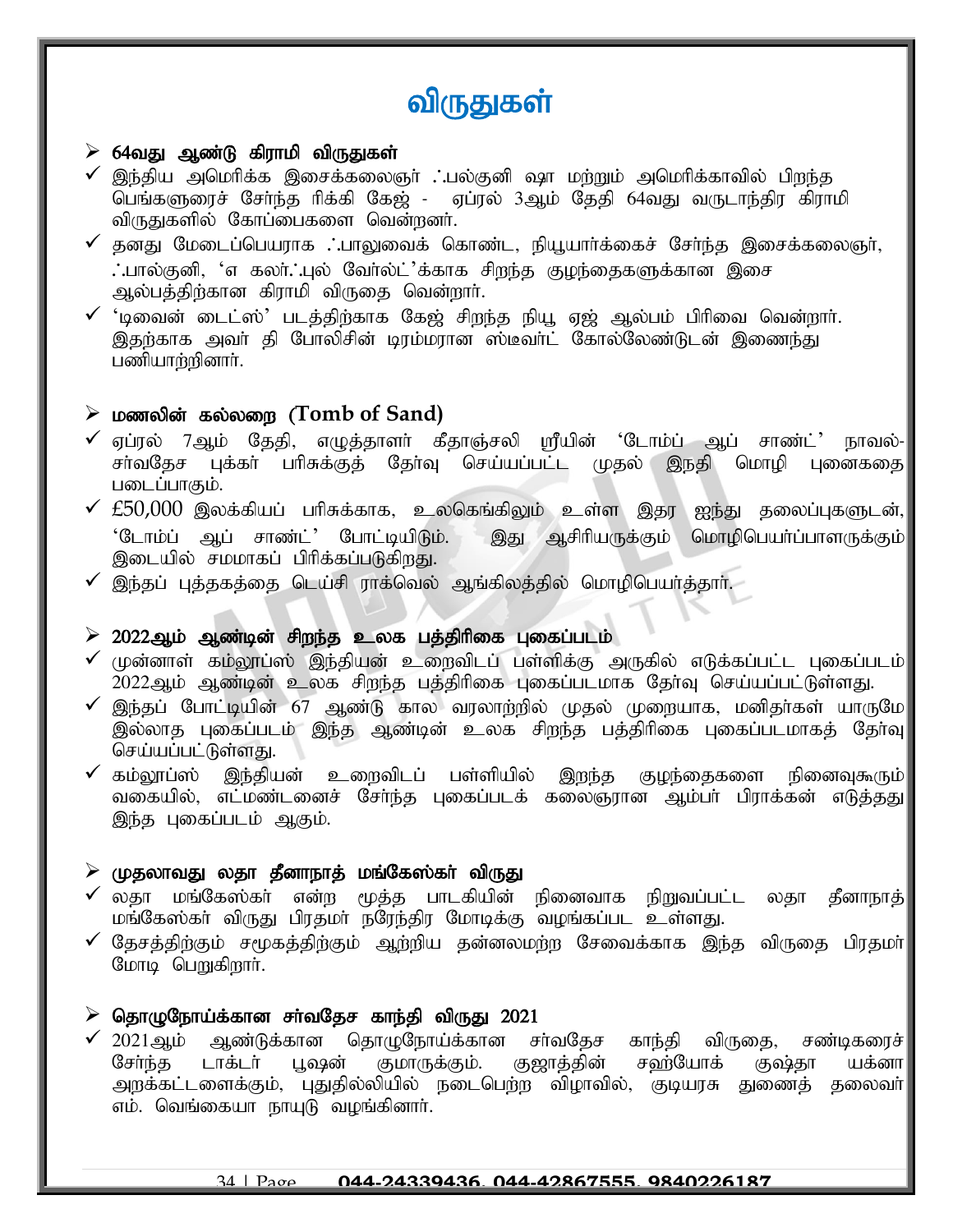# விருதுகள்

## 64வது ஆண்டு கிராமி விருதுகள்

- இந்திய அமெரிக்க இசைக்கலைஞர் ஃபல்குனி ஷா மற்றும் அமெரிக்காவில் பிறந்த பெங்களூரைச் சேர்ந்த ரிக்கி கேஜ் - ஏப்ரல் 3ஆம் தேதி 64வது வருடாந்திர கிராமி விருதுகளில் கோப்பைகளை வென்றனர்.
- தனது மேடைப்பெயராக ஃபாலுவைக் கொண்ட, நியூயார்க்கைச் சேர்ந்த இசைக்கலைஞர், ஃபால்குனி, 'எ கலர்ஃபுல் வேர்ல்ட்'க்காக சிறந்த குழந்தைகளுக்கான இசை ஆல்பத்திற்கான கிராமி விருதை வென்றார்.
- 'டிவைன் டைட்ஸ்' படத்திற்காக கேஜ் சிறந்த நியூ ஏஜ் ஆல்பம் பிரிவை வென்றார். இதற்காக அவர் தி போலிசின் டிரம்மரான ஸ்டீவர்ட் கோப்லேண்டுடன் இணைந்து பணியாற்றினார்.

## மணலின் கல்லறை (Tomb of Sand)

- ஏப்ரல் 7ஆம் தேதி, எழுத்தாளர் கீதாஞ்சலி ஸ்ரீயின் 'டோம்ப் ஆப் சாண்ட்' நாவல்- சர்வதேச புக்கர் பரிசுக்குத் தேர்வு செய்யப்பட்ட முதல் இந்தி மொழி புனைகதை படைப்பாகும்.
- £50,000 இலக்கியப் பரிசுக்காக, உலகெங்கிலும் உள்ள இதர ஐந்து தலைப்புகளுடன், 'டோம்ப் ஆப் சாண்ட்' போட்டியிடும். இது ஆசிரியருக்கும் மொழிபெயர்ப்பாளருக்கும் இடையில் சமமாகப் பிரிக்கப்படுகிறது.
- இந்தப் புத்தகத்தை டெய்சி ராக்வெல் ஆங்கிலத்தில் மொழிபெயர்த்தார்.

## 2022ஆம் ஆண்டின் சிறந்த உலக பத்திரிகை புகைப்படம்

- முன்னாள் கம்லூப்ஸ் இந்தியன் உறைவிடப் பள்ளிக்கு அருகில் எடுக்கப்பட்ட புகைப்படம் 2022ஆம் ஆண்டின் உலக சிறந்த பத்திரிகை புகைப்படமாக தேர்வு செய்யப்பட்டுள்ளது.
- இந்தப் போட்டியின் 67 ஆண்டு கால வரலாற்றில் முதல் முறையாக, மனிதர்கள் யாருமே இல்லாத புகைப்படம் இந்த ஆண்டின் உலக சிறந்த பத்திரிகை புகைப்படமாகத் தேர்வு செய்யப்பட்டுள்ளது.
- கம்லூப்ஸ் இந்தியன் உறைவிடப் பள்ளியில் இறந்த குழந்தைகளை நினைவுகூரும் வகையில், எட்மண்டனைச் சேர்ந்த புகைப்படக் கலைஞரான ஆம்பர் பிராக்கன் எடுத்தது இந்த புகைப்படம் ஆகும்.

## முதலாவது லதா தீனாநாத் மங்கேஸ்கர் விருது

- லதா மங்கேஸ்கர் என்ற மூத்த பாடகியின் நினைவாக நிறுவப்பட்ட லதா தீனாநாத் மங்கேஸ்கர் விருது பிரதமர் நரேந்திர மோடிக்கு வழங்கப்பட உள்ளது.
- தேசத்திற்கும் சமூகத்திற்கும் ஆற்றிய தன்னலமற்ற சேவைக்காக இந்த விருதை பிரதமர் மோடி பெறுகிறார்.

## தொழுநோய்க்கான சர்வதேச காந்தி விருது 2021

- 2021ஆம் ஆண்டுக்கான தொழுநோய்க்கான சர்வதேச காந்தி விருதை, சண்டிகரைச் சேர்ந்த டாக்டர் பூஷன் குமாருக்கும். குஜாத்தின் சஹ்யோக் குஷ்தா யக்னா அறக்கட்டளைக்கும், புதுதில்லியில் நடைபெற்ற விழாவில், குடியரசு துணைத் தலைவர் எம். வெங்கையா நாயுடு வழங்கினார்.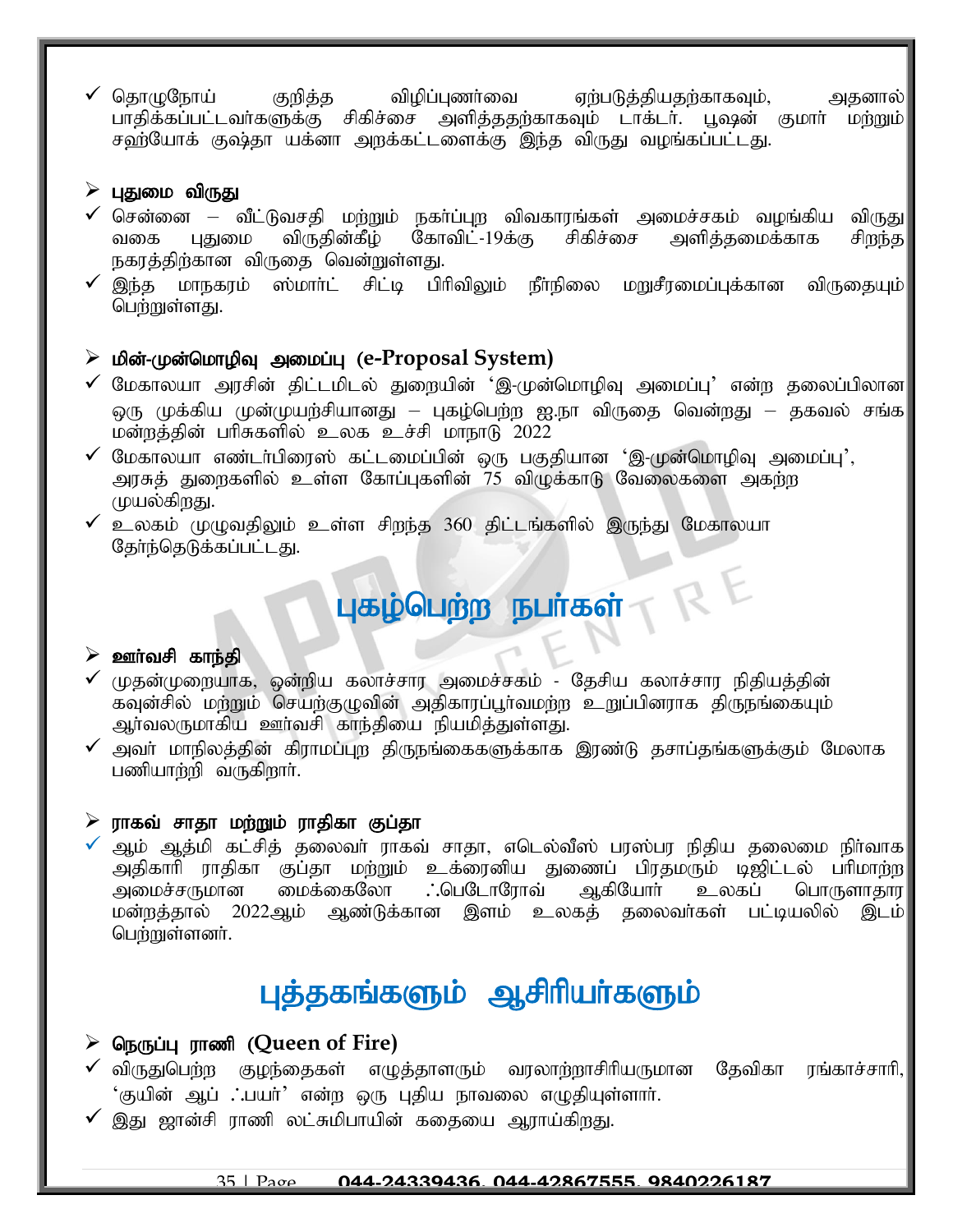✓ தொழுநோய் குறித்த விழிப்புணர்வை ஏற்படுத்தியதற்காகவும், அதனால் பாதிக்கப்பட்டவர்களுக்கு சிகிச்சை அளித்ததற்காகவும் டாக்டர். பூஷன் குமார் மற்றும் சஹ்யோக் குஷ்தா யக்னா அறக்கட்டளைக்கு இந்த விருது வழங்கப்பட்டது.

➢ **புதுமை விருது**

✓ சென்னை – வீட்டுவசதி மற்றும் நகர்ப்புற விவகாரங்கள் அமைச்சகம் வழங்கிய விருது வகை புதுமை விருதின்கீழ் கோவிட்-19க்கு சிகிச்சை அளித்தமைக்காக சிறந்த நகரத்திற்கான விருதை வென்றுள்ளது.

✓ இந்த மாநகரம் ஸ்மார்ட் சிட்டி பிரிவிலும் நீர்நிலை மறுசீரமைப்புக்கான விருதையும் பெற்றுள்ளது.

➢ **மின்-முன்மொழிவு அமைப்பு (e-Proposal System)**

✓ மேகாலயா அரசின் திட்டமிடல் துறையின் 'இ-முன்மொழிவு அமைப்பு' என்ற தலைப்பிலான ஒரு முக்கிய முன்முயற்சியானது – புகழ்பெற்ற ஐ.நா விருதை வென்றது – தகவல் சங்க மன்றத்தின் பரிசுகளில் உலக உச்சி மாநாடு 2022

✓ மேகாலயா எண்டர்பிரைஸ் கட்டமைப்பின் ஒரு பகுதியான 'இ-முன்மொழிவு அமைப்பு', அரசுத் துறைகளில் உள்ள கோப்புகளின் 75 விழுக்காடு வேலைகளை அகற்ற முயல்கிறது.

✓ உலகம் முழுவதிலும் உள்ள சிறந்த 360 திட்டங்களில் இருந்து மேகாலயா தேர்ந்தெடுக்கப்பட்டது.

# புகழ்பெற்ற நபர்கள்

➢ **ஊர்வசி காந்தி**

✓ முதன்முறையாக, ஒன்றிய கலாச்சார அமைச்சகம் - தேசிய கலாச்சார நிதியத்தின் கவுன்சில் மற்றும் செயற்குழுவின் அதிகாரப்பூர்வமற்ற உறுப்பினராக திருநங்கையும் ஆர்வலருமாகிய ஊர்வசி காந்தியை நியமித்துள்ளது.

✓ அவர் மாநிலத்தின் கிராமப்புற திருநங்கைகளுக்காக இரண்டு தசாப்தங்களுக்கும் மேலாக பணியாற்றி வருகிறார்.

➢ **ராகவ் சாதா மற்றும் ராதிகா குப்தா**

✓ ஆம் ஆத்மி கட்சித் தலைவர் ராகவ் சாதா, எடெல்வீஸ் பரஸ்பர நிதிய தலைமை நிர்வாக அதிகாரி ராதிகா குப்தா மற்றும் உக்ரைனிய துணைப் பிரதமரும் டிஜிட்டல் பரிமாற்ற அமைச்சருமான மைக்கைலோ ஃபெடோரோவ் ஆகியோர் உலகப் பொருளாதார மன்றத்தால் 2022ஆம் ஆண்டுக்கான இளம் உலகத் தலைவர்கள் பட்டியலில் இடம் பெற்றுள்ளனர்.

# புத்தகங்களும் ஆசிரியர்களும்

➢ **நெருப்பு ராணி (Queen of Fire)**

✓ விருதுபெற்ற குழந்தைகள் எழுத்தாளரும் வரலாற்றாசிரியருமான தேவிகா ரங்காச்சாரி, 'குயின் ஆப் ஃபயர்' என்ற ஒரு புதிய நாவலை எழுதியுள்ளார்.

✓ இது ஜான்சி ராணி லட்சுமிபாயின் கதையை ஆராய்கிறது.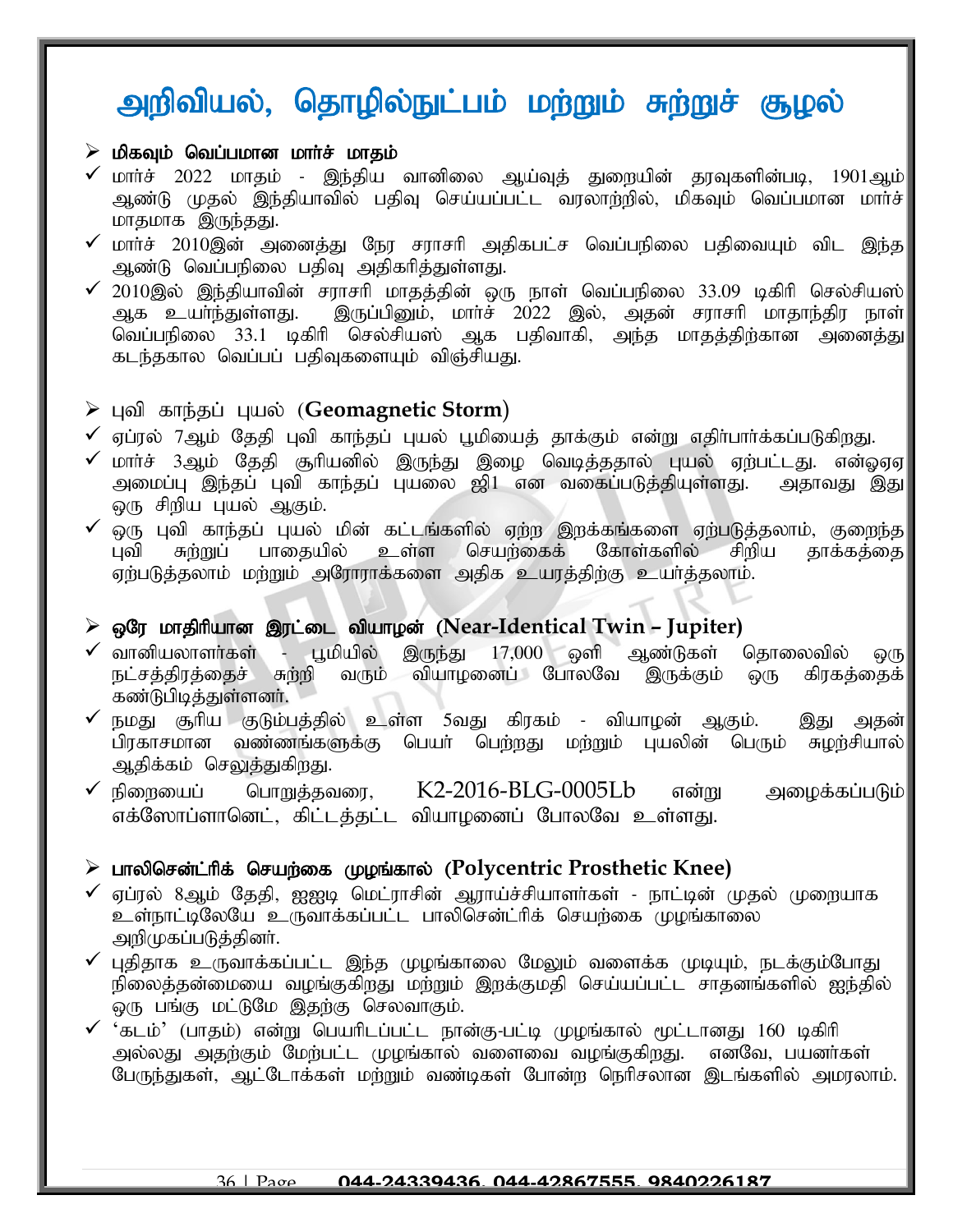# அறிவியல், தொழில்நுட்பம் மற்றும் சுற்றுச் சூழல்

## மிகவும் வெப்பமான மார்ச் மாதம்

- ✓ மார்ச் 2022 மாதம் - இந்திய வானிலை ஆய்வுத் துறையின் தரவுகளின்படி, 1901ஆம் ஆண்டு முதல் இந்தியாவில் பதிவு செய்யப்பட்ட வரலாற்றில், மிகவும் வெப்பமான மார்ச் மாதமாக இருந்தது.
- ✓ மார்ச் 2010இன் அனைத்து நேர சராசரி அதிகபட்ச வெப்பநிலை பதிவையும் விட இந்த ஆண்டு வெப்பநிலை பதிவு அதிகரித்துள்ளது.
- ✓ 2010இல் இந்தியாவின் சராசரி மாதத்தின் ஒரு நாள் வெப்பநிலை 33.09 டிகிரி செல்சியஸ் ஆக உயர்ந்துள்ளது. இருப்பினும், மார்ச் 2022 இல், அதன் சராசரி மாதாந்திர நாள் வெப்பநிலை 33.1 டிகிரி செல்சியஸ் ஆக பதிவாகி, அந்த மாதத்திற்கான அனைத்து கடந்தகால வெப்பப் பதிவுகளையும் விஞ்சியது.

## புவி காந்தப் புயல் (Geomagnetic Storm)

- ✓ ஏப்ரல் 7ஆம் தேதி புவி காந்தப் புயல் பூமியைத் தாக்கும் என்று எதிர்பார்க்கப்படுகிறது.
- ✓ மார்ச் 3ஆம் தேதி சூரியனில் இருந்து இழை வெடித்ததால் புயல் ஏற்பட்டது. என்ஓஏஏ அமைப்பு இந்தப் புவி காந்தப் புயலை ஜி1 என வகைப்படுத்தியுள்ளது. அதாவது இது ஒரு சிறிய புயல் ஆகும்.
- ✓ ஒரு புவி காந்தப் புயல் மின் கட்டங்களில் ஏற்ற இறக்கங்களை ஏற்படுத்தலாம், குறைந்த புவி சுற்றுப் பாதையில் உள்ள செயற்கைக் கோள்களில் சிறிய தாக்கத்தை ஏற்படுத்தலாம் மற்றும் அரோராக்களை அதிக உயரத்திற்கு உயர்த்தலாம்.

## ஒரே மாதிரியான இரட்டை வியாழன் (Near-Identical Twin – Jupiter)

- ✓ வானியலாளர்கள் - பூமியில் இருந்து 17,000 ஒளி ஆண்டுகள் தொலைவில் ஒரு நட்சத்திரத்தைச் சுற்றி வரும் வியாழனைப் போலவே இருக்கும் ஒரு கிரகத்தைக் கண்டுபிடித்துள்ளனர்.
- ✓ நமது சூரிய குடும்பத்தில் உள்ள 5வது கிரகம் - வியாழன் ஆகும். இது அதன் பிரகாசமான வண்ணங்களுக்கு பெயர் பெற்றது மற்றும் புயலின் பெரும் சுழற்சியால் ஆதிக்கம் செலுத்துகிறது.
- ✓ நிறையைப் பொறுத்தவரை, K2-2016-BLG-0005Lb என்று அழைக்கப்படும் எக்ஸோப்ளானெட், கிட்டத்தட்ட வியாழனைப் போலவே உள்ளது.

## பாலிசென்ட்ரிக் செயற்கை முழங்கால் (Polycentric Prosthetic Knee)

- ✓ ஏப்ரல் 8ஆம் தேதி, ஐஐடி மெட்ராசின் ஆராய்ச்சியாளர்கள் - நாட்டின் முதல் முறையாக உள்நாட்டிலேயே உருவாக்கப்பட்ட பாலிசென்ட்ரிக் செயற்கை முழங்காலை அறிமுகப்படுத்தினர்.
- ✓ புதிதாக உருவாக்கப்பட்ட இந்த முழங்காலை மேலும் வளைக்க முடியும், நடக்கும்போது நிலைத்தன்மையை வழங்குகிறது மற்றும் இறக்குமதி செய்யப்பட்ட சாதனங்களில் ஐந்தில் ஒரு பங்கு மட்டுமே இதற்கு செலவாகும்.
- ✓ 'கடம்' (பாதம்) என்று பெயரிடப்பட்ட நான்கு-பட்டி முழங்கால் மூட்டானது 160 டிகிரி அல்லது அதற்கும் மேற்பட்ட முழங்கால் வளைவை வழங்குகிறது. எனவே, பயனர்கள் பேருந்துகள், ஆட்டோக்கள் மற்றும் வண்டிகள் போன்ற நெரிசலான இடங்களில் அமரலாம்.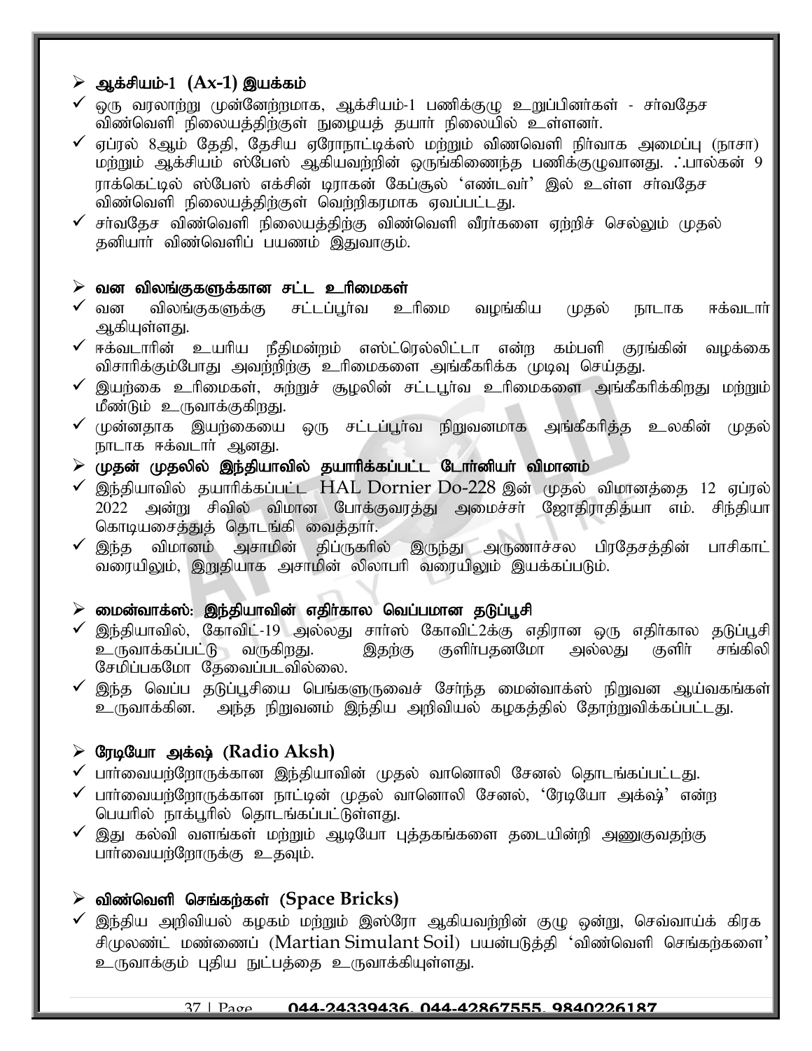## ➢ ஆக்சியம்-1 (Ax-1) இயக்கம்

- ✓ ஒரு வரலாற்று முன்னேற்றமாக, ஆக்சியம்-1 பணிக்குழு உறுப்பினர்கள் - சர்வதேச விண்வெளி நிலையத்திற்குள் நுழையத் தயார் நிலையில் உள்ளனர்.
- ✓ ஏப்ரல் 8ஆம் தேதி, தேசிய ஏரோநாட்டிக்ஸ் மற்றும் விணவெளி நிர்வாக அமைப்பு (நாசா) மற்றும் ஆக்சியம் ஸ்பேஸ் ஆகியவற்றின் ஒருங்கிணைந்த பணிக்குழுவானது. ∴பால்கன் 9 ராக்கெட்டில் ஸ்பேஸ் எக்சின் டிராகன் கேப்சூல் 'எண்டவர்' இல் உள்ள சர்வதேச விண்வெளி நிலையத்திற்குள் வெற்றிகரமாக ஏவப்பட்டது.
- ✓ சர்வதேச விண்வெளி நிலையத்திற்கு விண்வெளி வீரர்களை ஏற்றிச் செல்லும் முதல் தனியார் விண்வெளிப் பயணம் இதுவாகும்.

## ➢ வன விலங்குகளுக்கான சட்ட உரிமைகள்

- ✓ வன விலங்குகளுக்கு சட்டப்பூர்வ உரிமை வழங்கிய முதல் நாடாக ஈக்வடார் ஆகியுள்ளது.
- ✓ ஈக்வடாரின் உயரிய நீதிமன்றம் எஸ்ட்ரெல்லிட்டா என்ற கம்பளி குரங்கின் வழக்கை விசாரிக்கும்போது அவற்றிற்கு உரிமைகளை அங்கீகரிக்க முடிவு செய்தது.
- ✓ இயற்கை உரிமைகள், சுற்றுச் சூழலின் சட்டபூர்வ உரிமைகளை அங்கீகரிக்கிறது மற்றும் மீண்டும் உருவாக்குகிறது.
- ✓ முன்னதாக இயற்கையை ஒரு சட்டப்பூர்வ நிறுவனமாக அங்கீகரித்த உலகின் முதல் நாடாக ஈக்வடார் ஆனது.

## ➢ முதன் முதலில் இந்தியாவில் தயாரிக்கப்பட்ட டோர்னியர் விமானம்

- ✓ இந்தியாவில் தயாரிக்கப்பட்ட HAL Dornier Do-228 இன் முதல் விமானத்தை 12 ஏப்ரல் 2022 அன்று சிவில் விமான போக்குவரத்து அமைச்சர் ஜோதிராதித்யா எம். சிந்தியா கொடியசைத்துத் தொடங்கி வைத்தார்.
- ✓ இந்த விமானம் அசாமின் திப்ருகரில் இருந்து அருணாச்சல பிரதேசத்தின் பாசிகாட் வரையிலும், இறுதியாக அசாமின் லிலாபரி வரையிலும் இயக்கப்படும்.

## ➢ மைன்வாக்ஸ்: இந்தியாவின் எதிர்கால வெப்பமான தடுப்பூசி

- ✓ இந்தியாவில், கோவிட்-19 அல்லது சார்ஸ் கோவிட்2க்கு எதிரான ஒரு எதிர்கால தடுப்பூசி உருவாக்கப்பட்டு வருகிறது. இதற்கு குளிர்பதனமோ அல்லது குளிர் சங்கிலி சேமிப்பகமோ தேவைப்படவில்லை.
- ✓ இந்த வெப்ப தடுப்பூசியை பெங்களூருவைச் சேர்ந்த மைன்வாக்ஸ் நிறுவன ஆய்வகங்கள் உருவாக்கின. அந்த நிறுவனம் இந்திய அறிவியல் கழகத்தில் தோற்றுவிக்கப்பட்டது.

## ➢ ரேடியோ அக்ஷ் (Radio Aksh)

- ✓ பார்வையற்றோருக்கான இந்தியாவின் முதல் வானொலி சேனல் தொடங்கப்பட்டது.
- ✓ பார்வையற்றோருக்கான நாட்டின் முதல் வானொலி சேனல், 'ரேடியோ அக்ஷ்' என்ற பெயரில் நாக்பூரில் தொடங்கப்பட்டுள்ளது.
- ✓ இது கல்வி வளங்கள் மற்றும் ஆடியோ புத்தகங்களை தடையின்றி அணுகுவதற்கு பார்வையற்றோருக்கு உதவும்.

## ➢ விண்வெளி செங்கற்கள் (Space Bricks)

- ✓ இந்திய அறிவியல் கழகம் மற்றும் இஸ்ரோ ஆகியவற்றின் குழு ஒன்று, செவ்வாய்க் கிரக சிமுலண்ட் மண்ணைப் (Martian Simulant Soil) பயன்படுத்தி 'விண்வெளி செங்கற்களை' உருவாக்கும் புதிய நுட்பத்தை உருவாக்கியுள்ளது.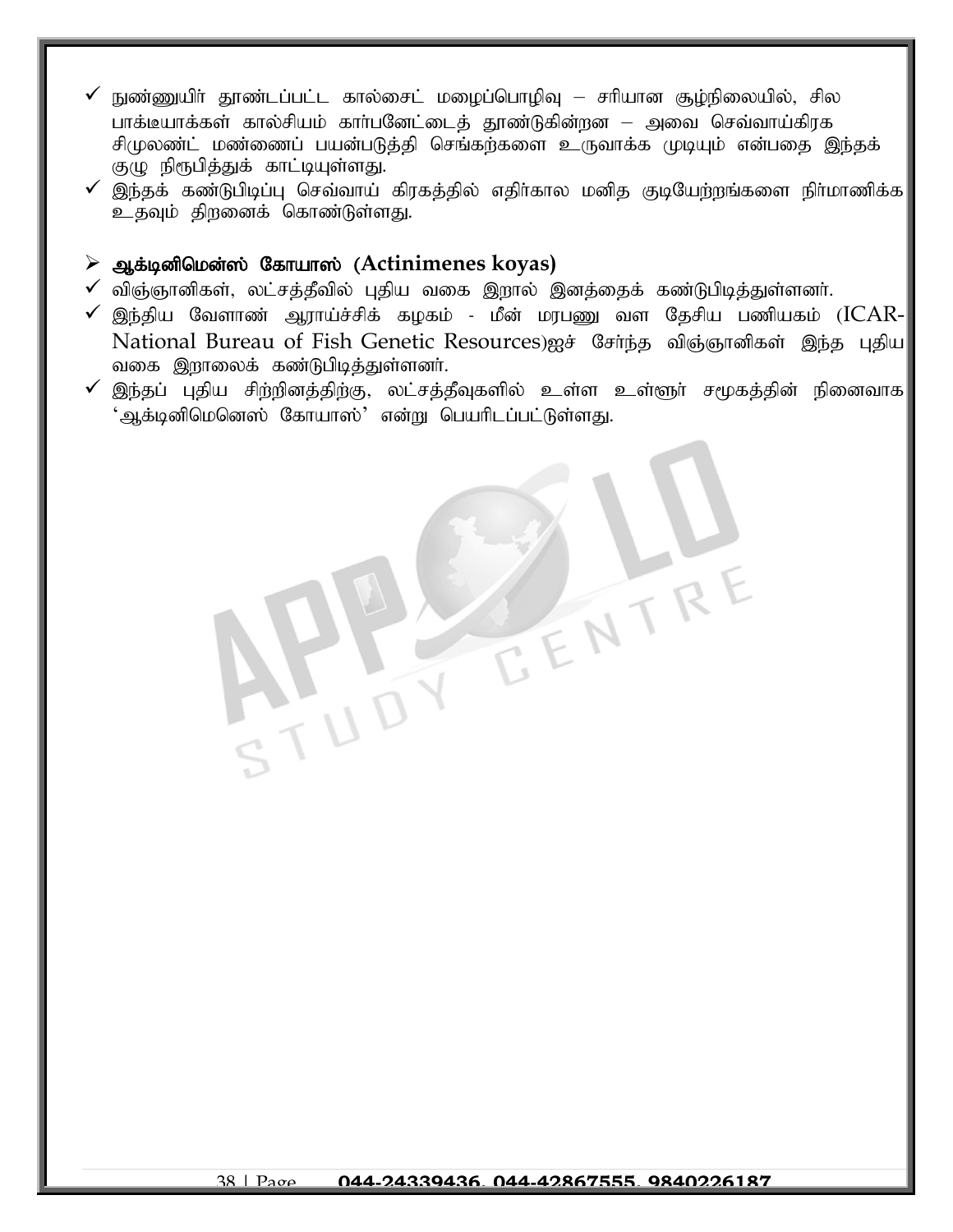- ✓ நுண்ணுயிர் தூண்டப்பட்ட கால்சைட் மழைப்பொழிவு – சரியான சூழ்நிலையில், சில பாக்டீயாக்கள் கால்சியம் கார்பனேட்டைத் தூண்டுகின்றன – அவை செவ்வாய்கிரக சிமுலண்ட் மண்ணைப் பயன்படுத்தி செங்கற்களை உருவாக்க முடியும் என்பதை இந்தக் குழு நிரூபித்துக் காட்டியுள்ளது.
- ✓ இந்தக் கண்டுபிடிப்பு செவ்வாய் கிரகத்தில் எதிர்கால மனித குடியேற்றங்களை நிர்மாணிக்க உதவும் திறனைக் கொண்டுள்ளது.

## ➢ ஆக்டினிமென்ஸ் கோயாஸ் (Actinimenes koyas)

- ✓ விஞ்ஞானிகள், லட்சத்தீவில் புதிய வகை இறால் இனத்தைக் கண்டுபிடித்துள்ளனர்.
- ✓ இந்திய வேளாண் ஆராய்ச்சிக் கழகம் - மீன் மரபணு வள தேசிய பணியகம் (ICAR-National Bureau of Fish Genetic Resources)ஐச் சேர்ந்த விஞ்ஞானிகள் இந்த புதிய வகை இறாலைக் கண்டுபிடித்துள்ளனர்.
- ✓ இந்தப் புதிய சிற்றினத்திற்கு, லட்சத்தீவுகளில் உள்ள உள்ளூர் சமூகத்தின் நினைவாக 'ஆக்டினிமெனெஸ் கோயாஸ்' என்று பெயரிடப்பட்டுள்ளது.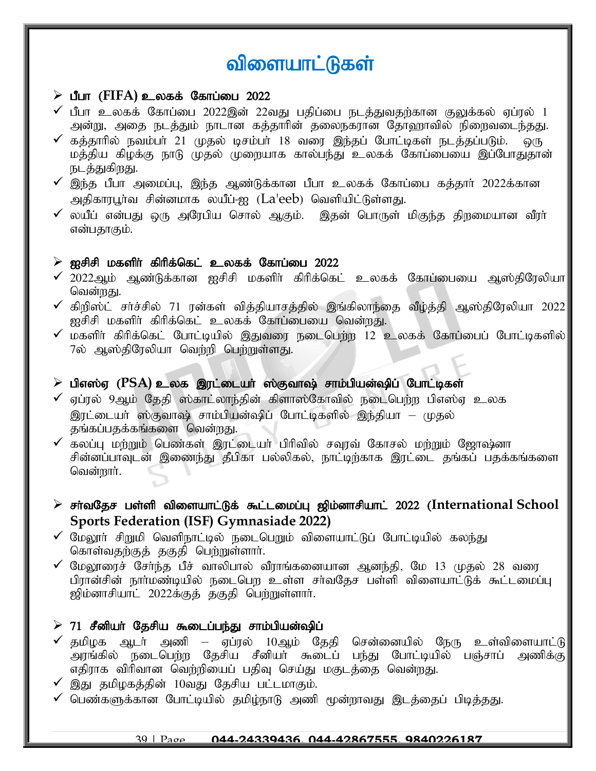# விளையாட்டுகள்

## ➢ பீபா (FIFA) உலகக் கோப்பை 2022

- ✓ பீபா உலகக் கோப்பை 2022இன் 22வது பதிப்பை நடத்துவதற்கான குலுக்கல் ஏப்ரல் 1 அன்று, அதை நடத்தும் நாடான கத்தாரின் தலைநகரான தோஹாவில் நிறைவடைந்தது.
- ✓ கத்தாரில் நவம்பர் 21 முதல் டிசம்பர் 18 வரை இந்தப் போட்டிகள் நடத்தப்படும். ஒரு மத்திய கிழக்கு நாடு முதல் முறையாக கால்பந்து உலகக் கோப்பையை இப்போதுதான் நடத்துகிறது.
- ✓ இந்த பீபா அமைப்பு, இந்த ஆண்டுக்கான பீபா உலகக் கோப்பை கத்தார் 2022க்கான அதிகாரபூர்வ சின்னமாக லயீப்-ஐ (La'eeb) வெளியிட்டுள்ளது.
- ✓ லயீப் என்பது ஒரு அரேபிய சொல் ஆகும். இதன் பொருள் மிகுந்த திறமையான வீரர் என்பதாகும்.

## ➢ ஐசிசி மகளிர் கிரிக்கெட் உலகக் கோப்பை 2022

- ✓ 2022ஆம் ஆண்டுக்கான ஐசிசி மகளிர் கிரிக்கெட் உலகக் கோப்பையை ஆஸ்திரேலியா வென்றது.
- ✓ கிறிஸ்ட் சர்ச்சில் 71 ரன்கள் வித்தியாசத்தில் இங்கிலாந்தை வீழ்த்தி ஆஸ்திரேலியா 2022 ஐசிசி மகளிர் கிரிக்கெட் உலகக் கோப்பையை வென்றது.
- ✓ மகளிர் கிரிக்கெட் போட்டியில் இதுவரை நடைபெற்ற 12 உலகக் கோப்பைப் போட்டிகளில் 7ல் ஆஸ்திரேலியா வெற்றி பெற்றுள்ளது.

## ➢ பிஎஸ்ஏ (PSA) உலக இரட்டையர் ஸ்குவாஷ் சாம்பியன்ஷிப் போட்டிகள்

- ✓ ஏப்ரல் 9ஆம் தேதி ஸ்காட்லாந்தின் கிளாஸ்கோவில் நடைபெற்ற பிஎஸ்ஏ உலக இரட்டையர் ஸ்குவாஷ் சாம்பியன்ஷிப் போட்டிகளில் இந்தியா – முதல் தங்கப்பதக்கங்களை வென்றது.
- ✓ கலப்பு மற்றும் பெண்கள் இரட்டையர் பிரிவில் சவுரவ் கோசல் மற்றும் ஜோஷ்னா சின்னப்பாவுடன் இணைந்து தீபிகா பல்லிகல், நாட்டிற்காக இரட்டை தங்கப் பதக்கங்களை வென்றார்.

## ➢ சர்வதேச பள்ளி விளையாட்டுக் கூட்டமைப்பு ஜிம்னாசியாட் 2022 (International School Sports Federation (ISF) Gymnasiade 2022)

- ✓ மேலூர் சிறுமி வெளிநாட்டில் நடைபெறும் விளையாட்டுப் போட்டியில் கலந்து கொள்வதற்குத் தகுதி பெற்றுள்ளார்.
- ✓ மேலூரைச் சேர்ந்த பீச் வாலிபால் வீராங்கனையான ஆனந்தி, மே 13 முதல் 28 வரை பிரான்சின் நார்மண்டியில் நடைபெற உள்ள சர்வதேச பள்ளி விளையாட்டுக் கூட்டமைப்பு ஜிம்னாசியாட் 2022க்குத் தகுதி பெற்றுள்ளார்.

## ➢ 71 சீனியர் தேசிய கூடைப்பந்து சாம்பியன்ஷிப்

- ✓ தமிழக ஆடவர் அணி – ஏப்ரல் 10ஆம் தேதி சென்னையில் நேரு உள்விளையாட்டு அரங்கில் நடைபெற்ற தேசிய சீனியர் கூடைப் பந்து போட்டியில் பஞ்சாப் அணிக்கு எதிராக விரிவான வெற்றியைப் பதிவு செய்து மகுடத்தை வென்றது.
- ✓ இது தமிழகத்தின் 10வது தேசிய பட்டமாகும்.
- ✓ பெண்களுக்கான போட்டியில் தமிழ்நாடு அணி மூன்றாவது இடத்தைப் பிடித்தது.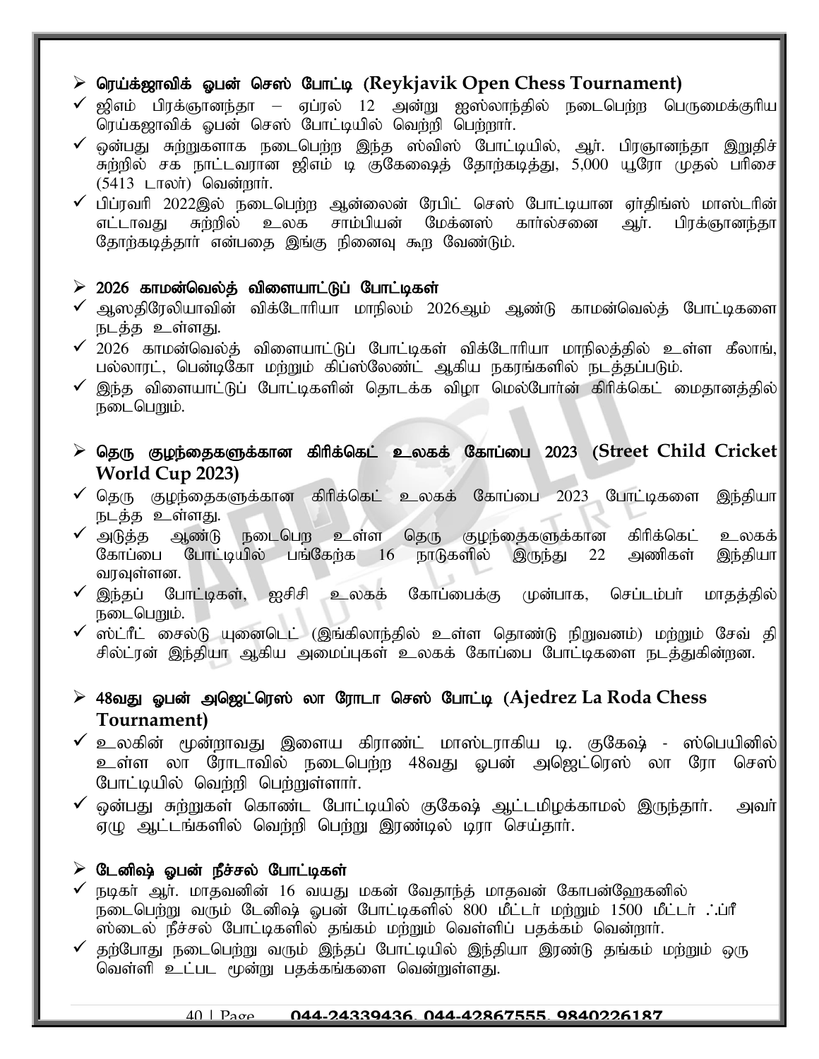## ➢ ரெய்க்ஜாவிக் ஓபன் செஸ் போட்டி (Reykjavik Open Chess Tournament)

- ✓ ஜிஎம் பிரக்ஞானந்தா – ஏப்ரல் 12 அன்று ஐஸ்லாந்தில் நடைபெற்ற பெருமைக்குரிய ரெய்கஜாவிக் ஓபன் செஸ் போட்டியில் வெற்றி பெற்றார்.
- ✓ ஒன்பது சுற்றுகளாக நடைபெற்ற இந்த ஸ்விஸ் போட்டியில், ஆர். பிரஞானந்தா இறுதிச் சுற்றில் சக நாட்டவரான ஜிஎம் டி குகேஷைத் தோற்கடித்து, 5,000 யூரோ முதல் பரிசை (5413 டாலர்) வென்றார்.
- ✓ பிப்ரவரி 2022இல் நடைபெற்ற ஆன்லைன் ரேபிட் செஸ் போட்டியான ஏர்திங்ஸ் மாஸ்டரின் எட்டாவது சுற்றில் உலக சாம்பியன் மேக்னஸ் கார்ல்சனை ஆர். பிரக்ஞானந்தா தோற்கடித்தார் என்பதை இங்கு நினைவு கூற வேண்டும்.

## ➢ 2026 காமன்வெல்த் விளையாட்டுப் போட்டிகள்

- ✓ ஆஸதிரேலியாவின் விக்டோரியா மாநிலம் 2026ஆம் ஆண்டு காமன்வெல்த் போட்டிகளை நடத்த உள்ளது.
- ✓ 2026 காமன்வெல்த் விளையாட்டுப் போட்டிகள் விக்டோரியா மாநிலத்தில் உள்ள கீலாங், பல்லாரட், பெண்டிகோ மற்றும் கிப்ஸ்லேண்ட் ஆகிய நகரங்களில் நடத்தப்படும்.
- ✓ இந்த விளையாட்டுப் போட்டிகளின் தொடக்க விழா மெல்போர்ன் கிரிக்கெட் மைதானத்தில் நடைபெறும்.

## ➢ தெரு குழந்தைகளுக்கான கிரிக்கெட் உலகக் கோப்பை 2023 (Street Child Cricket World Cup 2023)

- ✓ தெரு குழந்தைகளுக்கான கிரிக்கெட் உலகக் கோப்பை 2023 போட்டிகளை இந்தியா நடத்த உள்ளது.
- ✓ அடுத்த ஆண்டு நடைபெற உள்ள தெரு குழந்தைகளுக்கான கிரிக்கெட் உலகக் கோப்பை போட்டியில் பங்கேற்க 16 நாடுகளில் இருந்து 22 அணிகள் இந்தியா வரவுள்ளன.
- ✓ இந்தப் போட்டிகள், ஐசிசி உலகக் கோப்பைக்கு முன்பாக, செப்டம்பர் மாதத்தில் நடைபெறும்.
- ✓ ஸ்ட்ரீட் சைல்டு யுனைடெட் (இங்கிலாந்தில் உள்ள தொண்டு நிறுவனம்) மற்றும் சேவ் தி சில்ட்ரன் இந்தியா ஆகிய அமைப்புகள் உலகக் கோப்பை போட்டிகளை நடத்துகின்றன.

## ➢ 48வது ஓபன் அஜெட்ரெஸ் லா ரோடா செஸ் போட்டி (Ajedrez La Roda Chess Tournament)

- ✓ உலகின் மூன்றாவது இளைய கிராண்ட் மாஸ்டராகிய டி. குகேஷ் - ஸ்பெயினில் உள்ள லா ரோடாவில் நடைபெற்ற 48வது ஓபன் அஜெட்ரெஸ் லா ரோ செஸ் போட்டியில் வெற்றி பெற்றுள்ளார்.
- ✓ ஒன்பது சுற்றுகள் கொண்ட போட்டியில் குகேஷ் ஆட்டமிழக்காமல் இருந்தார். அவர் ஏழு ஆட்டங்களில் வெற்றி பெற்று இரண்டில் டிரா செய்தார்.

## ➢ டேனிஷ் ஓபன் நீச்சல் போட்டிகள்

- ✓ நடிகர் ஆர். மாதவனின் 16 வயது மகன் வேதாந்த் மாதவன் கோபன்ஹேகனில் நடைபெற்று வரும் டேனிஷ் ஓபன் போட்டிகளில் 800 மீட்டர் மற்றும் 1500 மீட்டர் ஃப்ரீ ஸ்டைல் நீச்சல் போட்டிகளில் தங்கம் மற்றும் வெள்ளிப் பதக்கம் வென்றார்.
- ✓ தற்போது நடைபெற்று வரும் இந்தப் போட்டியில் இந்தியா இரண்டு தங்கம் மற்றும் ஒரு வெள்ளி உட்பட மூன்று பதக்கங்களை வென்றுள்ளது.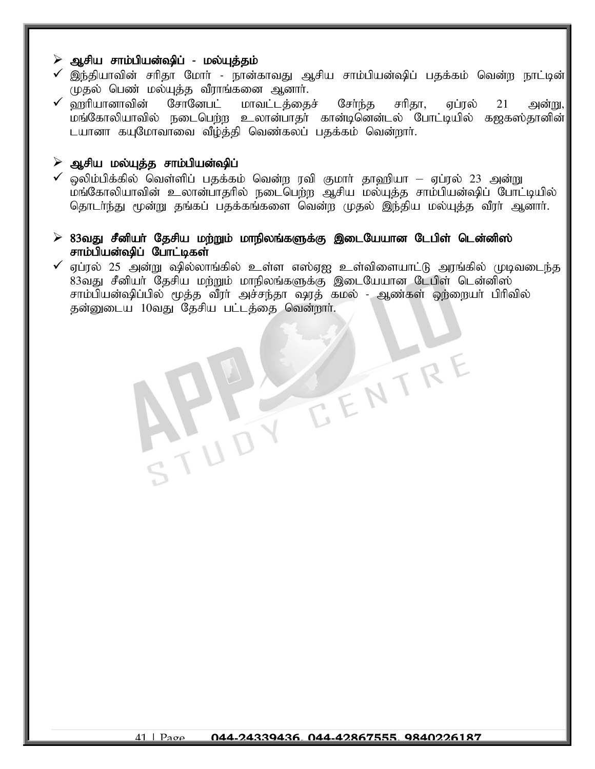- **ஆசிய சாம்பியன்ஷிப் - மல்யுத்தம்**
  - ✓ இந்தியாவின் சரிதா மோர் - நான்காவது ஆசிய சாம்பியன்ஷிப் பதக்கம் வென்ற நாட்டின் முதல் பெண் மல்யுத்த வீராங்கனை ஆனார்.
  - ✓ ஹரியானாவின் சோனேபட் மாவட்டத்தைச் சேர்ந்த சரிதா, ஏப்ரல் 21 அன்று, மங்கோலியாவில் நடைபெற்ற உலான்பாதர் கான்டினென்டல் போட்டியில் கஜகஸ்தானின் டயானா கயுமோவாவை வீழ்த்தி வெண்கலப் பதக்கம் வென்றார்.

- **ஆசிய மல்யுத்த சாம்பியன்ஷிப்**
  - ✓ ஒலிம்பிக்கில் வெள்ளிப் பதக்கம் வென்ற ரவி குமார் தாஹியா – ஏப்ரல் 23 அன்று மங்கோலியாவின் உலான்பாதரில் நடைபெற்ற ஆசிய மல்யுத்த சாம்பியன்ஷிப் போட்டியில் தொடர்ந்து மூன்று தங்கப் பதக்கங்களை வென்ற முதல் இந்திய மல்யுத்த வீரர் ஆனார்.

- **83வது சீனியர் தேசிய மற்றும் மாநிலங்களுக்கு இடையேயான டேபிள் டென்னிஸ் சாம்பியன்ஷிப் போட்டிகள்**
  - ✓ ஏப்ரல் 25 அன்று ஷில்லாங்கில் உள்ள எஸ்ஏஜ உள்விளையாட்டு அரங்கில் முடிவடைந்த 83வது சீனியர் தேசிய மற்றும் மாநிலங்களுக்கு இடையேயான டேபிள் டென்னிஸ் சாம்பியன்ஷிப்பில் மூத்த வீரர் அச்சந்தா ஷரத் கமல் - ஆண்கள் ஒற்றையர் பிரிவில் தன்னுடைய 10வது தேசிய பட்டத்தை வென்றார்.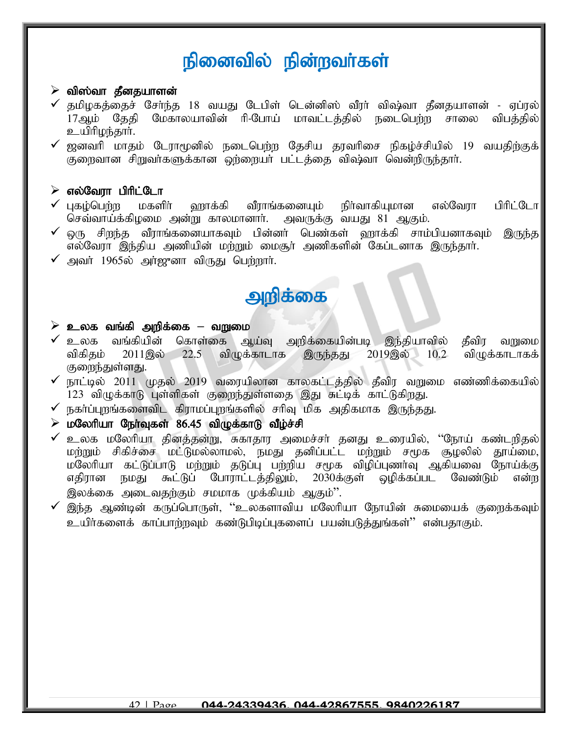# நினைவில் நின்றவர்கள்

- **விஸ்வா தீனதயாளன்**
  - ✓ தமிழகத்தைச் சேர்ந்த 18 வயது டேபிள் டென்னிஸ் வீரர் விஷ்வா தீனதயாளன் - ஏப்ரல் 17ஆம் தேதி மேகாலயாவின் ரி-போய் மாவட்டத்தில் நடைபெற்ற சாலை விபத்தில் உயிரிழந்தார்.
  - ✓ ஜனவரி மாதம் டேராடூனில் நடைபெற்ற தேசிய தரவரிசை நிகழ்ச்சியில் 19 வயதிற்குக் குறைவான சிறுவர்களுக்கான ஒற்றையர் பட்டத்தை விஷ்வா வென்றிருந்தார்.

- **எல்வேரா பிரிட்டோ**
  - ✓ புகழ்பெற்ற மகளிர் ஹாக்கி வீராங்கனையும் நிர்வாகியுமான எல்வேரா பிரிட்டோ செவ்வாய்க்கிழமை அன்று காலமானார். அவருக்கு வயது 81 ஆகும்.
  - ✓ ஒரு சிறந்த வீராங்கனையாகவும் பின்னர் பெண்கள் ஹாக்கி சாம்பியனாகவும் இருந்த எல்வேரா இந்திய அணியின் மற்றும் மைசூர் அணிகளின் கேப்டனாக இருந்தார்.
  - ✓ அவர் 1965ல் அர்ஜுனா விருது பெற்றார்.

# அறிக்கை

- **உலக வங்கி அறிக்கை – வறுமை**
  - ✓ உலக வங்கியின் கொள்கை ஆய்வு அறிக்கையின்படி இந்தியாவில் தீவிர வறுமை விகிதம் 2011இல் 22.5 விழுக்காடாக இருந்தது 2019இல் 10.2 விழுக்காடாகக் குறைந்துள்ளது.
  - ✓ நாட்டில் 2011 முதல் 2019 வரையிலான காலகட்டத்தில் தீவிர வறுமை எண்ணிக்கையில் 123 விழுக்காடு புள்ளிகள் குறைந்துள்ளதை இது சுட்டிக் காட்டுகிறது.
  - ✓ நகர்ப்புறங்களைவிட கிராமப்புறங்களில் சரிவு மிக அதிகமாக இருந்தது.

- **மலேரியா நேர்வுகள் 86.45 விழுக்காடு வீழ்ச்சி**
  - ✓ உலக மலேரியா தினத்தன்று, சுகாதார அமைச்சர் தனது உரையில், "நோய் கண்டறிதல் மற்றும் சிகிச்சை மட்டுமல்லாமல், நமது தனிப்பட்ட மற்றும் சமூக சூழலில் தூய்மை, மலேரியா கட்டுப்பாடு மற்றும் தடுப்பு பற்றிய சமூக விழிப்புணர்வு ஆகியவை நோய்க்கு எதிரான நமது கூட்டுப் போராட்டத்திலும், 2030க்குள் ஒழிக்கப்பட வேண்டும் என்ற இலக்கை அடைவதற்கும் சமமாக முக்கியம் ஆகும்".
  - ✓ இந்த ஆண்டின் கருப்பொருள், "உலகளாவிய மலேரியா நோயின் சுமையைக் குறைக்கவும் உயிர்களைக் காப்பாற்றவும் கண்டுபிடிப்புகளைப் பயன்படுத்துங்கள்" என்பதாகும்.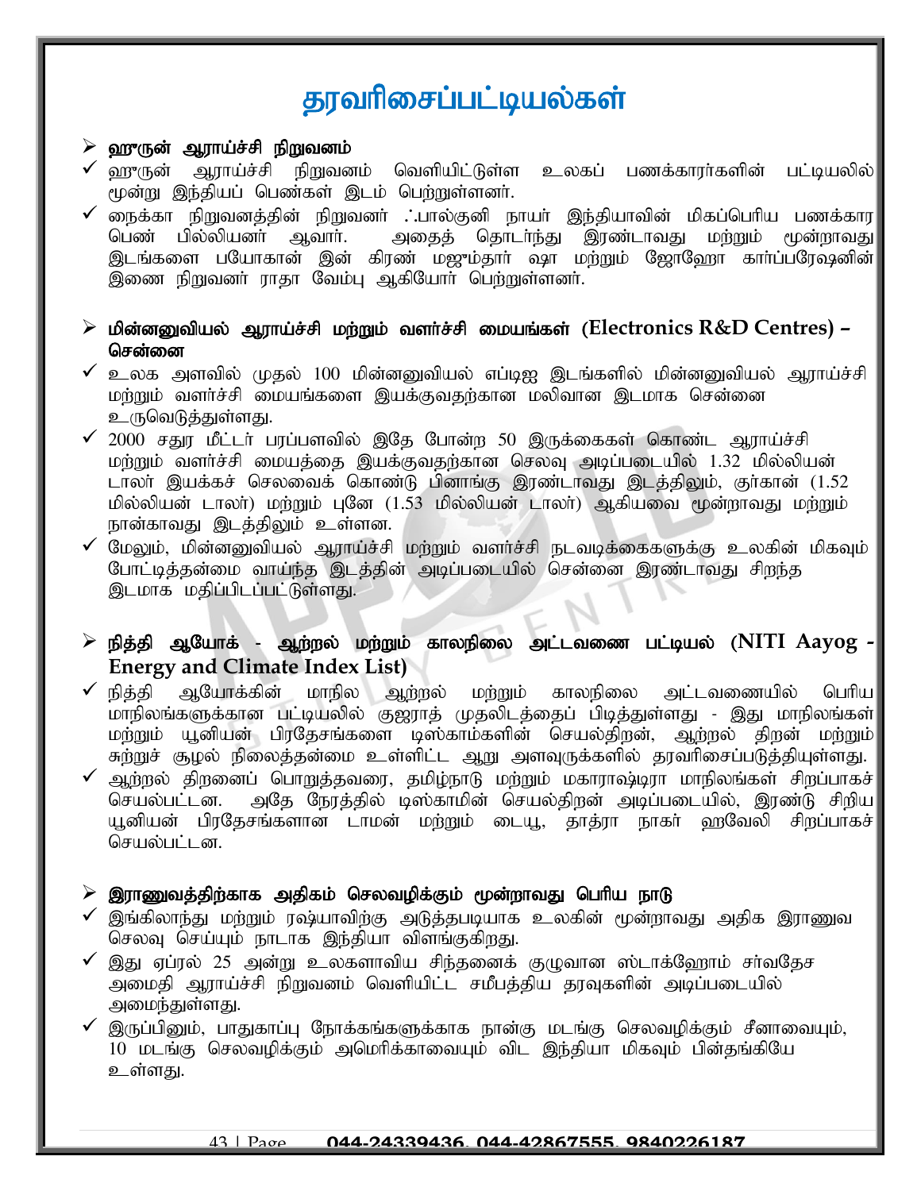# தரவரிசைப்பட்டியல்கள்

## ➢ ஹுருன் ஆராய்ச்சி நிறுவனம்

- ✓ ஹுருன் ஆராய்ச்சி நிறுவனம் வெளியிட்டுள்ள உலகப் பணக்காரர்களின் பட்டியலில் மூன்று இந்தியப் பெண்கள் இடம் பெற்றுள்ளனர்.
- ✓ நைக்கா நிறுவனத்தின் நிறுவனர் ஃபால்குனி நாயர் இந்தியாவின் மிகப்பெரிய பணக்கார பெண் பில்லியனர் ஆவார். அதைத் தொடர்ந்து இரண்டாவது மற்றும் மூன்றாவது இடங்களை பயோகான் இன் கிரண் மஜும்தார் ஷா மற்றும் ஜோஹோ கார்ப்பரேஷனின் இணை நிறுவனர் ராதா வேம்பு ஆகியோர் பெற்றுள்ளனர்.

## ➢ மின்னனுவியல் ஆராய்ச்சி மற்றும் வளர்ச்சி மையங்கள் (Electronics R&D Centres) – சென்னை

- ✓ உலக அளவில் முதல் 100 மின்னனுவியல் எப்டிஐ இடங்களில் மின்னனுவியல் ஆராய்ச்சி மற்றும் வளர்ச்சி மையங்களை இயக்குவதற்கான மலிவான இடமாக சென்னை உருவெடுத்துள்ளது.
- ✓ 2000 சதுர மீட்டர் பரப்பளவில் இதே போன்ற 50 இருக்கைகள் கொண்ட ஆராய்ச்சி மற்றும் வளர்ச்சி மையத்தை இயக்குவதற்கான செலவு அடிப்படையில் 1.32 மில்லியன் டாலர் இயக்கச் செலவைக் கொண்டு பினாங்கு இரண்டாவது இடத்திலும், குர்கான் (1.52 மில்லியன் டாலர்) மற்றும் புனே (1.53 மில்லியன் டாலர்) ஆகியவை மூன்றாவது மற்றும் நான்காவது இடத்திலும் உள்ளன.
- ✓ மேலும், மின்னனுவியல் ஆராய்ச்சி மற்றும் வளர்ச்சி நடவடிக்கைகளுக்கு உலகின் மிகவும் போட்டித்தன்மை வாய்ந்த இடத்தின் அடிப்படையில் சென்னை இரண்டாவது சிறந்த இடமாக மதிப்பிடப்பட்டுள்ளது.

## ➢ நித்தி ஆயோக் - ஆற்றல் மற்றும் காலநிலை அட்டவணை பட்டியல் (NITI Aayog - Energy and Climate Index List)

- ✓ நித்தி ஆயோக்கின் மாநில ஆற்றல் மற்றும் காலநிலை அட்டவணையில் பெரிய மாநிலங்களுக்கான பட்டியலில் குஜராத் முதலிடத்தைப் பிடித்துள்ளது - இது மாநிலங்கள் மற்றும் யூனியன் பிரதேசங்களை டிஸ்காம்களின் செயல்திறன், ஆற்றல் திறன் மற்றும் சுற்றுச் சூழல் நிலைத்தன்மை உள்ளிட்ட ஆறு அளவுருக்களில் தரவரிசைப்படுத்தியுள்ளது.
- ✓ ஆற்றல் திறனைப் பொறுத்தவரை, தமிழ்நாடு மற்றும் மகாராஷ்டிரா மாநிலங்கள் சிறப்பாகச் செயல்பட்டன. அதே நேரத்தில் டிஸ்காமின் செயல்திறன் அடிப்படையில், இரண்டு சிறிய யூனியன் பிரதேசங்களான டாமன் மற்றும் டையூ, தாத்ரா நாகர் ஹவேலி சிறப்பாகச் செயல்பட்டன.

## ➢ இராணுவத்திற்காக அதிகம் செலவழிக்கும் மூன்றாவது பெரிய நாடு

- ✓ இங்கிலாந்து மற்றும் ரஷ்யாவிற்கு அடுத்தபடியாக உலகின் மூன்றாவது அதிக இராணுவ செலவு செய்யும் நாடாக இந்தியா விளங்குகிறது.
- ✓ இது ஏப்ரல் 25 அன்று உலகளாவிய சிந்தனைக் குழுவான ஸ்டாக்ஹோம் சர்வதேச அமைதி ஆராய்ச்சி நிறுவனம் வெளியிட்ட சமீபத்திய தரவுகளின் அடிப்படையில் அமைந்துள்ளது.
- ✓ இருப்பினும், பாதுகாப்பு நோக்கங்களுக்காக நான்கு மடங்கு செலவழிக்கும் சீனாவையும், 10 மடங்கு செலவழிக்கும் அமெரிக்காவையும் விட இந்தியா மிகவும் பின்தங்கியே உள்ளது.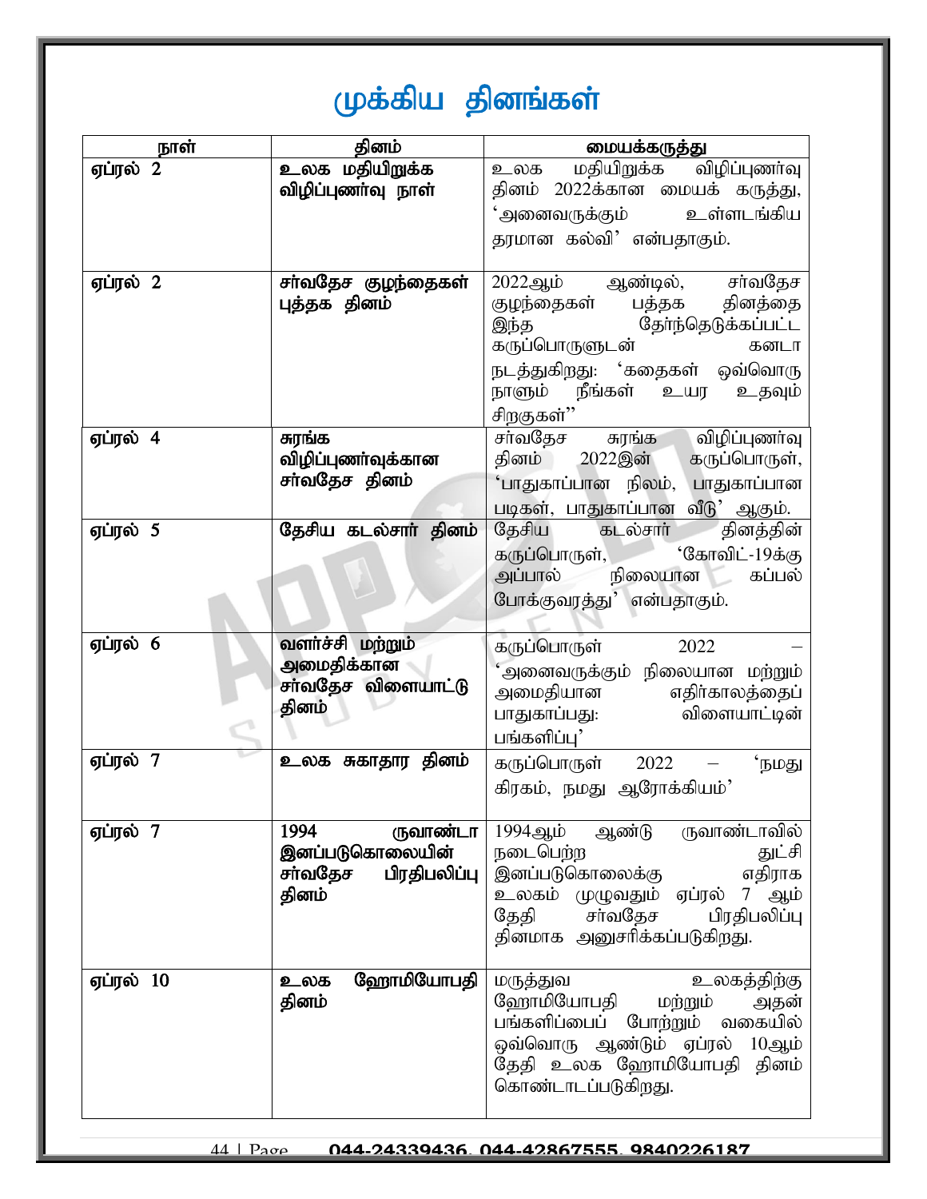# முக்கிய தினங்கள்

| நாள் | தினம் | மையக்கருத்து |
|---|---|---|
| ஏப்ரல் 2 | உலக மதியிறுக்க விழிப்புணர்வு நாள் | உலக மதியிறுக்க விழிப்புணர்வு தினம் 2022க்கான மையக் கருத்து, 'அனைவருக்கும் உள்ளடங்கிய தரமான கல்வி' என்பதாகும். |
| ஏப்ரல் 2 | சர்வதேச குழந்தைகள் புத்தக தினம் | 2022ஆம் ஆண்டில், சர்வதேச குழந்தைகள் பத்தக தினத்தை இந்த தேர்ந்தெடுக்கப்பட்ட கருப்பொருளுடன் கனடா நடத்துகிறது: 'கதைகள் ஒவ்வொரு நாளும் நீங்கள் உயர உதவும் சிறகுகள்" |
| ஏப்ரல் 4 | சுரங்க விழிப்புணர்வுக்கான சர்வதேச தினம் | சர்வதேச சுரங்க விழிப்புணர்வு தினம் 2022இன் கருப்பொருள், 'பாதுகாப்பான நிலம், பாதுகாப்பான படிகள், பாதுகாப்பான வீடு' ஆகும். |
| ஏப்ரல் 5 | தேசிய கடல்சார் தினம் | தேசிய கடல்சார் தினத்தின் கருப்பொருள், 'கோவிட்-19க்கு அப்பால் நிலையான கப்பல் போக்குவரத்து' என்பதாகும். |
| ஏப்ரல் 6 | வளர்ச்சி மற்றும் அமைதிக்கான சர்வதேச விளையாட்டு தினம் | கருப்பொருள் 2022 – 'அனைவருக்கும் நிலையான மற்றும் அமைதியான எதிர்காலத்தைப் பாதுகாப்பது: விளையாட்டின் பங்களிப்பு' |
| ஏப்ரல் 7 | உலக சுகாதார தினம் | கருப்பொருள் 2022 – 'நமது கிரகம், நமது ஆரோக்கியம்' |
| ஏப்ரல் 7 | 1994 ருவாண்டா இனப்படுகொலையின் சர்வதேச பிரதிபலிப்பு தினம் | 1994ஆம் ஆண்டு ருவாண்டாவில் நடைபெற்ற துட்சி இனப்படுகொலைக்கு எதிராக உலகம் முழுவதும் ஏப்ரல் 7 ஆம் தேதி சர்வதேச பிரதிபலிப்பு தினமாக அனுசரிக்கப்படுகிறது. |
| ஏப்ரல் 10 | உலக ஹோமியோபதி தினம் | மருத்துவ உலகத்திற்கு ஹோமியோபதி மற்றும் அதன் பங்களிப்பைப் போற்றும் வகையில் ஒவ்வொரு ஆண்டும் ஏப்ரல் 10ஆம் தேதி உலக ஹோமியோபதி தினம் கொண்டாடப்படுகிறது. |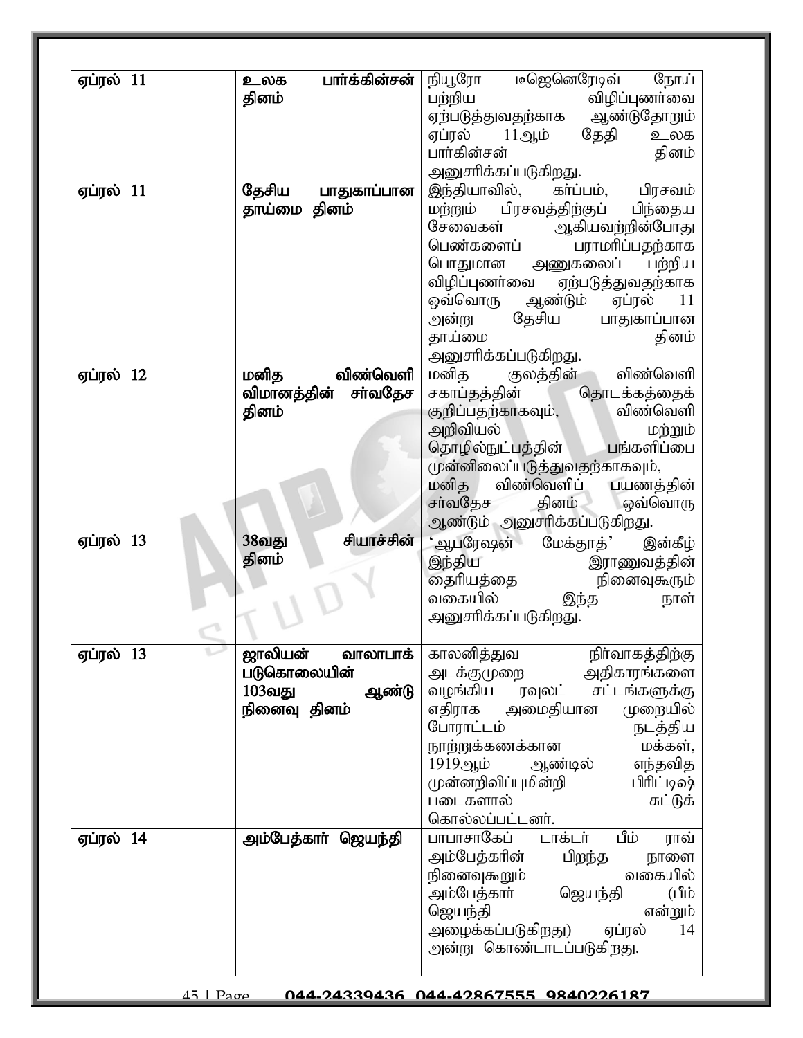| ஏப்ரல் 11 | **உலக பார்க்கின்சன் தினம்** | நியூரோ டீஜெனெரேடிவ் நோய் பற்றிய விழிப்புணர்வை ஏற்படுத்துவதற்காக ஆண்டுதோறும் ஏப்ரல் 11ஆம் தேதி உலக பார்கின்சன் தினம் அனுசரிக்கப்படுகிறது. |
|---|---|---|
| ஏப்ரல் 11 | **தேசிய பாதுகாப்பான தாய்மை தினம்** | இந்தியாவில், கர்ப்பம், பிரசவம் மற்றும் பிரசவத்திற்குப் பிந்தைய சேவைகள் ஆகியவற்றின்போது பெண்களைப் பராமரிப்பதற்காக பொதுமான அணுகலைப் பற்றிய விழிப்புணர்வை ஏற்படுத்துவதற்காக ஒவ்வொரு ஆண்டும் ஏப்ரல் 11 அன்று தேசிய பாதுகாப்பான தாய்மை தினம் அனுசரிக்கப்படுகிறது. |
| ஏப்ரல் 12 | **மனித விண்வெளி விமானத்தின் சர்வதேச தினம்** | மனித குலத்தின் விண்வெளி சகாப்தத்தின் தொடக்கத்தைக் குறிப்பதற்காகவும், விண்வெளி அறிவியல் மற்றும் தொழில்நுட்பத்தின் பங்களிப்பை முன்னிலைப்படுத்துவதற்காகவும், மனித விண்வெளிப் பயணத்தின் சர்வதேச தினம் ஒவ்வொரு ஆண்டும் அனுசரிக்கப்படுகிறது. |
| ஏப்ரல் 13 | **38வது சியாச்சின் தினம்** | 'ஆபரேஷன் மேக்தூத்' இன்கீழ் இந்திய இராணுவத்தின் தைரியத்தை நினைவுகூரும் வகையில் இந்த நாள் அனுசரிக்கப்படுகிறது. |
| ஏப்ரல் 13 | **ஜாலியன் வாலாபாக் படுகொலையின் 103வது ஆண்டு நினைவு தினம்** | காலனித்துவ நிர்வாகத்திற்கு அடக்குமுறை அதிகாரங்களை வழங்கிய ரவுலட் சட்டங்களுக்கு எதிராக அமைதியான முறையில் போராட்டம் நடத்திய நூற்றுக்கணக்கான மக்கள், 1919ஆம் ஆண்டில் எந்தவித முன்னறிவிப்புமின்றி பிரிட்டிஷ் படைகளால் சுட்டுக் கொல்லப்பட்டனர். |
| ஏப்ரல் 14 | **அம்பேத்கார் ஜெயந்தி** | பாபாசாகேப் டாக்டர் பீம் ராவ் அம்பேத்கரின் பிறந்த நாளை நினைவுகூறும் வகையில் அம்பேத்கார் ஜெயந்தி (பீம் ஜெயந்தி என்றும் அழைக்கப்படுகிறது) ஏப்ரல் 14 அன்று கொண்டாடப்படுகிறது. |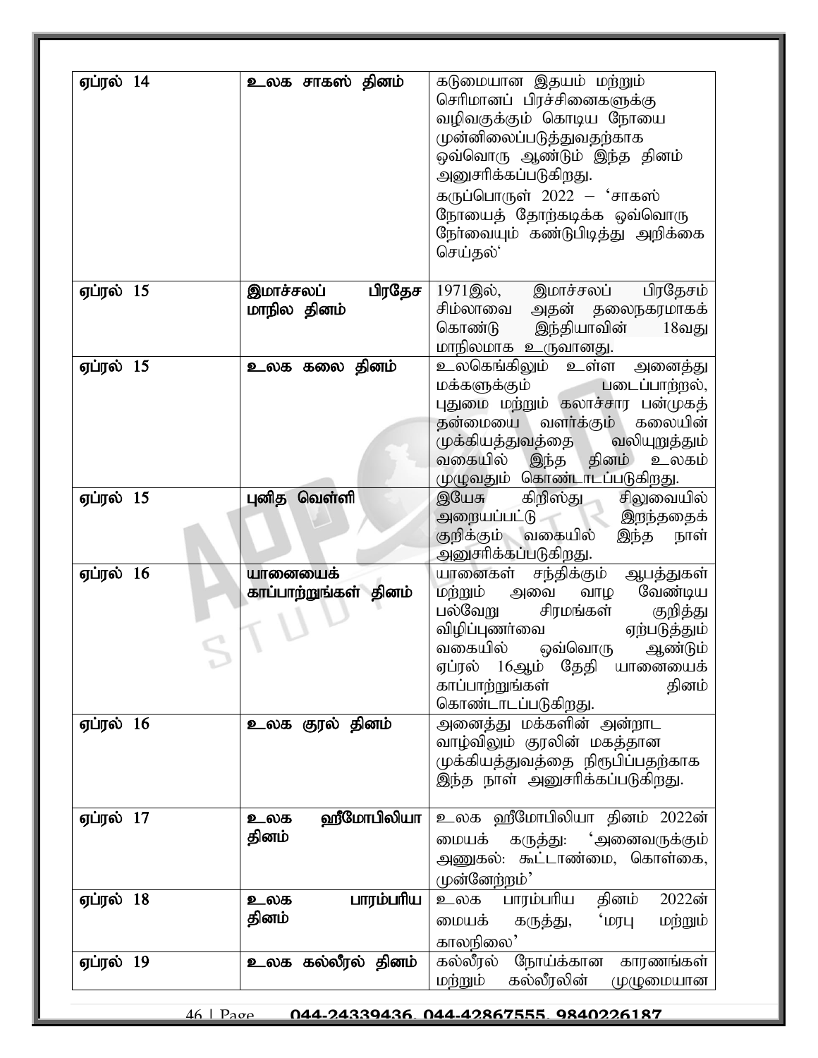| ஏப்ரல் 14 | உலக சாகஸ் தினம் | கடுமையான இதயம் மற்றும் செரிமானப் பிரச்சினைகளுக்கு வழிவகுக்கும் கொடிய நோயை முன்னிலைப்படுத்துவதற்காக ஒவ்வொரு ஆண்டும் இந்த தினம் அனுசரிக்கப்படுகிறது. கருப்பொருள் 2022 – 'சாகஸ் நோயைத் தோற்கடிக்க ஒவ்வொரு நேர்வையும் கண்டுபிடித்து அறிக்கை செய்தல்' |
|---|---|---|
| ஏப்ரல் 15 | இமாச்சலப் பிரதேச மாநில தினம் | 1971இல், இமாச்சலப் பிரதேசம் சிம்லாவை அதன் தலைநகரமாகக் கொண்டு இந்தியாவின் 18வது மாநிலமாக உருவானது. |
| ஏப்ரல் 15 | உலக கலை தினம் | உலகெங்கிலும் உள்ள அனைத்து மக்களுக்கும் படைப்பாற்றல், புதுமை மற்றும் கலாச்சார பன்முகத் தன்மையை வளர்க்கும் கலையின் முக்கியத்துவத்தை வலியுறுத்தும் வகையில் இந்த தினம் உலகம் முழுவதும் கொண்டாடப்படுகிறது. |
| ஏப்ரல் 15 | புனித வெள்ளி | இயேசு கிறிஸ்து சிலுவையில் அறையப்பட்டு இறந்ததைக் குறிக்கும் வகையில் இந்த நாள் அனுசரிக்கப்படுகிறது. |
| ஏப்ரல் 16 | யானையைக் காப்பாற்றுங்கள் தினம் | யானைகள் சந்திக்கும் ஆபத்துகள் மற்றும் அவை வாழ வேண்டிய பல்வேறு சிரமங்கள் குறித்து விழிப்புணர்வை ஏற்படுத்தும் வகையில் ஒவ்வொரு ஆண்டும் ஏப்ரல் 16ஆம் தேதி யானையைக் காப்பாற்றுங்கள் தினம் கொண்டாடப்படுகிறது. |
| ஏப்ரல் 16 | உலக குரல் தினம் | அனைத்து மக்களின் அன்றாட வாழ்விலும் குரலின் மகத்தான முக்கியத்துவத்தை நிரூபிப்பதற்காக இந்த நாள் அனுசரிக்கப்படுகிறது. |
| ஏப்ரல் 17 | உலக ஹீமோபிலியா தினம் | உலக ஹீமோபிலியா தினம் 2022ன் மையக் கருத்து: 'அனைவருக்கும் அணுகல்: கூட்டாண்மை, கொள்கை, முன்னேற்றம்' |
| ஏப்ரல் 18 | உலக பாரம்பரிய தினம் | உலக பாரம்பரிய தினம் 2022ன் மையக் கருத்து, 'மரபு மற்றும் காலநிலை' |
| ஏப்ரல் 19 | உலக கல்லீரல் தினம் | கல்லீரல் நோய்க்கான காரணங்கள் மற்றும் கல்லீரலின் முழுமையான |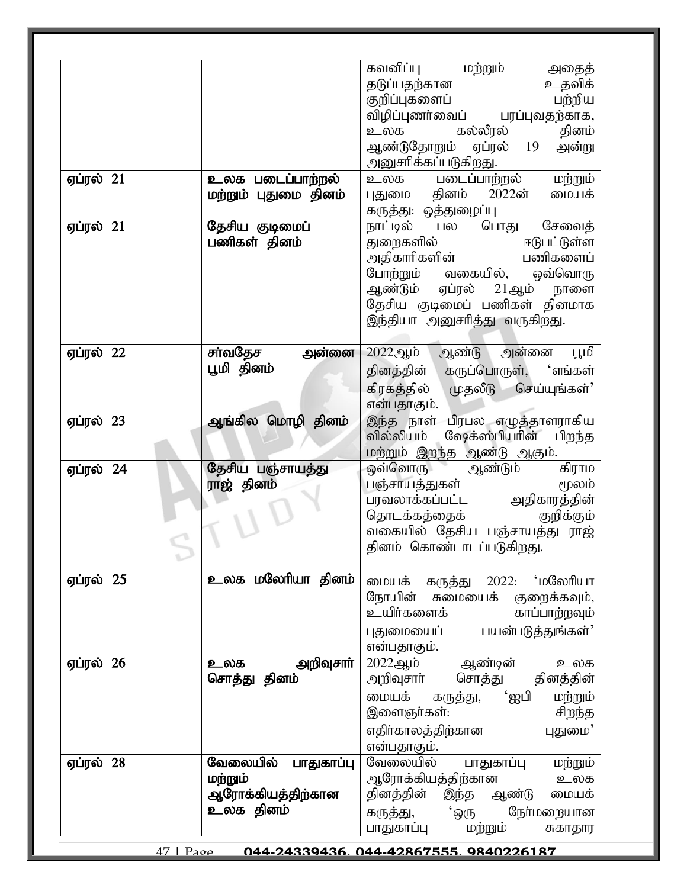| | | |
|---|---|---|
| | | கவனிப்பு மற்றும் அதைத் தடுப்பதற்கான உதவிக் குறிப்புகளைப் பற்றிய விழிப்புணர்வைப் பரப்புவதற்காக, உலக கல்லீரல் தினம் ஆண்டுதோறும் ஏப்ரல் 19 அன்று அனுசரிக்கப்படுகிறது. |
| ஏப்ரல் 21 | **உலக படைப்பாற்றல் மற்றும் புதுமை தினம்** | உலக படைப்பாற்றல் மற்றும் புதுமை தினம் 2022ன் மையக் கருத்து: ஒத்துழைப்பு |
| ஏப்ரல் 21 | **தேசிய குடிமைப் பணிகள் தினம்** | நாட்டில் பல பொது சேவைத் துறைகளில் ஈடுபட்டுள்ள அதிகாரிகளின் பணிகளைப் போற்றும் வகையில், ஒவ்வொரு ஆண்டும் ஏப்ரல் 21ஆம் நாளை தேசிய குடிமைப் பணிகள் தினமாக இந்தியா அனுசரித்து வருகிறது. |
| ஏப்ரல் 22 | **சர்வதேச அன்னை பூமி தினம்** | 2022ஆம் ஆண்டு அன்னை பூமி தினத்தின் கருப்பொருள், 'எங்கள் கிரகத்தில் முதலீடு செய்யுங்கள்' என்பதாகும். |
| ஏப்ரல் 23 | **ஆங்கில மொழி தினம்** | இந்த நாள் பிரபல எழுத்தாளராகிய வில்லியம் ஷேக்ஸ்பியரின் பிறந்த மற்றும் இறந்த ஆண்டு ஆகும். |
| ஏப்ரல் 24 | **தேசிய பஞ்சாயத்து ராஜ் தினம்** | ஒவ்வொரு ஆண்டும் கிராம பஞ்சாயத்துகள் மூலம் பரவலாக்கப்பட்ட அதிகாரத்தின் தொடக்கத்தைக் குறிக்கும் வகையில் தேசிய பஞ்சாயத்து ராஜ் தினம் கொண்டாடப்படுகிறது. |
| ஏப்ரல் 25 | **உலக மலேரியா தினம்** | மையக் கருத்து 2022: 'மலேரியா நோயின் சுமையைக் குறைக்கவும், உயிர்களைக் காப்பாற்றவும் புதுமையைப் பயன்படுத்துங்கள்' என்பதாகும். |
| ஏப்ரல் 26 | **உலக அறிவுசார் சொத்து தினம்** | 2022ஆம் ஆண்டின் உலக அறிவுசார் சொத்து தினத்தின் மையக் கருத்து, 'ஐபி மற்றும் இளைஞர்கள்: சிறந்த எதிர்காலத்திற்கான புதுமை' என்பதாகும். |
| ஏப்ரல் 28 | **வேலையில் பாதுகாப்பு மற்றும் ஆரோக்கியத்திற்கான உலக தினம்** | வேலையில் பாதுகாப்பு மற்றும் ஆரோக்கியத்திற்கான உலக தினத்தின் இந்த ஆண்டு மையக் கருத்து, 'ஒரு நேர்மறையான பாதுகாப்பு மற்றும் சுகாதார |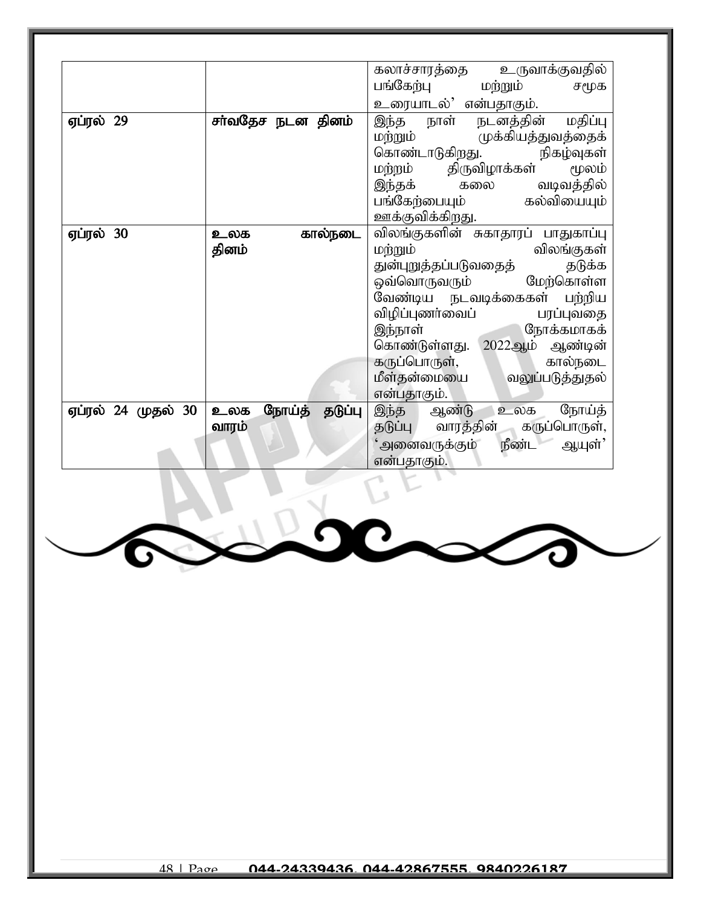| | | |
|---|---|---|
| | | கலாச்சாரத்தை உருவாக்குவதில் பங்கேற்பு மற்றும் சமூக உரையாடல்' என்பதாகும். |
| **ஏப்ரல் 29** | **சர்வதேச நடன தினம்** | இந்த நாள் நடனத்தின் மதிப்பு மற்றும் முக்கியத்துவத்தைக் கொண்டாடுகிறது. நிகழ்வுகள் மற்றும் திருவிழாக்கள் மூலம் இந்தக் கலை வடிவத்தில் பங்கேற்பையும் கல்வியையும் ஊக்குவிக்கிறது. |
| **ஏப்ரல் 30** | **உலக கால்நடை தினம்** | விலங்குகளின் சுகாதாரப் பாதுகாப்பு மற்றும் விலங்குகள் துன்புறுத்தப்படுவதைத் தடுக்க ஒவ்வொருவரும் மேற்கொள்ள வேண்டிய நடவடிக்கைகள் பற்றிய விழிப்புணர்வைப் பரப்புவதை இந்நாள் நோக்கமாகக் கொண்டுள்ளது. 2022ஆம் ஆண்டின் கருப்பொருள், கால்நடை மீள்தன்மையை வலுப்படுத்துதல் என்பதாகும். |
| **ஏப்ரல் 24 முதல் 30** | **உலக நோய்த் தடுப்பு வாரம்** | இந்த ஆண்டு உலக நோய்த் தடுப்பு வாரத்தின் கருப்பொருள், 'அனைவருக்கும் நீண்ட ஆயுள்' என்பதாகும். |